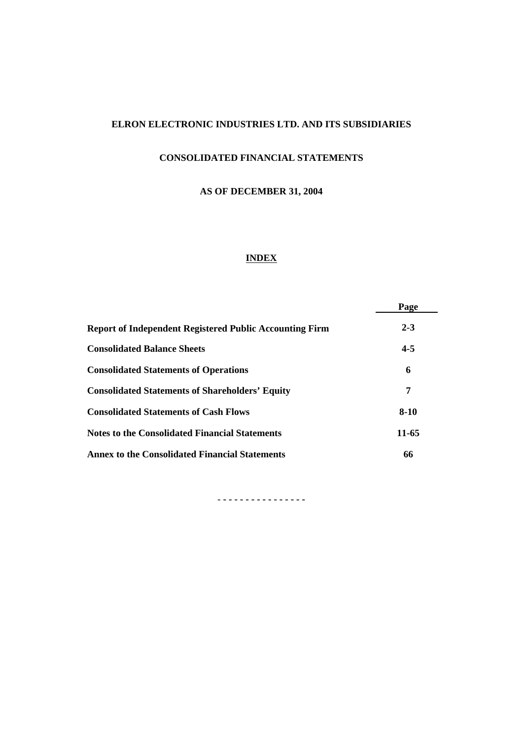**ELRON ELECTRONIC INDUSTRIES LTD. AND ITS SUBSIDIARIES**

**CONSOLIDATED FINANCIAL STATEMENTS**

**AS OF DECEMBER 31, 2004**

**INDEX**

| | Page |
|---|---|
| **Report of Independent Registered Public Accounting Firm** | **2-3** |
| **Consolidated Balance Sheets** | **4-5** |
| **Consolidated Statements of Operations** | **6** |
| **Consolidated Statements of Shareholders' Equity** | **7** |
| **Consolidated Statements of Cash Flows** | **8-10** |
| **Notes to the Consolidated Financial Statements** | **11-65** |
| **Annex to the Consolidated Financial Statements** | **66** |

- - - - - - - - - - - - - - - -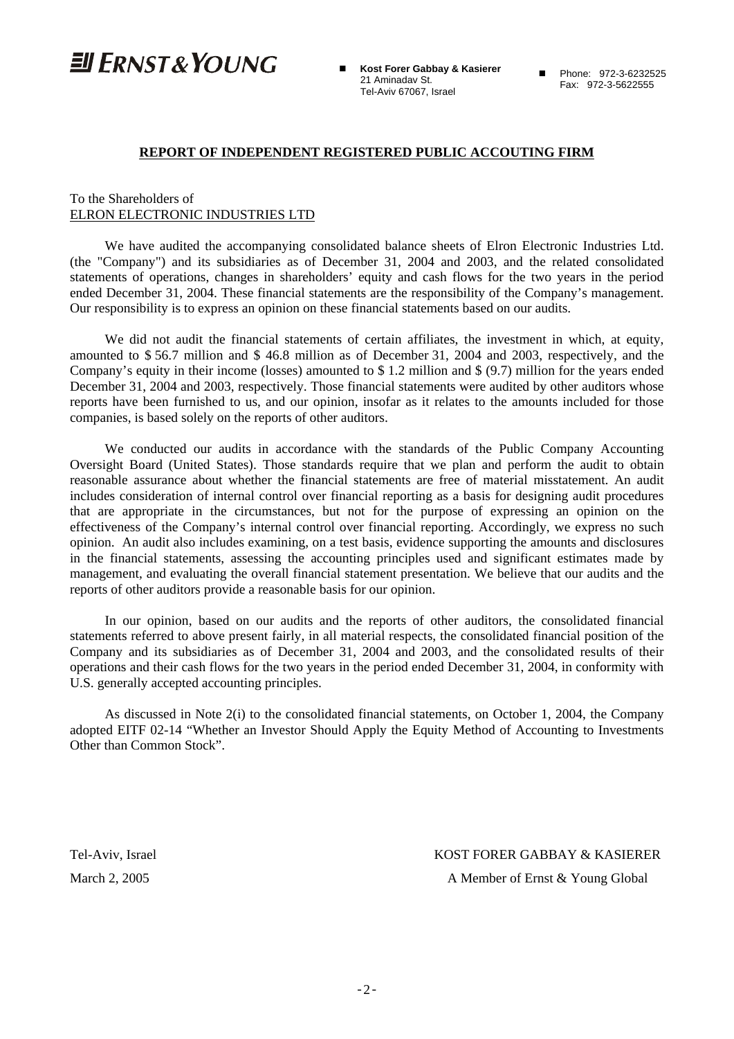ERNST & YOUNG

- **Kost Forer Gabbay & Kasierer**
  21 Aminadav St.
  Tel-Aviv 67067, Israel

- Phone: 972-3-6232525
  Fax: 972-3-5622555

## REPORT OF INDEPENDENT REGISTERED PUBLIC ACCOUTING FIRM

To the Shareholders of
ELRON ELECTRONIC INDUSTRIES LTD

We have audited the accompanying consolidated balance sheets of Elron Electronic Industries Ltd. (the "Company") and its subsidiaries as of December 31, 2004 and 2003, and the related consolidated statements of operations, changes in shareholders' equity and cash flows for the two years in the period ended December 31, 2004. These financial statements are the responsibility of the Company's management. Our responsibility is to express an opinion on these financial statements based on our audits.

We did not audit the financial statements of certain affiliates, the investment in which, at equity, amounted to $ 56.7 million and $ 46.8 million as of December 31, 2004 and 2003, respectively, and the Company's equity in their income (losses) amounted to $ 1.2 million and $ (9.7) million for the years ended December 31, 2004 and 2003, respectively. Those financial statements were audited by other auditors whose reports have been furnished to us, and our opinion, insofar as it relates to the amounts included for those companies, is based solely on the reports of other auditors.

We conducted our audits in accordance with the standards of the Public Company Accounting Oversight Board (United States). Those standards require that we plan and perform the audit to obtain reasonable assurance about whether the financial statements are free of material misstatement. An audit includes consideration of internal control over financial reporting as a basis for designing audit procedures that are appropriate in the circumstances, but not for the purpose of expressing an opinion on the effectiveness of the Company's internal control over financial reporting. Accordingly, we express no such opinion. An audit also includes examining, on a test basis, evidence supporting the amounts and disclosures in the financial statements, assessing the accounting principles used and significant estimates made by management, and evaluating the overall financial statement presentation. We believe that our audits and the reports of other auditors provide a reasonable basis for our opinion.

In our opinion, based on our audits and the reports of other auditors, the consolidated financial statements referred to above present fairly, in all material respects, the consolidated financial position of the Company and its subsidiaries as of December 31, 2004 and 2003, and the consolidated results of their operations and their cash flows for the two years in the period ended December 31, 2004, in conformity with U.S. generally accepted accounting principles.

As discussed in Note 2(i) to the consolidated financial statements, on October 1, 2004, the Company adopted EITF 02-14 "Whether an Investor Should Apply the Equity Method of Accounting to Investments Other than Common Stock".

Tel-Aviv, Israel
March 2, 2005

KOST FORER GABBAY & KASIERER
A Member of Ernst & Young Global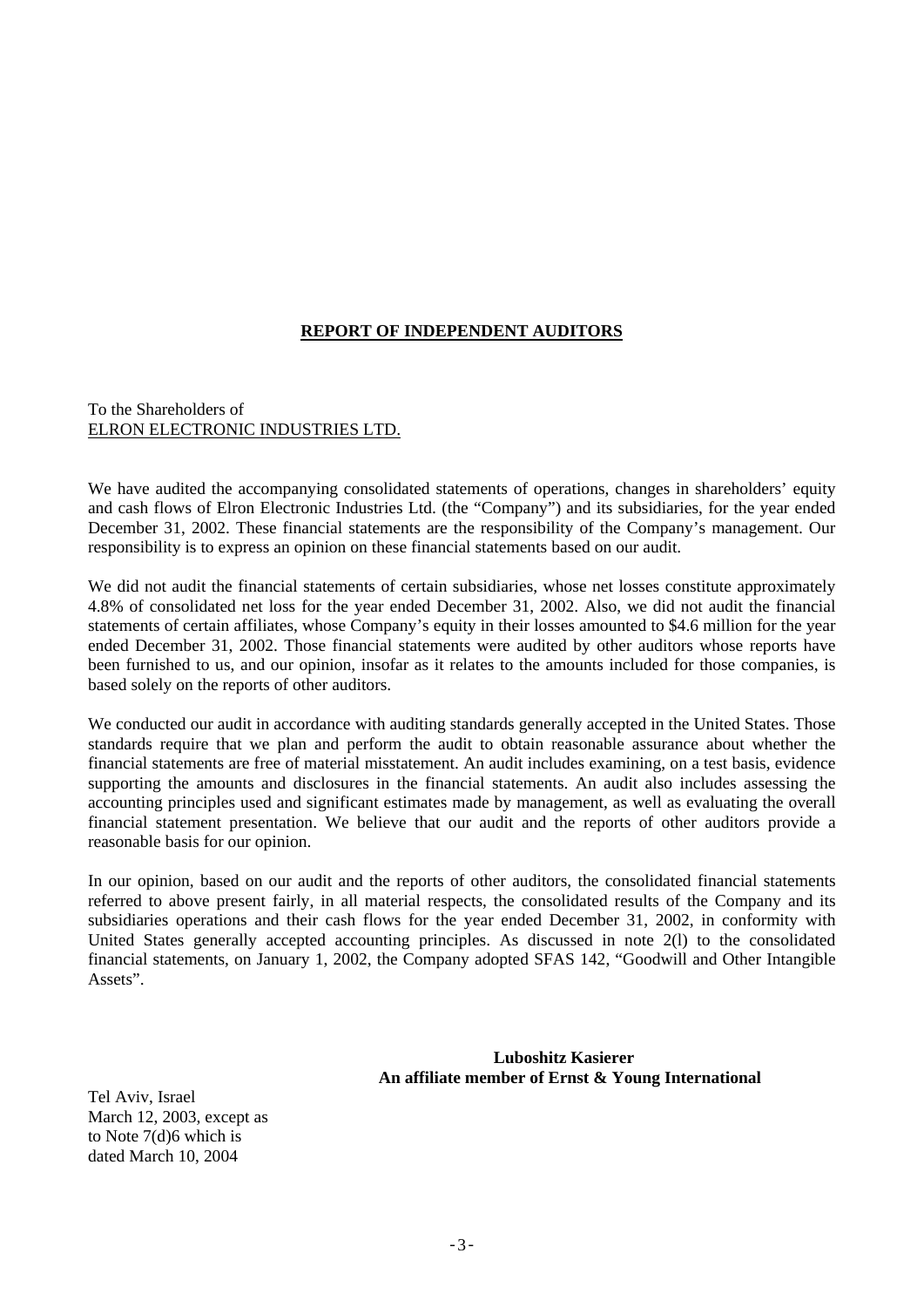## REPORT OF INDEPENDENT AUDITORS

To the Shareholders of
ELRON ELECTRONIC INDUSTRIES LTD.

We have audited the accompanying consolidated statements of operations, changes in shareholders' equity and cash flows of Elron Electronic Industries Ltd. (the "Company") and its subsidiaries, for the year ended December 31, 2002. These financial statements are the responsibility of the Company's management. Our responsibility is to express an opinion on these financial statements based on our audit.

We did not audit the financial statements of certain subsidiaries, whose net losses constitute approximately 4.8% of consolidated net loss for the year ended December 31, 2002. Also, we did not audit the financial statements of certain affiliates, whose Company's equity in their losses amounted to $4.6 million for the year ended December 31, 2002. Those financial statements were audited by other auditors whose reports have been furnished to us, and our opinion, insofar as it relates to the amounts included for those companies, is based solely on the reports of other auditors.

We conducted our audit in accordance with auditing standards generally accepted in the United States. Those standards require that we plan and perform the audit to obtain reasonable assurance about whether the financial statements are free of material misstatement. An audit includes examining, on a test basis, evidence supporting the amounts and disclosures in the financial statements. An audit also includes assessing the accounting principles used and significant estimates made by management, as well as evaluating the overall financial statement presentation. We believe that our audit and the reports of other auditors provide a reasonable basis for our opinion.

In our opinion, based on our audit and the reports of other auditors, the consolidated financial statements referred to above present fairly, in all material respects, the consolidated results of the Company and its subsidiaries operations and their cash flows for the year ended December 31, 2002, in conformity with United States generally accepted accounting principles. As discussed in note 2(l) to the consolidated financial statements, on January 1, 2002, the Company adopted SFAS 142, "Goodwill and Other Intangible Assets".

**Luboshitz Kasierer**
**An affiliate member of Ernst & Young International**

Tel Aviv, Israel
March 12, 2003, except as
to Note 7(d)6 which is
dated March 10, 2004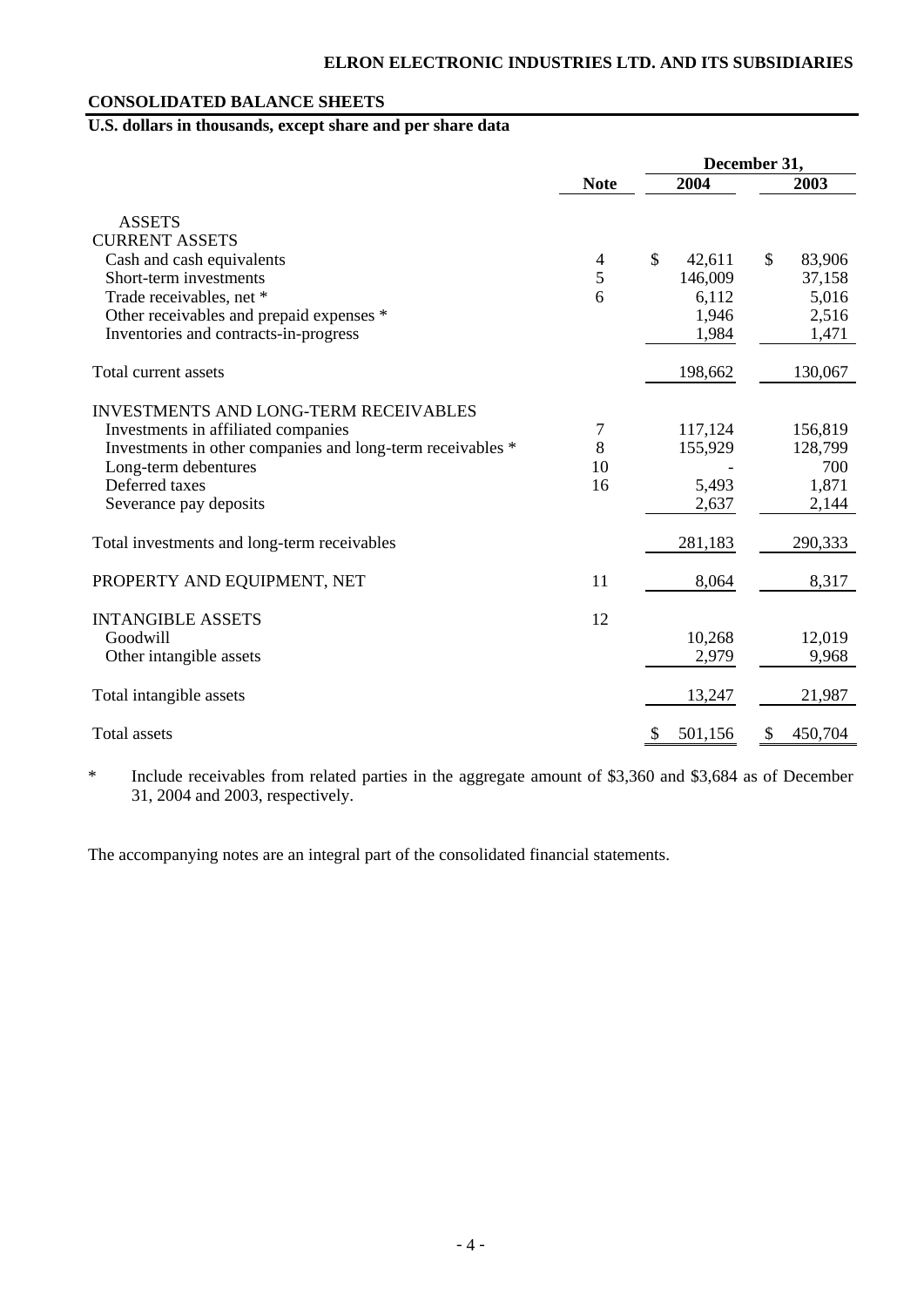ELRON ELECTRONIC INDUSTRIES LTD. AND ITS SUBSIDIARIES

## CONSOLIDATED BALANCE SHEETS

**U.S. dollars in thousands, except share and per share data**

| | Note | December 31, 2004 | December 31, 2003 |
|---|---|---|---|
| **ASSETS** | | | |
| **CURRENT ASSETS** | | | |
| Cash and cash equivalents | 4 | $ 42,611 | $ 83,906 |
| Short-term investments | 5 | 146,009 | 37,158 |
| Trade receivables, net * | 6 | 6,112 | 5,016 |
| Other receivables and prepaid expenses * | | 1,946 | 2,516 |
| Inventories and contracts-in-progress | | 1,984 | 1,471 |
| Total current assets | | 198,662 | 130,067 |
| **INVESTMENTS AND LONG-TERM RECEIVABLES** | | | |
| Investments in affiliated companies | 7 | 117,124 | 156,819 |
| Investments in other companies and long-term receivables * | 8 | 155,929 | 128,799 |
| Long-term debentures | 10 | - | 700 |
| Deferred taxes | 16 | 5,493 | 1,871 |
| Severance pay deposits | | 2,637 | 2,144 |
| Total investments and long-term receivables | | 281,183 | 290,333 |
| PROPERTY AND EQUIPMENT, NET | 11 | 8,064 | 8,317 |
| **INTANGIBLE ASSETS** | 12 | | |
| Goodwill | | 10,268 | 12,019 |
| Other intangible assets | | 2,979 | 9,968 |
| Total intangible assets | | 13,247 | 21,987 |
| Total assets | | $ 501,156 | $ 450,704 |

\* Include receivables from related parties in the aggregate amount of $3,360 and $3,684 as of December 31, 2004 and 2003, respectively.

The accompanying notes are an integral part of the consolidated financial statements.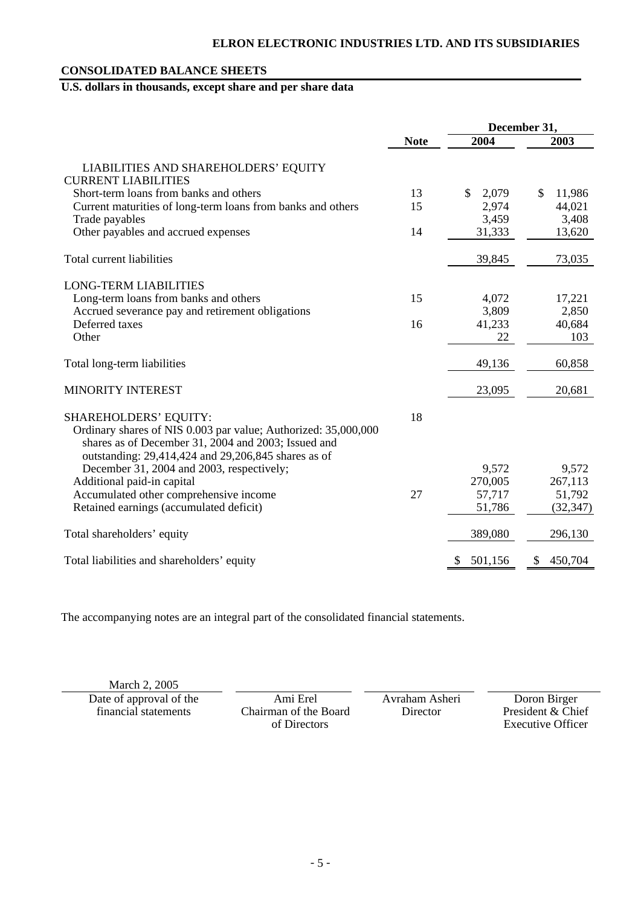**ELRON ELECTRONIC INDUSTRIES LTD. AND ITS SUBSIDIARIES**

**CONSOLIDATED BALANCE SHEETS**

**U.S. dollars in thousands, except share and per share data**

| | | December 31, | |
|---|---|---|---|
| | **Note** | **2004** | **2003** |
| LIABILITIES AND SHAREHOLDERS' EQUITY | | | |
| CURRENT LIABILITIES | | | |
| Short-term loans from banks and others | 13 | $ 2,079 | $ 11,986 |
| Current maturities of long-term loans from banks and others | 15 | 2,974 | 44,021 |
| Trade payables | | 3,459 | 3,408 |
| Other payables and accrued expenses | 14 | 31,333 | 13,620 |
| Total current liabilities | | 39,845 | 73,035 |
| LONG-TERM LIABILITIES | | | |
| Long-term loans from banks and others | 15 | 4,072 | 17,221 |
| Accrued severance pay and retirement obligations | | 3,809 | 2,850 |
| Deferred taxes | 16 | 41,233 | 40,684 |
| Other | | 22 | 103 |
| Total long-term liabilities | | 49,136 | 60,858 |
| MINORITY INTEREST | | 23,095 | 20,681 |
| SHAREHOLDERS' EQUITY: | 18 | | |
| Ordinary shares of NIS 0.003 par value; Authorized: 35,000,000 shares as of December 31, 2004 and 2003; Issued and outstanding: 29,414,424 and 29,206,845 shares as of December 31, 2004 and 2003, respectively; | | 9,572 | 9,572 |
| Additional paid-in capital | | 270,005 | 267,113 |
| Accumulated other comprehensive income | 27 | 57,717 | 51,792 |
| Retained earnings (accumulated deficit) | | 51,786 | (32,347) |
| Total shareholders' equity | | 389,080 | 296,130 |
| Total liabilities and shareholders' equity | | $ 501,156 | $ 450,704 |

The accompanying notes are an integral part of the consolidated financial statements.

| March 2, 2005 | | | |
|---|---|---|---|
| Date of approval of the financial statements | Ami Erel<br>Chairman of the Board of Directors | Avraham Asheri<br>Director | Doron Birger<br>President & Chief Executive Officer |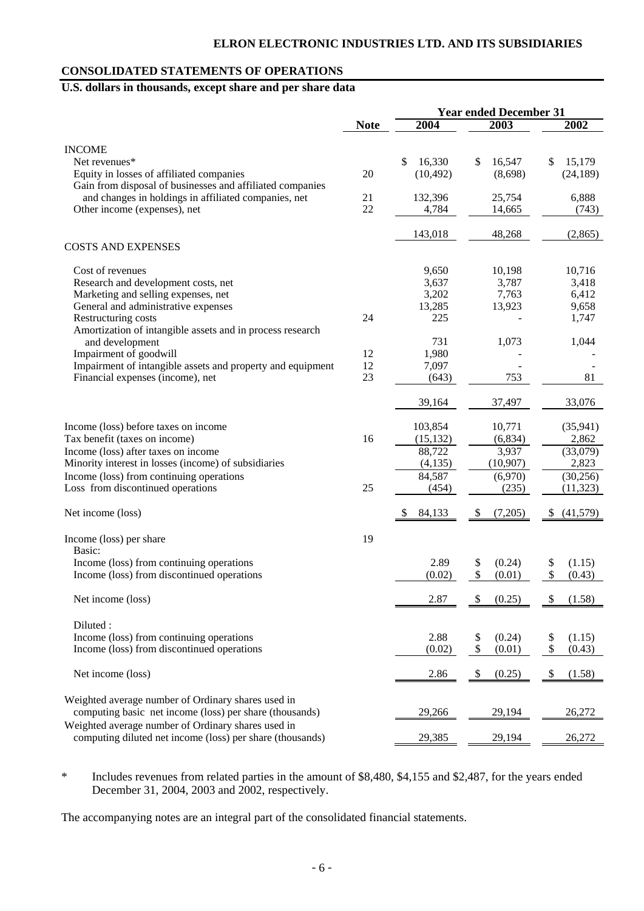**ELRON ELECTRONIC INDUSTRIES LTD. AND ITS SUBSIDIARIES**

## CONSOLIDATED STATEMENTS OF OPERATIONS

**U.S. dollars in thousands, except share and per share data**

| | Note | Year ended December 31 2004 | 2003 | 2002 |
|---|---|---|---|---|
| **INCOME** | | | | |
| Net revenues* | | $ 16,330 | $ 16,547 | $ 15,179 |
| Equity in losses of affiliated companies | 20 | (10,492) | (8,698) | (24,189) |
| Gain from disposal of businesses and affiliated companies and changes in holdings in affiliated companies, net | 21 | 132,396 | 25,754 | 6,888 |
| Other income (expenses), net | 22 | 4,784 | 14,665 | (743) |
| | | 143,018 | 48,268 | (2,865) |
| **COSTS AND EXPENSES** | | | | |
| Cost of revenues | | 9,650 | 10,198 | 10,716 |
| Research and development costs, net | | 3,637 | 3,787 | 3,418 |
| Marketing and selling expenses, net | | 3,202 | 7,763 | 6,412 |
| General and administrative expenses | | 13,285 | 13,923 | 9,658 |
| Restructuring costs | 24 | 225 | - | 1,747 |
| Amortization of intangible assets and in process research and development | | 731 | 1,073 | 1,044 |
| Impairment of goodwill | 12 | 1,980 | - | - |
| Impairment of intangible assets and property and equipment | 12 | 7,097 | - | - |
| Financial expenses (income), net | 23 | (643) | 753 | 81 |
| | | 39,164 | 37,497 | 33,076 |
| Income (loss) before taxes on income | | 103,854 | 10,771 | (35,941) |
| Tax benefit (taxes on income) | 16 | (15,132) | (6,834) | 2,862 |
| Income (loss) after taxes on income | | 88,722 | 3,937 | (33,079) |
| Minority interest in losses (income) of subsidiaries | | (4,135) | (10,907) | 2,823 |
| Income (loss) from continuing operations | | 84,587 | (6,970) | (30,256) |
| Loss from discontinued operations | 25 | (454) | (235) | (11,323) |
| Net income (loss) | | $ 84,133 | $ (7,205) | $ (41,579) |
| Income (loss) per share | 19 | | | |
| Basic: | | | | |
| Income (loss) from continuing operations | | 2.89 | $ (0.24) | $ (1.15) |
| Income (loss) from discontinued operations | | (0.02) | $ (0.01) | $ (0.43) |
| Net income (loss) | | 2.87 | $ (0.25) | $ (1.58) |
| Diluted : | | | | |
| Income (loss) from continuing operations | | 2.88 | $ (0.24) | $ (1.15) |
| Income (loss) from discontinued operations | | (0.02) | $ (0.01) | $ (0.43) |
| Net income (loss) | | 2.86 | $ (0.25) | $ (1.58) |
| Weighted average number of Ordinary shares used in computing basic net income (loss) per share (thousands) | | 29,266 | 29,194 | 26,272 |
| Weighted average number of Ordinary shares used in computing diluted net income (loss) per share (thousands) | | 29,385 | 29,194 | 26,272 |

\* Includes revenues from related parties in the amount of $8,480, $4,155 and $2,487, for the years ended December 31, 2004, 2003 and 2002, respectively.

The accompanying notes are an integral part of the consolidated financial statements.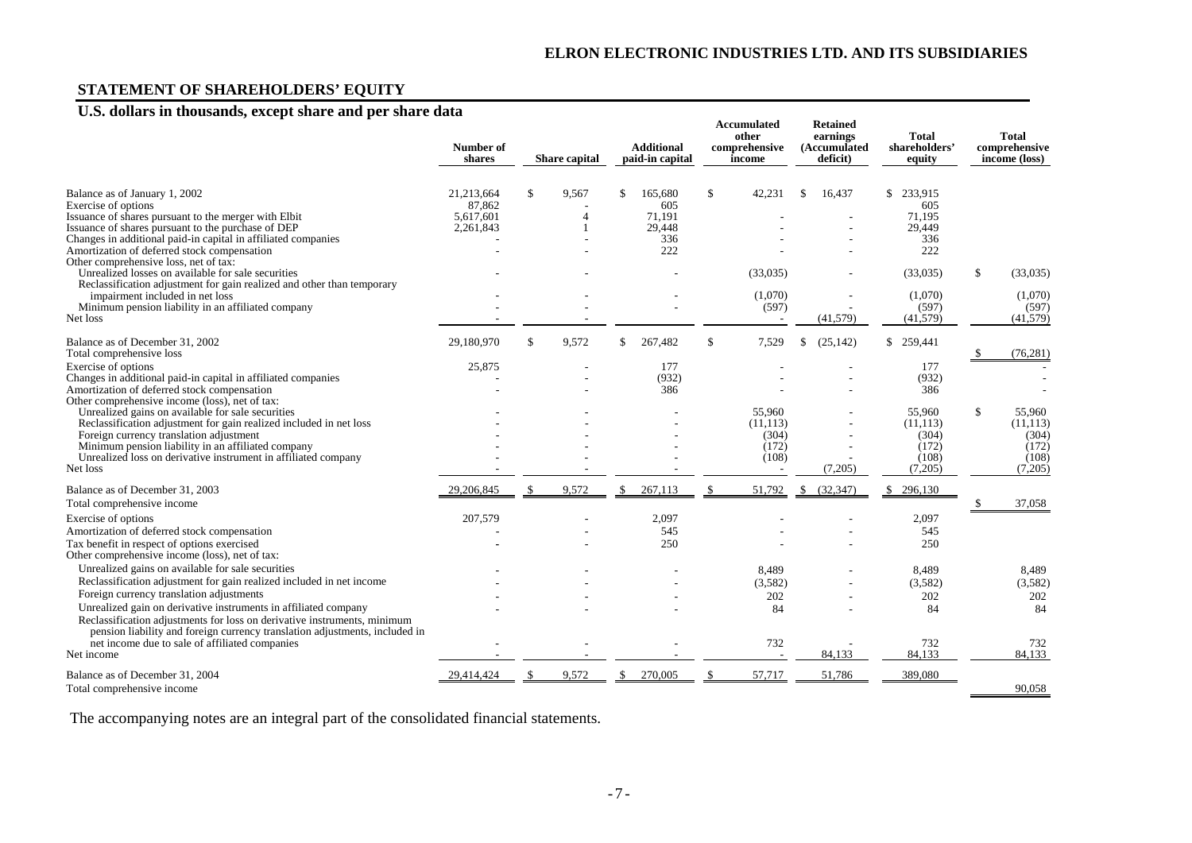## ELRON ELECTRONIC INDUSTRIES LTD. AND ITS SUBSIDIARIES

## STATEMENT OF SHAREHOLDERS' EQUITY

### U.S. dollars in thousands, except share and per share data

| | Number of shares | Share capital | Additional paid-in capital | Accumulated other comprehensive income | Retained earnings (Accumulated deficit) | Total shareholders' equity | Total comprehensive income (loss) |
|---|---|---|---|---|---|---|---|
| Balance as of January 1, 2002 | 21,213,664 | $ 9,567 | $ 165,680 | $ 42,231 | $ 16,437 | $ 233,915 | |
| Exercise of options | 87,862 | - | 605 | | | 605 | |
| Issuance of shares pursuant to the merger with Elbit | 5,617,601 | 4 | 71,191 | - | - | 71,195 | |
| Issuance of shares pursuant to the purchase of DEP | 2,261,843 | 1 | 29,448 | - | - | 29,449 | |
| Changes in additional paid-in capital in affiliated companies | - | - | 336 | - | - | 336 | |
| Amortization of deferred stock compensation | - | - | 222 | - | - | 222 | |
| Other comprehensive loss, net of tax: | | | | | | | |
| Unrealized losses on available for sale securities | - | - | - | (33,035) | - | (33,035) | $ (33,035) |
| Reclassification adjustment for gain realized and other than temporary impairment included in net loss | - | - | - | (1,070) | - | (1,070) | (1,070) |
| Minimum pension liability in an affiliated company | - | - | - | (597) | - | (597) | (597) |
| Net loss | - | - | | - | (41,579) | (41,579) | (41,579) |
| Balance as of December 31, 2002 | 29,180,970 | $ 9,572 | $ 267,482 | $ 7,529 | $ (25,142) | $ 259,441 | |
| Total comprehensive loss | | | | | | | $ (76,281) |
| Exercise of options | 25,875 | - | 177 | - | - | 177 | - |
| Changes in additional paid-in capital in affiliated companies | - | - | (932) | - | - | (932) | - |
| Amortization of deferred stock compensation | - | - | 386 | - | - | 386 | - |
| Other comprehensive income (loss), net of tax: | | | | | | | |
| Unrealized gains on available for sale securities | - | - | - | 55,960 | - | 55,960 | $ 55,960 |
| Reclassification adjustment for gain realized included in net loss | - | - | - | (11,113) | - | (11,113) | (11,113) |
| Foreign currency translation adjustment | - | - | - | (304) | - | (304) | (304) |
| Minimum pension liability in an affiliated company | - | - | - | (172) | - | (172) | (172) |
| Unrealized loss on derivative instrument in affiliated company | - | - | - | (108) | - | (108) | (108) |
| Net loss | - | - | - | - | (7,205) | (7,205) | (7,205) |
| Balance as of December 31, 2003 | 29,206,845 | $ 9,572 | $ 267,113 | $ 51,792 | $ (32,347) | $ 296,130 | |
| Total comprehensive income | | | | | | | $ 37,058 |
| Exercise of options | 207,579 | - | 2,097 | - | - | 2,097 | |
| Amortization of deferred stock compensation | - | - | 545 | - | - | 545 | |
| Tax benefit in respect of options exercised | - | - | 250 | - | - | 250 | |
| Other comprehensive income (loss), net of tax: | | | | | | | |
| Unrealized gains on available for sale securities | - | - | - | 8,489 | - | 8,489 | 8,489 |
| Reclassification adjustment for gain realized included in net income | - | - | - | (3,582) | - | (3,582) | (3,582) |
| Foreign currency translation adjustments | - | - | - | 202 | - | 202 | 202 |
| Unrealized gain on derivative instruments in affiliated company | - | - | - | 84 | - | 84 | 84 |
| Reclassification adjustments for loss on derivative instruments, minimum pension liability and foreign currency translation adjustments, included in net income due to sale of affiliated companies | - | - | - | 732 | - | 732 | 732 |
| Net income | - | - | - | - | 84,133 | 84,133 | 84,133 |
| Balance as of December 31, 2004 | 29,414,424 | $ 9,572 | $ 270,005 | $ 57,717 | 51,786 | 389,080 | |
| Total comprehensive income | | | | | | | 90,058 |

The accompanying notes are an integral part of the consolidated financial statements.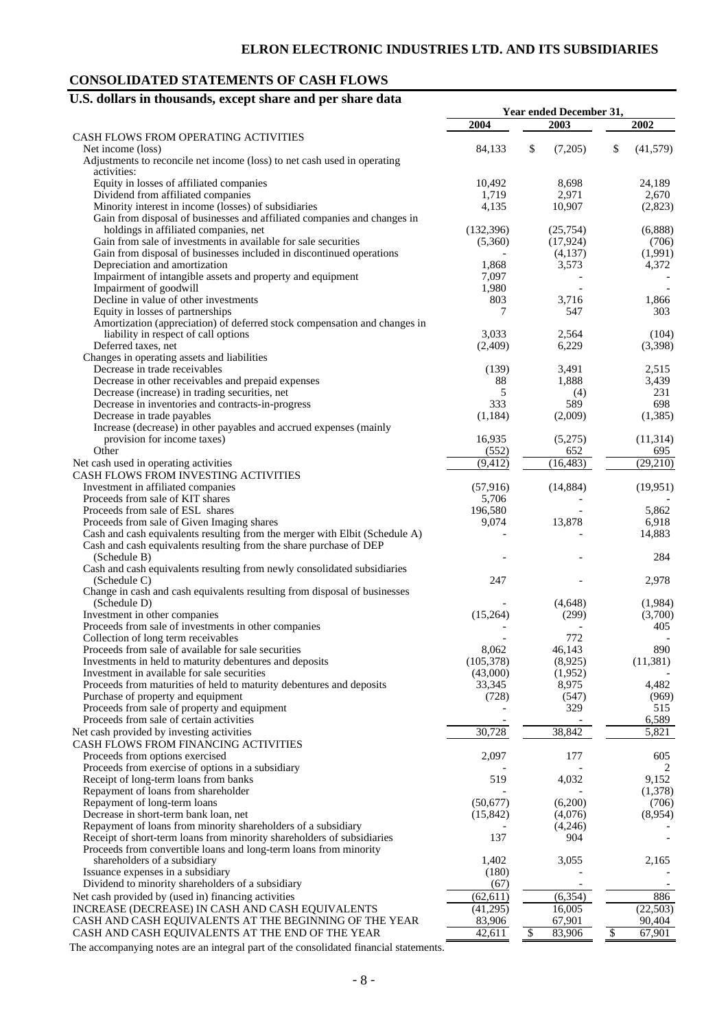## ELRON ELECTRONIC INDUSTRIES LTD. AND ITS SUBSIDIARIES

## CONSOLIDATED STATEMENTS OF CASH FLOWS

### U.S. dollars in thousands, except share and per share data

| | Year ended December 31, | | |
|---|---|---|---|
| | 2004 | 2003 | 2002 |
| CASH FLOWS FROM OPERATING ACTIVITIES | | | |
| Net income (loss) | 84,133 | $ (7,205) | $ (41,579) |
| Adjustments to reconcile net income (loss) to net cash used in operating activities: | | | |
| Equity in losses of affiliated companies | 10,492 | 8,698 | 24,189 |
| Dividend from affiliated companies | 1,719 | 2,971 | 2,670 |
| Minority interest in income (losses) of subsidiaries | 4,135 | 10,907 | (2,823) |
| Gain from disposal of businesses and affiliated companies and changes in holdings in affiliated companies, net | (132,396) | (25,754) | (6,888) |
| Gain from sale of investments in available for sale securities | (5,360) | (17,924) | (706) |
| Gain from disposal of businesses included in discontinued operations | - | (4,137) | (1,991) |
| Depreciation and amortization | 1,868 | 3,573 | 4,372 |
| Impairment of intangible assets and property and equipment | 7,097 | - | - |
| Impairment of goodwill | 1,980 | - | - |
| Decline in value of other investments | 803 | 3,716 | 1,866 |
| Equity in losses of partnerships | 7 | 547 | 303 |
| Amortization (appreciation) of deferred stock compensation and changes in liability in respect of call options | 3,033 | 2,564 | (104) |
| Deferred taxes, net | (2,409) | 6,229 | (3,398) |
| Changes in operating assets and liabilities | | | |
| Decrease in trade receivables | (139) | 3,491 | 2,515 |
| Decrease in other receivables and prepaid expenses | 88 | 1,888 | 3,439 |
| Decrease (increase) in trading securities, net | 5 | (4) | 231 |
| Decrease in inventories and contracts-in-progress | 333 | 589 | 698 |
| Decrease in trade payables | (1,184) | (2,009) | (1,385) |
| Increase (decrease) in other payables and accrued expenses (mainly provision for income taxes) | 16,935 | (5,275) | (11,314) |
| Other | (552) | 652 | 695 |
| Net cash used in operating activities | (9,412) | (16,483) | (29,210) |
| CASH FLOWS FROM INVESTING ACTIVITIES | | | |
| Investment in affiliated companies | (57,916) | (14,884) | (19,951) |
| Proceeds from sale of KIT shares | 5,706 | - | - |
| Proceeds from sale of ESL shares | 196,580 | - | 5,862 |
| Proceeds from sale of Given Imaging shares | 9,074 | 13,878 | 6,918 |
| Cash and cash equivalents resulting from the merger with Elbit (Schedule A) | - | - | 14,883 |
| Cash and cash equivalents resulting from the share purchase of DEP (Schedule B) | - | - | 284 |
| Cash and cash equivalents resulting from newly consolidated subsidiaries (Schedule C) | 247 | - | 2,978 |
| Change in cash and cash equivalents resulting from disposal of businesses (Schedule D) | - | (4,648) | (1,984) |
| Investment in other companies | (15,264) | (299) | (3,700) |
| Proceeds from sale of investments in other companies | - | - | 405 |
| Collection of long term receivables | - | 772 | - |
| Proceeds from sale of available for sale securities | 8,062 | 46,143 | 890 |
| Investments in held to maturity debentures and deposits | (105,378) | (8,925) | (11,381) |
| Investment in available for sale securities | (43,000) | (1,952) | - |
| Proceeds from maturities of held to maturity debentures and deposits | 33,345 | 8,975 | 4,482 |
| Purchase of property and equipment | (728) | (547) | (969) |
| Proceeds from sale of property and equipment | - | 329 | 515 |
| Proceeds from sale of certain activities | - | - | 6,589 |
| Net cash provided by investing activities | 30,728 | 38,842 | 5,821 |
| CASH FLOWS FROM FINANCING ACTIVITIES | | | |
| Proceeds from options exercised | 2,097 | 177 | 605 |
| Proceeds from exercise of options in a subsidiary | - | - | 2 |
| Receipt of long-term loans from banks | 519 | 4,032 | 9,152 |
| Repayment of loans from shareholder | - | - | (1,378) |
| Repayment of long-term loans | (50,677) | (6,200) | (706) |
| Decrease in short-term bank loan, net | (15,842) | (4,076) | (8,954) |
| Repayment of loans from minority shareholders of a subsidiary | - | (4,246) | - |
| Receipt of short-term loans from minority shareholders of subsidiaries | 137 | 904 | - |
| Proceeds from convertible loans and long-term loans from minority shareholders of a subsidiary | 1,402 | 3,055 | 2,165 |
| Issuance expenses in a subsidiary | (180) | - | - |
| Dividend to minority shareholders of a subsidiary | (67) | - | - |
| Net cash provided by (used in) financing activities | (62,611) | (6,354) | 886 |
| INCREASE (DECREASE) IN CASH AND CASH EQUIVALENTS | (41,295) | 16,005 | (22,503) |
| CASH AND CASH EQUIVALENTS AT THE BEGINNING OF THE YEAR | 83,906 | 67,901 | 90,404 |
| CASH AND CASH EQUIVALENTS AT THE END OF THE YEAR | 42,611 | $ 83,906 | $ 67,901 |

The accompanying notes are an integral part of the consolidated financial statements.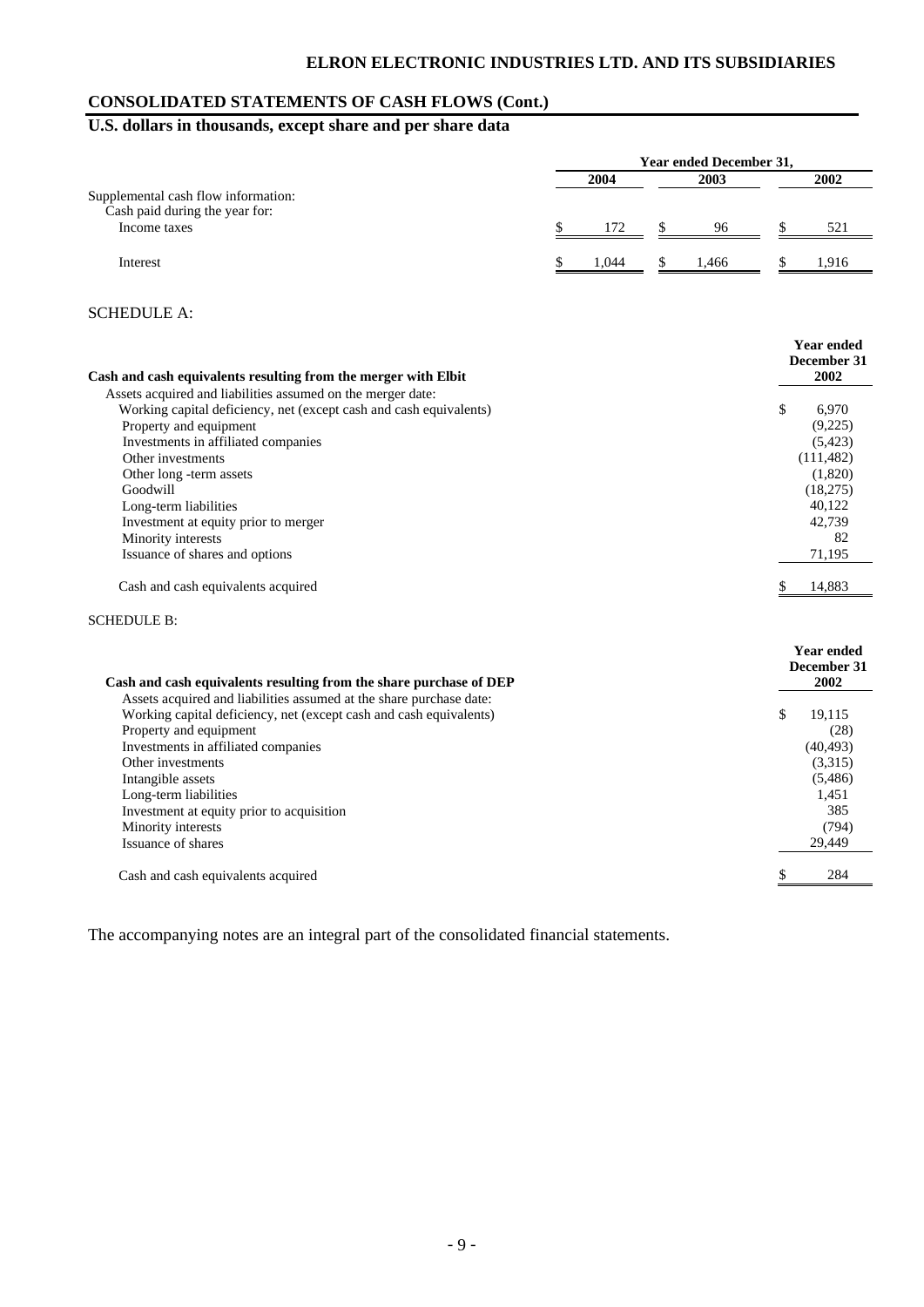ELRON ELECTRONIC INDUSTRIES LTD. AND ITS SUBSIDIARIES

## CONSOLIDATED STATEMENTS OF CASH FLOWS (Cont.)

### U.S. dollars in thousands, except share and per share data

| | Year ended December 31, | | |
|---|---|---|---|
| | 2004 | 2003 | 2002 |
| Supplemental cash flow information: | | | |
| Cash paid during the year for: | | | |
| Income taxes | $ 172 | $ 96 | $ 521 |
| Interest | $ 1,044 | $ 1,466 | $ 1,916 |

SCHEDULE A:

| Cash and cash equivalents resulting from the merger with Elbit | Year ended December 31 2002 |
|---|---|
| Assets acquired and liabilities assumed on the merger date: | |
| Working capital deficiency, net (except cash and cash equivalents) | $ 6,970 |
| Property and equipment | (9,225) |
| Investments in affiliated companies | (5,423) |
| Other investments | (111,482) |
| Other long -term assets | (1,820) |
| Goodwill | (18,275) |
| Long-term liabilities | 40,122 |
| Investment at equity prior to merger | 42,739 |
| Minority interests | 82 |
| Issuance of shares and options | 71,195 |
| Cash and cash equivalents acquired | $ 14,883 |

SCHEDULE B:

| Cash and cash equivalents resulting from the share purchase of DEP | Year ended December 31 2002 |
|---|---|
| Assets acquired and liabilities assumed at the share purchase date: | |
| Working capital deficiency, net (except cash and cash equivalents) | $ 19,115 |
| Property and equipment | (28) |
| Investments in affiliated companies | (40,493) |
| Other investments | (3,315) |
| Intangible assets | (5,486) |
| Long-term liabilities | 1,451 |
| Investment at equity prior to acquisition | 385 |
| Minority interests | (794) |
| Issuance of shares | 29,449 |
| Cash and cash equivalents acquired | $ 284 |

The accompanying notes are an integral part of the consolidated financial statements.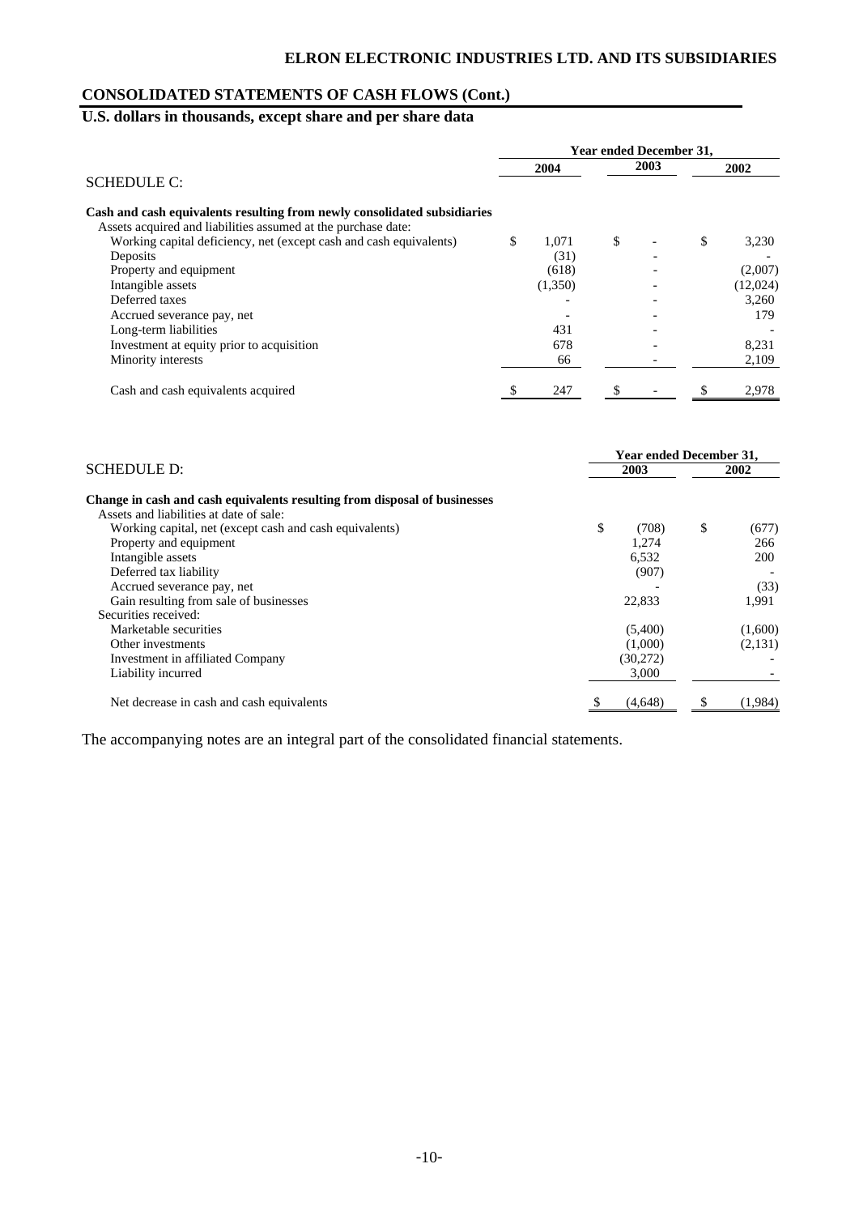ELRON ELECTRONIC INDUSTRIES LTD. AND ITS SUBSIDIARIES

## CONSOLIDATED STATEMENTS OF CASH FLOWS (Cont.)

### U.S. dollars in thousands, except share and per share data

| SCHEDULE C: | Year ended December 31, 2004 | 2003 | 2002 |
|---|---|---|---|
| **Cash and cash equivalents resulting from newly consolidated subsidiaries** | | | |
| Assets acquired and liabilities assumed at the purchase date: | | | |
| Working capital deficiency, net (except cash and cash equivalents) | $ 1,071 | $ - | $ 3,230 |
| Deposits | (31) | - | - |
| Property and equipment | (618) | - | (2,007) |
| Intangible assets | (1,350) | - | (12,024) |
| Deferred taxes | - | - | 3,260 |
| Accrued severance pay, net | - | - | 179 |
| Long-term liabilities | 431 | - | - |
| Investment at equity prior to acquisition | 678 | - | 8,231 |
| Minority interests | 66 | - | 2,109 |
| Cash and cash equivalents acquired | $ 247 | $ - | $ 2,978 |

| SCHEDULE D: | Year ended December 31, 2003 | 2002 |
|---|---|---|
| **Change in cash and cash equivalents resulting from disposal of businesses** | | |
| Assets and liabilities at date of sale: | | |
| Working capital, net (except cash and cash equivalents) | $ (708) | $ (677) |
| Property and equipment | 1,274 | 266 |
| Intangible assets | 6,532 | 200 |
| Deferred tax liability | (907) | - |
| Accrued severance pay, net | - | (33) |
| Gain resulting from sale of businesses | 22,833 | 1,991 |
| Securities received: | | |
| Marketable securities | (5,400) | (1,600) |
| Other investments | (1,000) | (2,131) |
| Investment in affiliated Company | (30,272) | - |
| Liability incurred | 3,000 | - |
| Net decrease in cash and cash equivalents | $ (4,648) | $ (1,984) |

The accompanying notes are an integral part of the consolidated financial statements.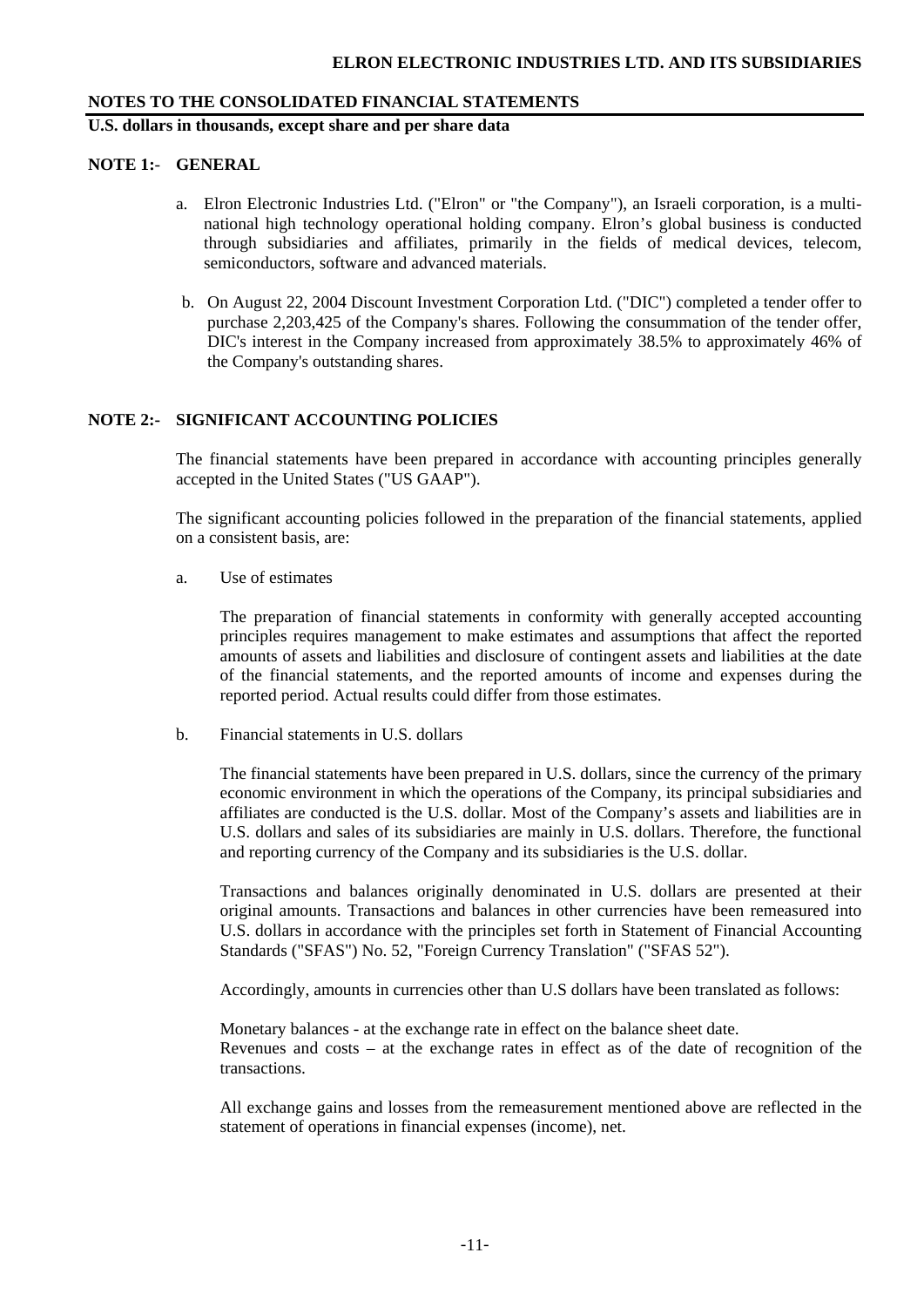## NOTES TO THE CONSOLIDATED FINANCIAL STATEMENTS

**U.S. dollars in thousands, except share and per share data**

### NOTE 1:- GENERAL

a. Elron Electronic Industries Ltd. ("Elron" or "the Company"), an Israeli corporation, is a multi-national high technology operational holding company. Elron's global business is conducted through subsidiaries and affiliates, primarily in the fields of medical devices, telecom, semiconductors, software and advanced materials.

b. On August 22, 2004 Discount Investment Corporation Ltd. ("DIC") completed a tender offer to purchase 2,203,425 of the Company's shares. Following the consummation of the tender offer, DIC's interest in the Company increased from approximately 38.5% to approximately 46% of the Company's outstanding shares.

### NOTE 2:- SIGNIFICANT ACCOUNTING POLICIES

The financial statements have been prepared in accordance with accounting principles generally accepted in the United States ("US GAAP").

The significant accounting policies followed in the preparation of the financial statements, applied on a consistent basis, are:

a. Use of estimates

The preparation of financial statements in conformity with generally accepted accounting principles requires management to make estimates and assumptions that affect the reported amounts of assets and liabilities and disclosure of contingent assets and liabilities at the date of the financial statements, and the reported amounts of income and expenses during the reported period. Actual results could differ from those estimates.

b. Financial statements in U.S. dollars

The financial statements have been prepared in U.S. dollars, since the currency of the primary economic environment in which the operations of the Company, its principal subsidiaries and affiliates are conducted is the U.S. dollar. Most of the Company's assets and liabilities are in U.S. dollars and sales of its subsidiaries are mainly in U.S. dollars. Therefore, the functional and reporting currency of the Company and its subsidiaries is the U.S. dollar.

Transactions and balances originally denominated in U.S. dollars are presented at their original amounts. Transactions and balances in other currencies have been remeasured into U.S. dollars in accordance with the principles set forth in Statement of Financial Accounting Standards ("SFAS") No. 52, "Foreign Currency Translation" ("SFAS 52").

Accordingly, amounts in currencies other than U.S dollars have been translated as follows:

Monetary balances - at the exchange rate in effect on the balance sheet date.
Revenues and costs – at the exchange rates in effect as of the date of recognition of the transactions.

All exchange gains and losses from the remeasurement mentioned above are reflected in the statement of operations in financial expenses (income), net.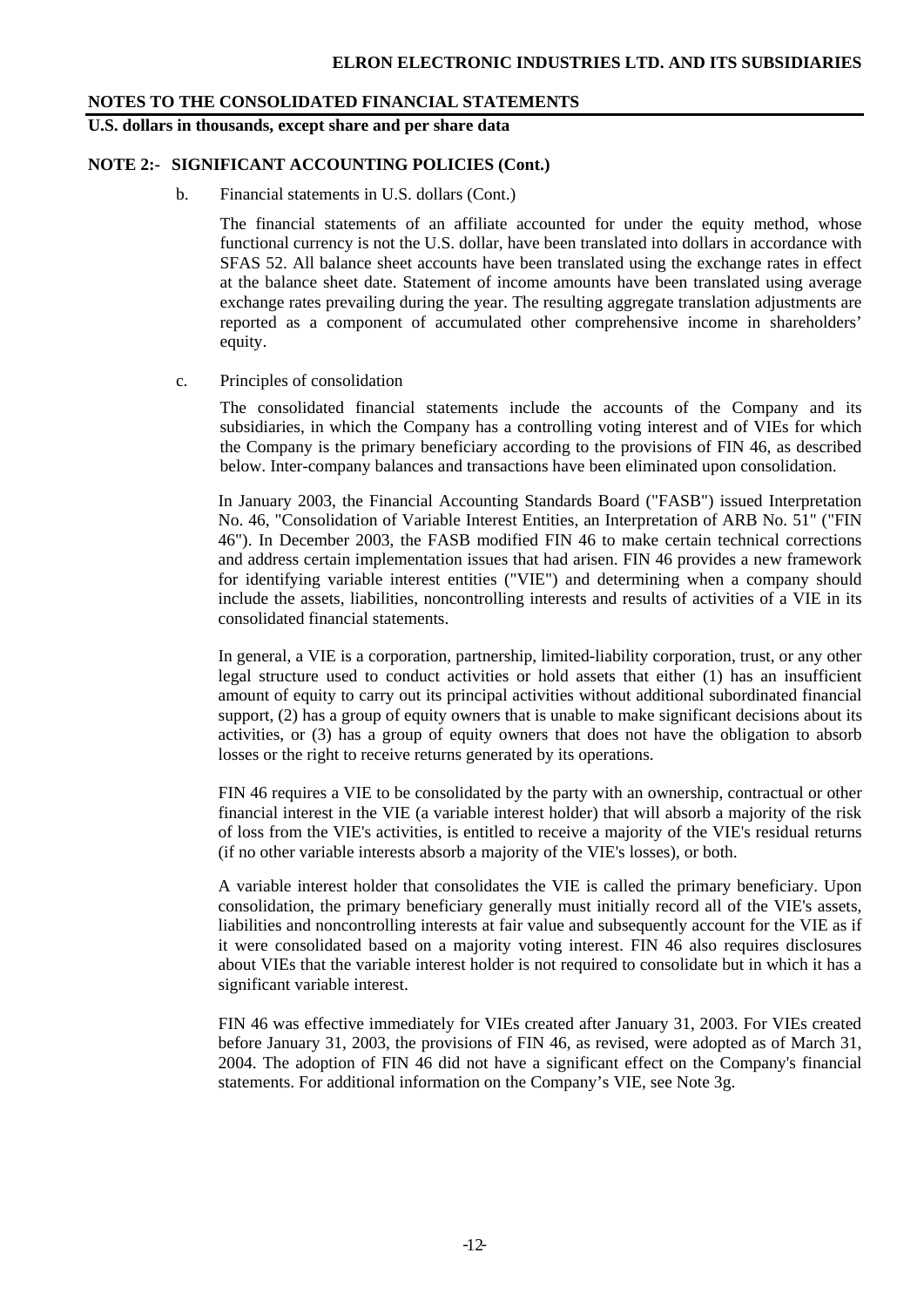**NOTE 2:- SIGNIFICANT ACCOUNTING POLICIES (Cont.)**

b. Financial statements in U.S. dollars (Cont.)

The financial statements of an affiliate accounted for under the equity method, whose functional currency is not the U.S. dollar, have been translated into dollars in accordance with SFAS 52. All balance sheet accounts have been translated using the exchange rates in effect at the balance sheet date. Statement of income amounts have been translated using average exchange rates prevailing during the year. The resulting aggregate translation adjustments are reported as a component of accumulated other comprehensive income in shareholders' equity.

c. Principles of consolidation

The consolidated financial statements include the accounts of the Company and its subsidiaries, in which the Company has a controlling voting interest and of VIEs for which the Company is the primary beneficiary according to the provisions of FIN 46, as described below. Inter-company balances and transactions have been eliminated upon consolidation.

In January 2003, the Financial Accounting Standards Board ("FASB") issued Interpretation No. 46, "Consolidation of Variable Interest Entities, an Interpretation of ARB No. 51" ("FIN 46"). In December 2003, the FASB modified FIN 46 to make certain technical corrections and address certain implementation issues that had arisen. FIN 46 provides a new framework for identifying variable interest entities ("VIE") and determining when a company should include the assets, liabilities, noncontrolling interests and results of activities of a VIE in its consolidated financial statements.

In general, a VIE is a corporation, partnership, limited-liability corporation, trust, or any other legal structure used to conduct activities or hold assets that either (1) has an insufficient amount of equity to carry out its principal activities without additional subordinated financial support, (2) has a group of equity owners that is unable to make significant decisions about its activities, or (3) has a group of equity owners that does not have the obligation to absorb losses or the right to receive returns generated by its operations.

FIN 46 requires a VIE to be consolidated by the party with an ownership, contractual or other financial interest in the VIE (a variable interest holder) that will absorb a majority of the risk of loss from the VIE's activities, is entitled to receive a majority of the VIE's residual returns (if no other variable interests absorb a majority of the VIE's losses), or both.

A variable interest holder that consolidates the VIE is called the primary beneficiary. Upon consolidation, the primary beneficiary generally must initially record all of the VIE's assets, liabilities and noncontrolling interests at fair value and subsequently account for the VIE as if it were consolidated based on a majority voting interest. FIN 46 also requires disclosures about VIEs that the variable interest holder is not required to consolidate but in which it has a significant variable interest.

FIN 46 was effective immediately for VIEs created after January 31, 2003. For VIEs created before January 31, 2003, the provisions of FIN 46, as revised, were adopted as of March 31, 2004. The adoption of FIN 46 did not have a significant effect on the Company's financial statements. For additional information on the Company's VIE, see Note 3g.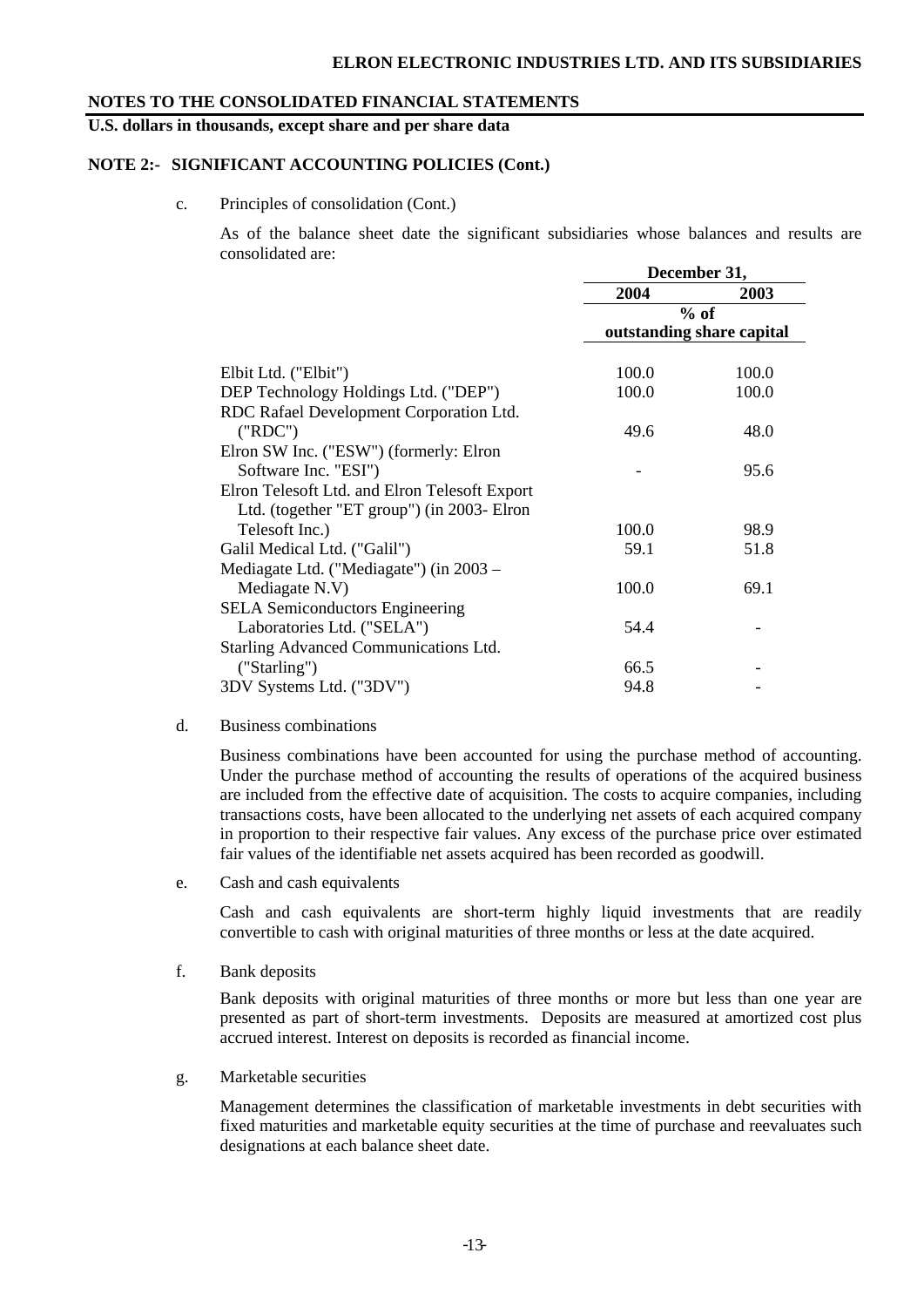## NOTE 2:- SIGNIFICANT ACCOUNTING POLICIES (Cont.)

c. Principles of consolidation (Cont.)

As of the balance sheet date the significant subsidiaries whose balances and results are consolidated are:

| | December 31, | |
|---|---|---|
| | 2004 | 2003 |
| | % of outstanding share capital | |
| Elbit Ltd. ("Elbit") | 100.0 | 100.0 |
| DEP Technology Holdings Ltd. ("DEP") | 100.0 | 100.0 |
| RDC Rafael Development Corporation Ltd. ("RDC") | 49.6 | 48.0 |
| Elron SW Inc. ("ESW") (formerly: Elron Software Inc. "ESI") | - | 95.6 |
| Elron Telesoft Ltd. and Elron Telesoft Export Ltd. (together "ET group") (in 2003- Elron Telesoft Inc.) | 100.0 | 98.9 |
| Galil Medical Ltd. ("Galil") | 59.1 | 51.8 |
| Mediagate Ltd. ("Mediagate") (in 2003 – Mediagate N.V) | 100.0 | 69.1 |
| SELA Semiconductors Engineering Laboratories Ltd. ("SELA") | 54.4 | - |
| Starling Advanced Communications Ltd. ("Starling") | 66.5 | - |
| 3DV Systems Ltd. ("3DV") | 94.8 | - |

d. Business combinations

Business combinations have been accounted for using the purchase method of accounting. Under the purchase method of accounting the results of operations of the acquired business are included from the effective date of acquisition. The costs to acquire companies, including transactions costs, have been allocated to the underlying net assets of each acquired company in proportion to their respective fair values. Any excess of the purchase price over estimated fair values of the identifiable net assets acquired has been recorded as goodwill.

e. Cash and cash equivalents

Cash and cash equivalents are short-term highly liquid investments that are readily convertible to cash with original maturities of three months or less at the date acquired.

f. Bank deposits

Bank deposits with original maturities of three months or more but less than one year are presented as part of short-term investments. Deposits are measured at amortized cost plus accrued interest. Interest on deposits is recorded as financial income.

g. Marketable securities

Management determines the classification of marketable investments in debt securities with fixed maturities and marketable equity securities at the time of purchase and reevaluates such designations at each balance sheet date.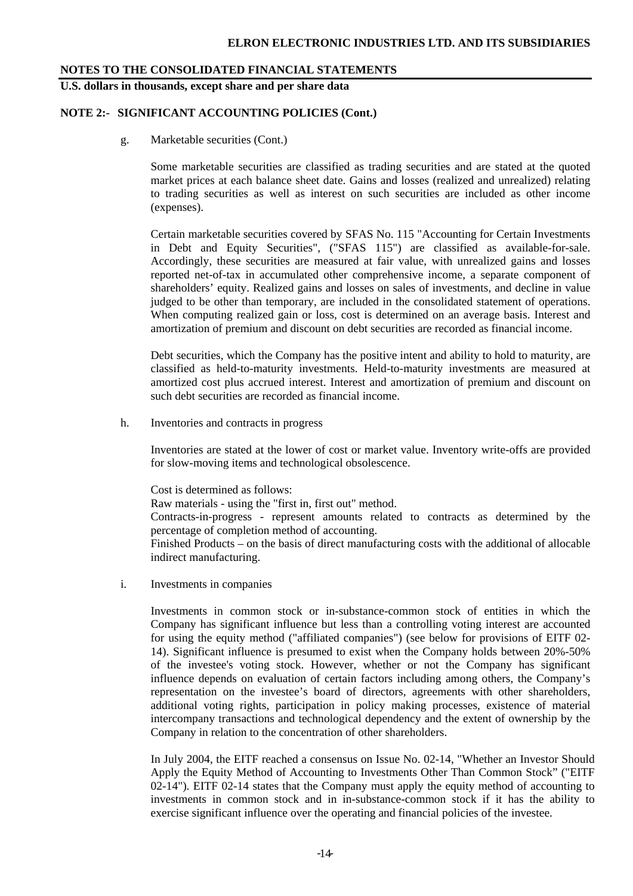**NOTES TO THE CONSOLIDATED FINANCIAL STATEMENTS**

**U.S. dollars in thousands, except share and per share data**

**NOTE 2:- SIGNIFICANT ACCOUNTING POLICIES (Cont.)**

g. Marketable securities (Cont.)

Some marketable securities are classified as trading securities and are stated at the quoted market prices at each balance sheet date. Gains and losses (realized and unrealized) relating to trading securities as well as interest on such securities are included as other income (expenses).

Certain marketable securities covered by SFAS No. 115 "Accounting for Certain Investments in Debt and Equity Securities", ("SFAS 115") are classified as available-for-sale. Accordingly, these securities are measured at fair value, with unrealized gains and losses reported net-of-tax in accumulated other comprehensive income, a separate component of shareholders' equity. Realized gains and losses on sales of investments, and decline in value judged to be other than temporary, are included in the consolidated statement of operations. When computing realized gain or loss, cost is determined on an average basis. Interest and amortization of premium and discount on debt securities are recorded as financial income.

Debt securities, which the Company has the positive intent and ability to hold to maturity, are classified as held-to-maturity investments. Held-to-maturity investments are measured at amortized cost plus accrued interest. Interest and amortization of premium and discount on such debt securities are recorded as financial income.

h. Inventories and contracts in progress

Inventories are stated at the lower of cost or market value. Inventory write-offs are provided for slow-moving items and technological obsolescence.

Cost is determined as follows:
Raw materials - using the "first in, first out" method.
Contracts-in-progress - represent amounts related to contracts as determined by the percentage of completion method of accounting.
Finished Products – on the basis of direct manufacturing costs with the additional of allocable indirect manufacturing.

i. Investments in companies

Investments in common stock or in-substance-common stock of entities in which the Company has significant influence but less than a controlling voting interest are accounted for using the equity method ("affiliated companies") (see below for provisions of EITF 02-14). Significant influence is presumed to exist when the Company holds between 20%-50% of the investee's voting stock. However, whether or not the Company has significant influence depends on evaluation of certain factors including among others, the Company's representation on the investee's board of directors, agreements with other shareholders, additional voting rights, participation in policy making processes, existence of material intercompany transactions and technological dependency and the extent of ownership by the Company in relation to the concentration of other shareholders.

In July 2004, the EITF reached a consensus on Issue No. 02-14, "Whether an Investor Should Apply the Equity Method of Accounting to Investments Other Than Common Stock" ("EITF 02-14"). EITF 02-14 states that the Company must apply the equity method of accounting to investments in common stock and in in-substance-common stock if it has the ability to exercise significant influence over the operating and financial policies of the investee.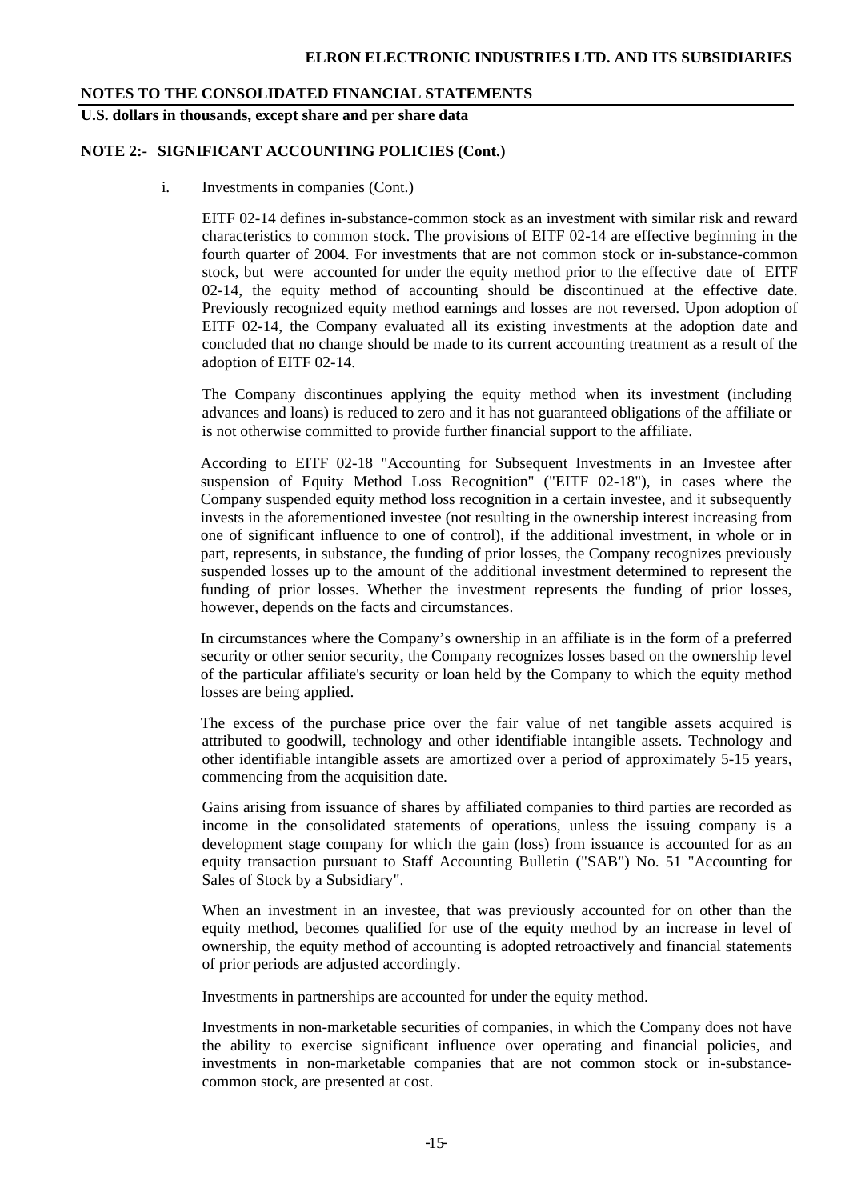**NOTES TO THE CONSOLIDATED FINANCIAL STATEMENTS**

**U.S. dollars in thousands, except share and per share data**

**NOTE 2:- SIGNIFICANT ACCOUNTING POLICIES (Cont.)**

i. Investments in companies (Cont.)

EITF 02-14 defines in-substance-common stock as an investment with similar risk and reward characteristics to common stock. The provisions of EITF 02-14 are effective beginning in the fourth quarter of 2004. For investments that are not common stock or in-substance-common stock, but were accounted for under the equity method prior to the effective date of EITF 02-14, the equity method of accounting should be discontinued at the effective date. Previously recognized equity method earnings and losses are not reversed. Upon adoption of EITF 02-14, the Company evaluated all its existing investments at the adoption date and concluded that no change should be made to its current accounting treatment as a result of the adoption of EITF 02-14.

The Company discontinues applying the equity method when its investment (including advances and loans) is reduced to zero and it has not guaranteed obligations of the affiliate or is not otherwise committed to provide further financial support to the affiliate.

According to EITF 02-18 "Accounting for Subsequent Investments in an Investee after suspension of Equity Method Loss Recognition" ("EITF 02-18"), in cases where the Company suspended equity method loss recognition in a certain investee, and it subsequently invests in the aforementioned investee (not resulting in the ownership interest increasing from one of significant influence to one of control), if the additional investment, in whole or in part, represents, in substance, the funding of prior losses, the Company recognizes previously suspended losses up to the amount of the additional investment determined to represent the funding of prior losses. Whether the investment represents the funding of prior losses, however, depends on the facts and circumstances.

In circumstances where the Company's ownership in an affiliate is in the form of a preferred security or other senior security, the Company recognizes losses based on the ownership level of the particular affiliate's security or loan held by the Company to which the equity method losses are being applied.

The excess of the purchase price over the fair value of net tangible assets acquired is attributed to goodwill, technology and other identifiable intangible assets. Technology and other identifiable intangible assets are amortized over a period of approximately 5-15 years, commencing from the acquisition date.

Gains arising from issuance of shares by affiliated companies to third parties are recorded as income in the consolidated statements of operations, unless the issuing company is a development stage company for which the gain (loss) from issuance is accounted for as an equity transaction pursuant to Staff Accounting Bulletin ("SAB") No. 51 "Accounting for Sales of Stock by a Subsidiary".

When an investment in an investee, that was previously accounted for on other than the equity method, becomes qualified for use of the equity method by an increase in level of ownership, the equity method of accounting is adopted retroactively and financial statements of prior periods are adjusted accordingly.

Investments in partnerships are accounted for under the equity method.

Investments in non-marketable securities of companies, in which the Company does not have the ability to exercise significant influence over operating and financial policies, and investments in non-marketable companies that are not common stock or in-substance-common stock, are presented at cost.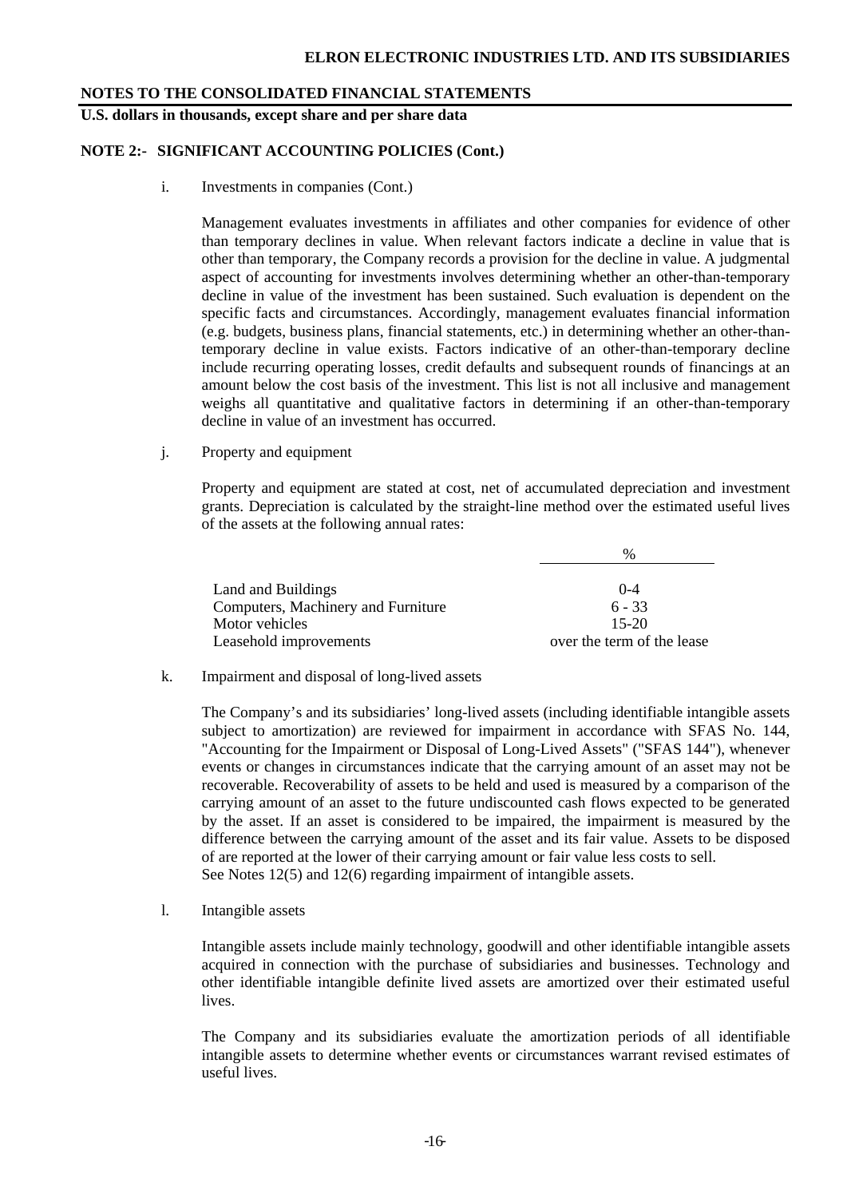**NOTES TO THE CONSOLIDATED FINANCIAL STATEMENTS**

**U.S. dollars in thousands, except share and per share data**

**NOTE 2:- SIGNIFICANT ACCOUNTING POLICIES (Cont.)**

i. Investments in companies (Cont.)

Management evaluates investments in affiliates and other companies for evidence of other than temporary declines in value. When relevant factors indicate a decline in value that is other than temporary, the Company records a provision for the decline in value. A judgmental aspect of accounting for investments involves determining whether an other-than-temporary decline in value of the investment has been sustained. Such evaluation is dependent on the specific facts and circumstances. Accordingly, management evaluates financial information (e.g. budgets, business plans, financial statements, etc.) in determining whether an other-than-temporary decline in value exists. Factors indicative of an other-than-temporary decline include recurring operating losses, credit defaults and subsequent rounds of financings at an amount below the cost basis of the investment. This list is not all inclusive and management weighs all quantitative and qualitative factors in determining if an other-than-temporary decline in value of an investment has occurred.

j. Property and equipment

Property and equipment are stated at cost, net of accumulated depreciation and investment grants. Depreciation is calculated by the straight-line method over the estimated useful lives of the assets at the following annual rates:

| | % |
|---|---|
| Land and Buildings | 0-4 |
| Computers, Machinery and Furniture | 6 - 33 |
| Motor vehicles | 15-20 |
| Leasehold improvements | over the term of the lease |

k. Impairment and disposal of long-lived assets

The Company's and its subsidiaries' long-lived assets (including identifiable intangible assets subject to amortization) are reviewed for impairment in accordance with SFAS No. 144, "Accounting for the Impairment or Disposal of Long-Lived Assets" ("SFAS 144"), whenever events or changes in circumstances indicate that the carrying amount of an asset may not be recoverable. Recoverability of assets to be held and used is measured by a comparison of the carrying amount of an asset to the future undiscounted cash flows expected to be generated by the asset. If an asset is considered to be impaired, the impairment is measured by the difference between the carrying amount of the asset and its fair value. Assets to be disposed of are reported at the lower of their carrying amount or fair value less costs to sell.
See Notes 12(5) and 12(6) regarding impairment of intangible assets.

l. Intangible assets

Intangible assets include mainly technology, goodwill and other identifiable intangible assets acquired in connection with the purchase of subsidiaries and businesses. Technology and other identifiable intangible definite lived assets are amortized over their estimated useful lives.

The Company and its subsidiaries evaluate the amortization periods of all identifiable intangible assets to determine whether events or circumstances warrant revised estimates of useful lives.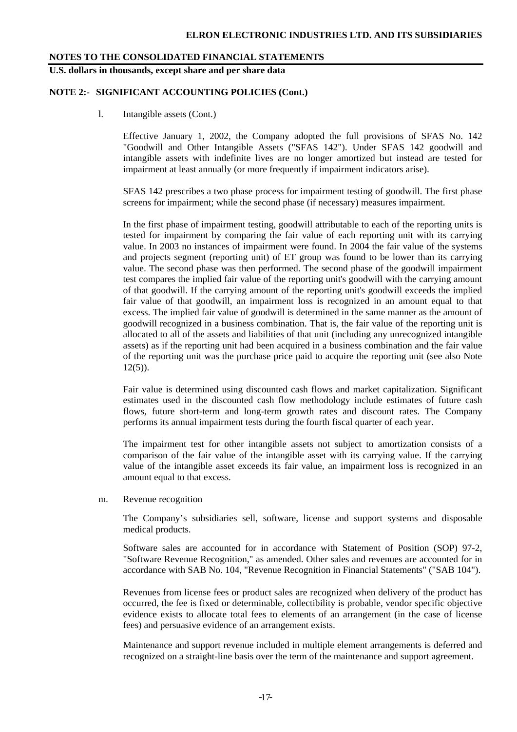**NOTES TO THE CONSOLIDATED FINANCIAL STATEMENTS**

**U.S. dollars in thousands, except share and per share data**

**NOTE 2:- SIGNIFICANT ACCOUNTING POLICIES (Cont.)**

l. Intangible assets (Cont.)

Effective January 1, 2002, the Company adopted the full provisions of SFAS No. 142 "Goodwill and Other Intangible Assets ("SFAS 142"). Under SFAS 142 goodwill and intangible assets with indefinite lives are no longer amortized but instead are tested for impairment at least annually (or more frequently if impairment indicators arise).

SFAS 142 prescribes a two phase process for impairment testing of goodwill. The first phase screens for impairment; while the second phase (if necessary) measures impairment.

In the first phase of impairment testing, goodwill attributable to each of the reporting units is tested for impairment by comparing the fair value of each reporting unit with its carrying value. In 2003 no instances of impairment were found. In 2004 the fair value of the systems and projects segment (reporting unit) of ET group was found to be lower than its carrying value. The second phase was then performed. The second phase of the goodwill impairment test compares the implied fair value of the reporting unit's goodwill with the carrying amount of that goodwill. If the carrying amount of the reporting unit's goodwill exceeds the implied fair value of that goodwill, an impairment loss is recognized in an amount equal to that excess. The implied fair value of goodwill is determined in the same manner as the amount of goodwill recognized in a business combination. That is, the fair value of the reporting unit is allocated to all of the assets and liabilities of that unit (including any unrecognized intangible assets) as if the reporting unit had been acquired in a business combination and the fair value of the reporting unit was the purchase price paid to acquire the reporting unit (see also Note 12(5)).

Fair value is determined using discounted cash flows and market capitalization. Significant estimates used in the discounted cash flow methodology include estimates of future cash flows, future short-term and long-term growth rates and discount rates. The Company performs its annual impairment tests during the fourth fiscal quarter of each year.

The impairment test for other intangible assets not subject to amortization consists of a comparison of the fair value of the intangible asset with its carrying value. If the carrying value of the intangible asset exceeds its fair value, an impairment loss is recognized in an amount equal to that excess.

m. Revenue recognition

The Company's subsidiaries sell, software, license and support systems and disposable medical products.

Software sales are accounted for in accordance with Statement of Position (SOP) 97-2, "Software Revenue Recognition," as amended. Other sales and revenues are accounted for in accordance with SAB No. 104, "Revenue Recognition in Financial Statements" ("SAB 104").

Revenues from license fees or product sales are recognized when delivery of the product has occurred, the fee is fixed or determinable, collectibility is probable, vendor specific objective evidence exists to allocate total fees to elements of an arrangement (in the case of license fees) and persuasive evidence of an arrangement exists.

Maintenance and support revenue included in multiple element arrangements is deferred and recognized on a straight-line basis over the term of the maintenance and support agreement.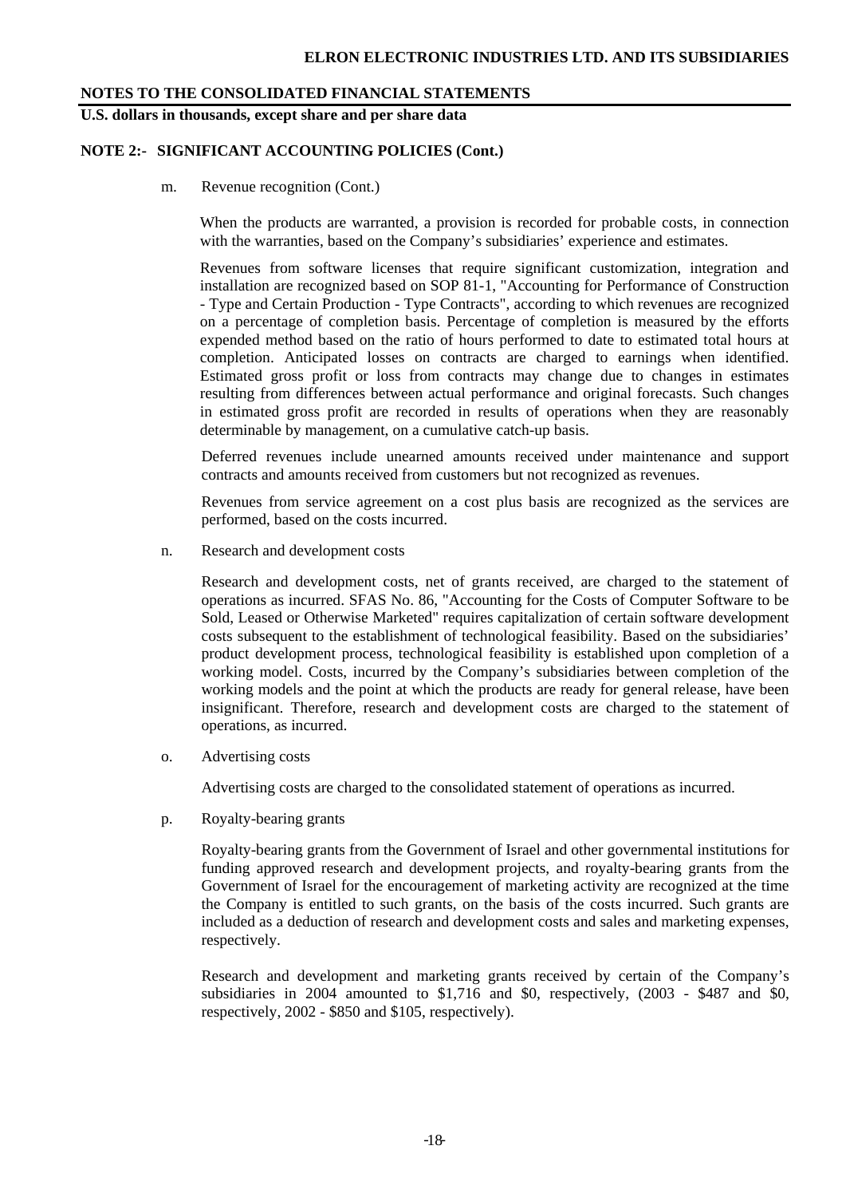**NOTE 2:- SIGNIFICANT ACCOUNTING POLICIES (Cont.)**

m. Revenue recognition (Cont.)

When the products are warranted, a provision is recorded for probable costs, in connection with the warranties, based on the Company's subsidiaries' experience and estimates.

Revenues from software licenses that require significant customization, integration and installation are recognized based on SOP 81-1, "Accounting for Performance of Construction - Type and Certain Production - Type Contracts", according to which revenues are recognized on a percentage of completion basis. Percentage of completion is measured by the efforts expended method based on the ratio of hours performed to date to estimated total hours at completion. Anticipated losses on contracts are charged to earnings when identified. Estimated gross profit or loss from contracts may change due to changes in estimates resulting from differences between actual performance and original forecasts. Such changes in estimated gross profit are recorded in results of operations when they are reasonably determinable by management, on a cumulative catch-up basis.

Deferred revenues include unearned amounts received under maintenance and support contracts and amounts received from customers but not recognized as revenues.

Revenues from service agreement on a cost plus basis are recognized as the services are performed, based on the costs incurred.

n. Research and development costs

Research and development costs, net of grants received, are charged to the statement of operations as incurred. SFAS No. 86, "Accounting for the Costs of Computer Software to be Sold, Leased or Otherwise Marketed" requires capitalization of certain software development costs subsequent to the establishment of technological feasibility. Based on the subsidiaries' product development process, technological feasibility is established upon completion of a working model. Costs, incurred by the Company's subsidiaries between completion of the working models and the point at which the products are ready for general release, have been insignificant. Therefore, research and development costs are charged to the statement of operations, as incurred.

o. Advertising costs

Advertising costs are charged to the consolidated statement of operations as incurred.

p. Royalty-bearing grants

Royalty-bearing grants from the Government of Israel and other governmental institutions for funding approved research and development projects, and royalty-bearing grants from the Government of Israel for the encouragement of marketing activity are recognized at the time the Company is entitled to such grants, on the basis of the costs incurred. Such grants are included as a deduction of research and development costs and sales and marketing expenses, respectively.

Research and development and marketing grants received by certain of the Company's subsidiaries in 2004 amounted to $1,716 and $0, respectively, (2003 - $487 and $0, respectively, 2002 - $850 and $105, respectively).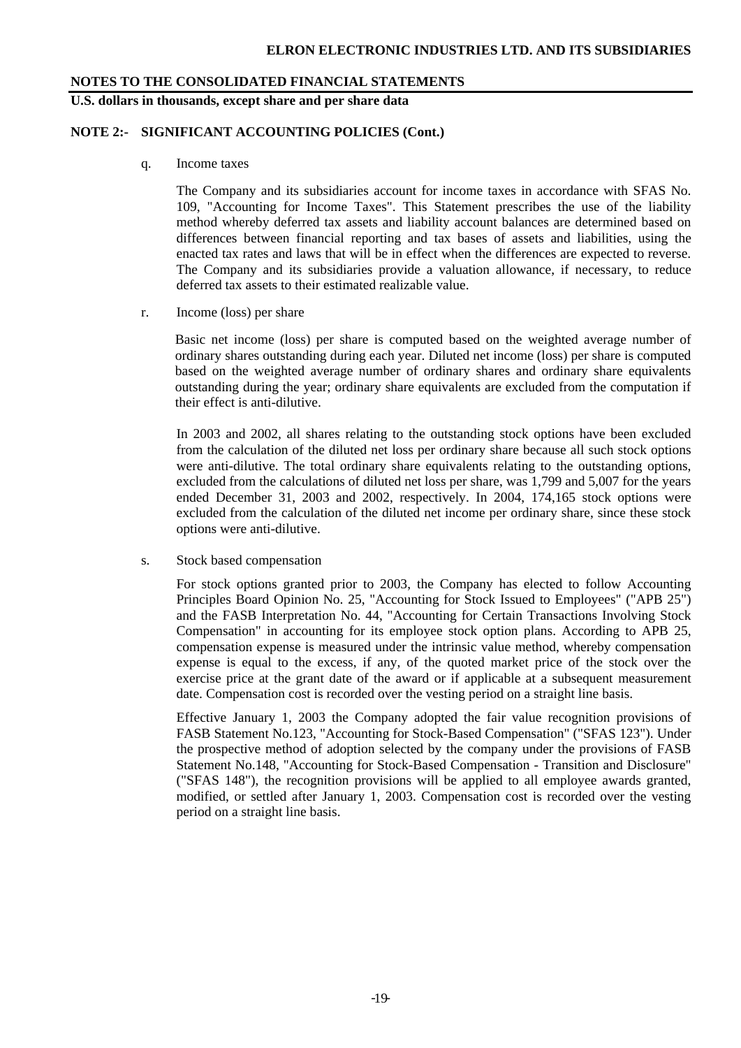**NOTES TO THE CONSOLIDATED FINANCIAL STATEMENTS**

**U.S. dollars in thousands, except share and per share data**

**NOTE 2:- SIGNIFICANT ACCOUNTING POLICIES (Cont.)**

q. Income taxes

The Company and its subsidiaries account for income taxes in accordance with SFAS No. 109, "Accounting for Income Taxes". This Statement prescribes the use of the liability method whereby deferred tax assets and liability account balances are determined based on differences between financial reporting and tax bases of assets and liabilities, using the enacted tax rates and laws that will be in effect when the differences are expected to reverse. The Company and its subsidiaries provide a valuation allowance, if necessary, to reduce deferred tax assets to their estimated realizable value.

r. Income (loss) per share

Basic net income (loss) per share is computed based on the weighted average number of ordinary shares outstanding during each year. Diluted net income (loss) per share is computed based on the weighted average number of ordinary shares and ordinary share equivalents outstanding during the year; ordinary share equivalents are excluded from the computation if their effect is anti-dilutive.

In 2003 and 2002, all shares relating to the outstanding stock options have been excluded from the calculation of the diluted net loss per ordinary share because all such stock options were anti-dilutive. The total ordinary share equivalents relating to the outstanding options, excluded from the calculations of diluted net loss per share, was 1,799 and 5,007 for the years ended December 31, 2003 and 2002, respectively. In 2004, 174,165 stock options were excluded from the calculation of the diluted net income per ordinary share, since these stock options were anti-dilutive.

s. Stock based compensation

For stock options granted prior to 2003, the Company has elected to follow Accounting Principles Board Opinion No. 25, "Accounting for Stock Issued to Employees" ("APB 25") and the FASB Interpretation No. 44, "Accounting for Certain Transactions Involving Stock Compensation" in accounting for its employee stock option plans. According to APB 25, compensation expense is measured under the intrinsic value method, whereby compensation expense is equal to the excess, if any, of the quoted market price of the stock over the exercise price at the grant date of the award or if applicable at a subsequent measurement date. Compensation cost is recorded over the vesting period on a straight line basis.

Effective January 1, 2003 the Company adopted the fair value recognition provisions of FASB Statement No.123, "Accounting for Stock-Based Compensation" ("SFAS 123"). Under the prospective method of adoption selected by the company under the provisions of FASB Statement No.148, "Accounting for Stock-Based Compensation - Transition and Disclosure" ("SFAS 148"), the recognition provisions will be applied to all employee awards granted, modified, or settled after January 1, 2003. Compensation cost is recorded over the vesting period on a straight line basis.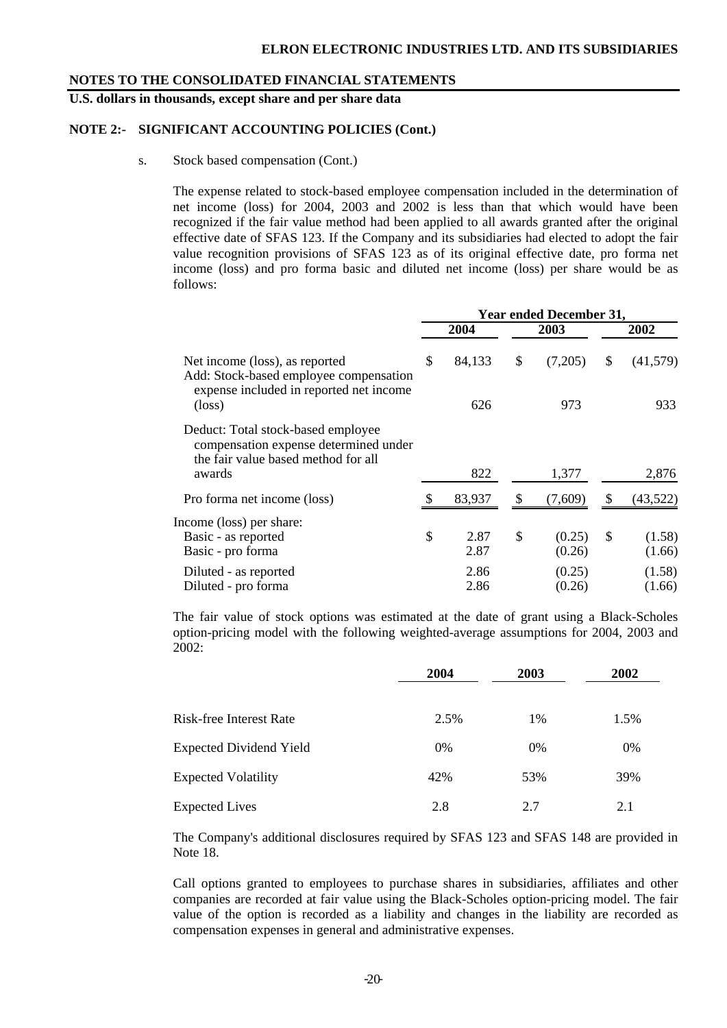**NOTES TO THE CONSOLIDATED FINANCIAL STATEMENTS**

**U.S. dollars in thousands, except share and per share data**

**NOTE 2:- SIGNIFICANT ACCOUNTING POLICIES (Cont.)**

s. Stock based compensation (Cont.)

The expense related to stock-based employee compensation included in the determination of net income (loss) for 2004, 2003 and 2002 is less than that which would have been recognized if the fair value method had been applied to all awards granted after the original effective date of SFAS 123. If the Company and its subsidiaries had elected to adopt the fair value recognition provisions of SFAS 123 as of its original effective date, pro forma net income (loss) and pro forma basic and diluted net income (loss) per share would be as follows:

| | Year ended December 31, | | |
|---|---|---|---|
| | 2004 | 2003 | 2002 |
| Net income (loss), as reported | $ 84,133 | $ (7,205) | $ (41,579) |
| Add: Stock-based employee compensation expense included in reported net income (loss) | 626 | 973 | 933 |
| Deduct: Total stock-based employee compensation expense determined under the fair value based method for all awards | 822 | 1,377 | 2,876 |
| Pro forma net income (loss) | $ 83,937 | $ (7,609) | $ (43,522) |
| Income (loss) per share: | | | |
| Basic - as reported | $ 2.87 | $ (0.25) | $ (1.58) |
| Basic - pro forma | 2.87 | (0.26) | (1.66) |
| Diluted - as reported | 2.86 | (0.25) | (1.58) |
| Diluted - pro forma | 2.86 | (0.26) | (1.66) |

The fair value of stock options was estimated at the date of grant using a Black-Scholes option-pricing model with the following weighted-average assumptions for 2004, 2003 and 2002:

| | 2004 | 2003 | 2002 |
|---|---|---|---|
| Risk-free Interest Rate | 2.5% | 1% | 1.5% |
| Expected Dividend Yield | 0% | 0% | 0% |
| Expected Volatility | 42% | 53% | 39% |
| Expected Lives | 2.8 | 2.7 | 2.1 |

The Company's additional disclosures required by SFAS 123 and SFAS 148 are provided in Note 18.

Call options granted to employees to purchase shares in subsidiaries, affiliates and other companies are recorded at fair value using the Black-Scholes option-pricing model. The fair value of the option is recorded as a liability and changes in the liability are recorded as compensation expenses in general and administrative expenses.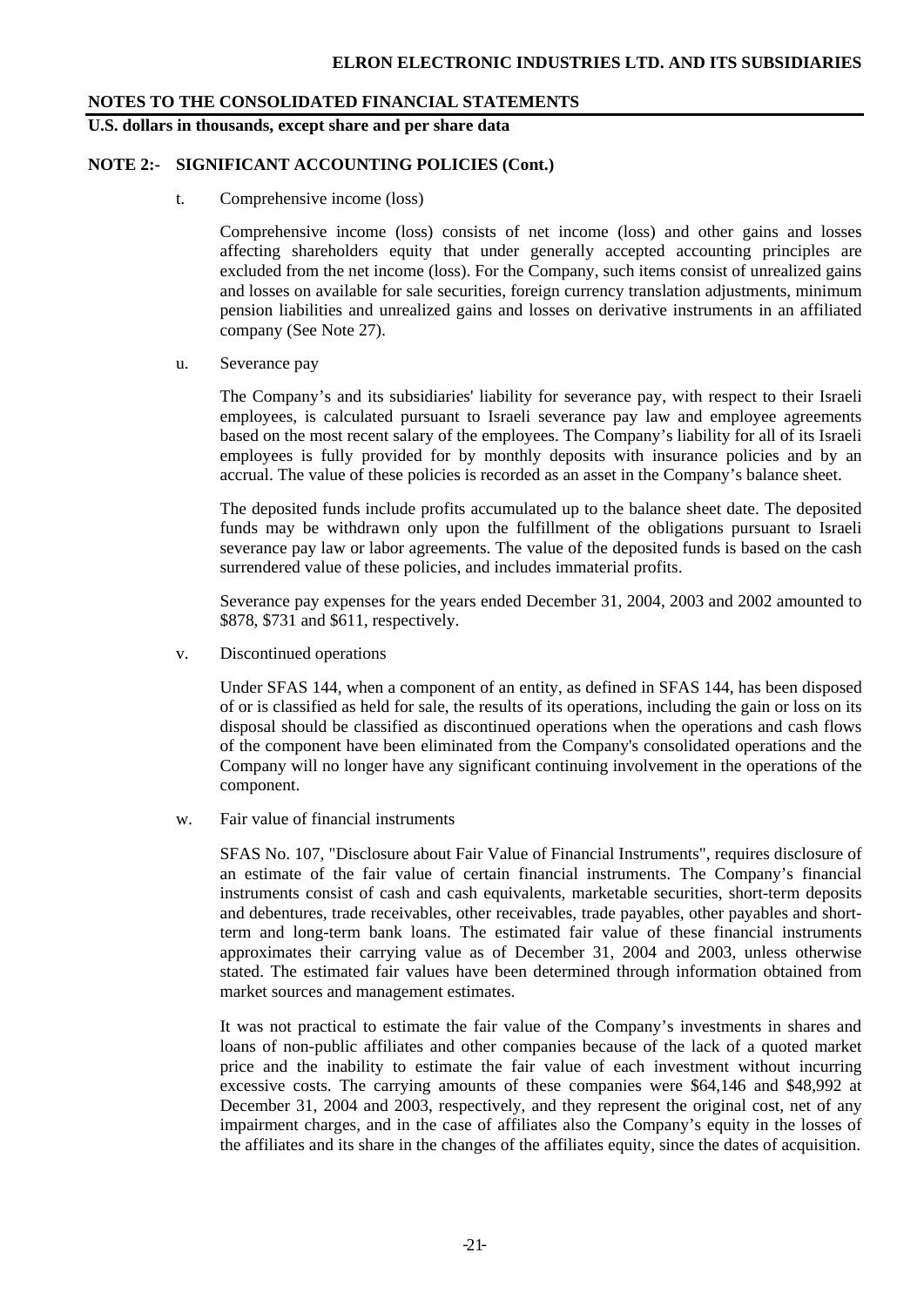# ELRON ELECTRONIC INDUSTRIES LTD. AND ITS SUBSIDIARIES

## NOTES TO THE CONSOLIDATED FINANCIAL STATEMENTS

**U.S. dollars in thousands, except share and per share data**

### NOTE 2:- SIGNIFICANT ACCOUNTING POLICIES (Cont.)

t. Comprehensive income (loss)

Comprehensive income (loss) consists of net income (loss) and other gains and losses affecting shareholders equity that under generally accepted accounting principles are excluded from the net income (loss). For the Company, such items consist of unrealized gains and losses on available for sale securities, foreign currency translation adjustments, minimum pension liabilities and unrealized gains and losses on derivative instruments in an affiliated company (See Note 27).

u. Severance pay

The Company's and its subsidiaries' liability for severance pay, with respect to their Israeli employees, is calculated pursuant to Israeli severance pay law and employee agreements based on the most recent salary of the employees. The Company's liability for all of its Israeli employees is fully provided for by monthly deposits with insurance policies and by an accrual. The value of these policies is recorded as an asset in the Company's balance sheet.

The deposited funds include profits accumulated up to the balance sheet date. The deposited funds may be withdrawn only upon the fulfillment of the obligations pursuant to Israeli severance pay law or labor agreements. The value of the deposited funds is based on the cash surrendered value of these policies, and includes immaterial profits.

Severance pay expenses for the years ended December 31, 2004, 2003 and 2002 amounted to $878, $731 and $611, respectively.

v. Discontinued operations

Under SFAS 144, when a component of an entity, as defined in SFAS 144, has been disposed of or is classified as held for sale, the results of its operations, including the gain or loss on its disposal should be classified as discontinued operations when the operations and cash flows of the component have been eliminated from the Company's consolidated operations and the Company will no longer have any significant continuing involvement in the operations of the component.

w. Fair value of financial instruments

SFAS No. 107, "Disclosure about Fair Value of Financial Instruments", requires disclosure of an estimate of the fair value of certain financial instruments. The Company's financial instruments consist of cash and cash equivalents, marketable securities, short-term deposits and debentures, trade receivables, other receivables, trade payables, other payables and short-term and long-term bank loans. The estimated fair value of these financial instruments approximates their carrying value as of December 31, 2004 and 2003, unless otherwise stated. The estimated fair values have been determined through information obtained from market sources and management estimates.

It was not practical to estimate the fair value of the Company's investments in shares and loans of non-public affiliates and other companies because of the lack of a quoted market price and the inability to estimate the fair value of each investment without incurring excessive costs. The carrying amounts of these companies were $64,146 and $48,992 at December 31, 2004 and 2003, respectively, and they represent the original cost, net of any impairment charges, and in the case of affiliates also the Company's equity in the losses of the affiliates and its share in the changes of the affiliates equity, since the dates of acquisition.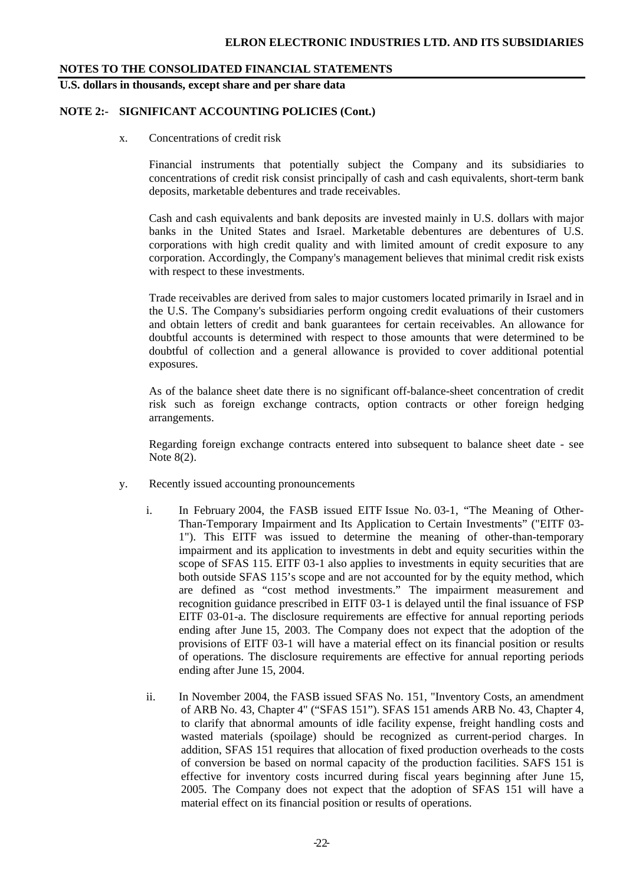**NOTES TO THE CONSOLIDATED FINANCIAL STATEMENTS**

**U.S. dollars in thousands, except share and per share data**

**NOTE 2:- SIGNIFICANT ACCOUNTING POLICIES (Cont.)**

x. Concentrations of credit risk

Financial instruments that potentially subject the Company and its subsidiaries to concentrations of credit risk consist principally of cash and cash equivalents, short-term bank deposits, marketable debentures and trade receivables.

Cash and cash equivalents and bank deposits are invested mainly in U.S. dollars with major banks in the United States and Israel. Marketable debentures are debentures of U.S. corporations with high credit quality and with limited amount of credit exposure to any corporation. Accordingly, the Company's management believes that minimal credit risk exists with respect to these investments.

Trade receivables are derived from sales to major customers located primarily in Israel and in the U.S. The Company's subsidiaries perform ongoing credit evaluations of their customers and obtain letters of credit and bank guarantees for certain receivables. An allowance for doubtful accounts is determined with respect to those amounts that were determined to be doubtful of collection and a general allowance is provided to cover additional potential exposures.

As of the balance sheet date there is no significant off-balance-sheet concentration of credit risk such as foreign exchange contracts, option contracts or other foreign hedging arrangements.

Regarding foreign exchange contracts entered into subsequent to balance sheet date - see Note 8(2).

y. Recently issued accounting pronouncements

i. In February 2004, the FASB issued EITF Issue No. 03-1, "The Meaning of Other-Than-Temporary Impairment and Its Application to Certain Investments" ("EITF 03-1"). This EITF was issued to determine the meaning of other-than-temporary impairment and its application to investments in debt and equity securities within the scope of SFAS 115. EITF 03-1 also applies to investments in equity securities that are both outside SFAS 115's scope and are not accounted for by the equity method, which are defined as "cost method investments." The impairment measurement and recognition guidance prescribed in EITF 03-1 is delayed until the final issuance of FSP EITF 03-01-a. The disclosure requirements are effective for annual reporting periods ending after June 15, 2003. The Company does not expect that the adoption of the provisions of EITF 03-1 will have a material effect on its financial position or results of operations. The disclosure requirements are effective for annual reporting periods ending after June 15, 2004.

ii. In November 2004, the FASB issued SFAS No. 151, "Inventory Costs, an amendment of ARB No. 43, Chapter 4" ("SFAS 151"). SFAS 151 amends ARB No. 43, Chapter 4, to clarify that abnormal amounts of idle facility expense, freight handling costs and wasted materials (spoilage) should be recognized as current-period charges. In addition, SFAS 151 requires that allocation of fixed production overheads to the costs of conversion be based on normal capacity of the production facilities. SAFS 151 is effective for inventory costs incurred during fiscal years beginning after June 15, 2005. The Company does not expect that the adoption of SFAS 151 will have a material effect on its financial position or results of operations.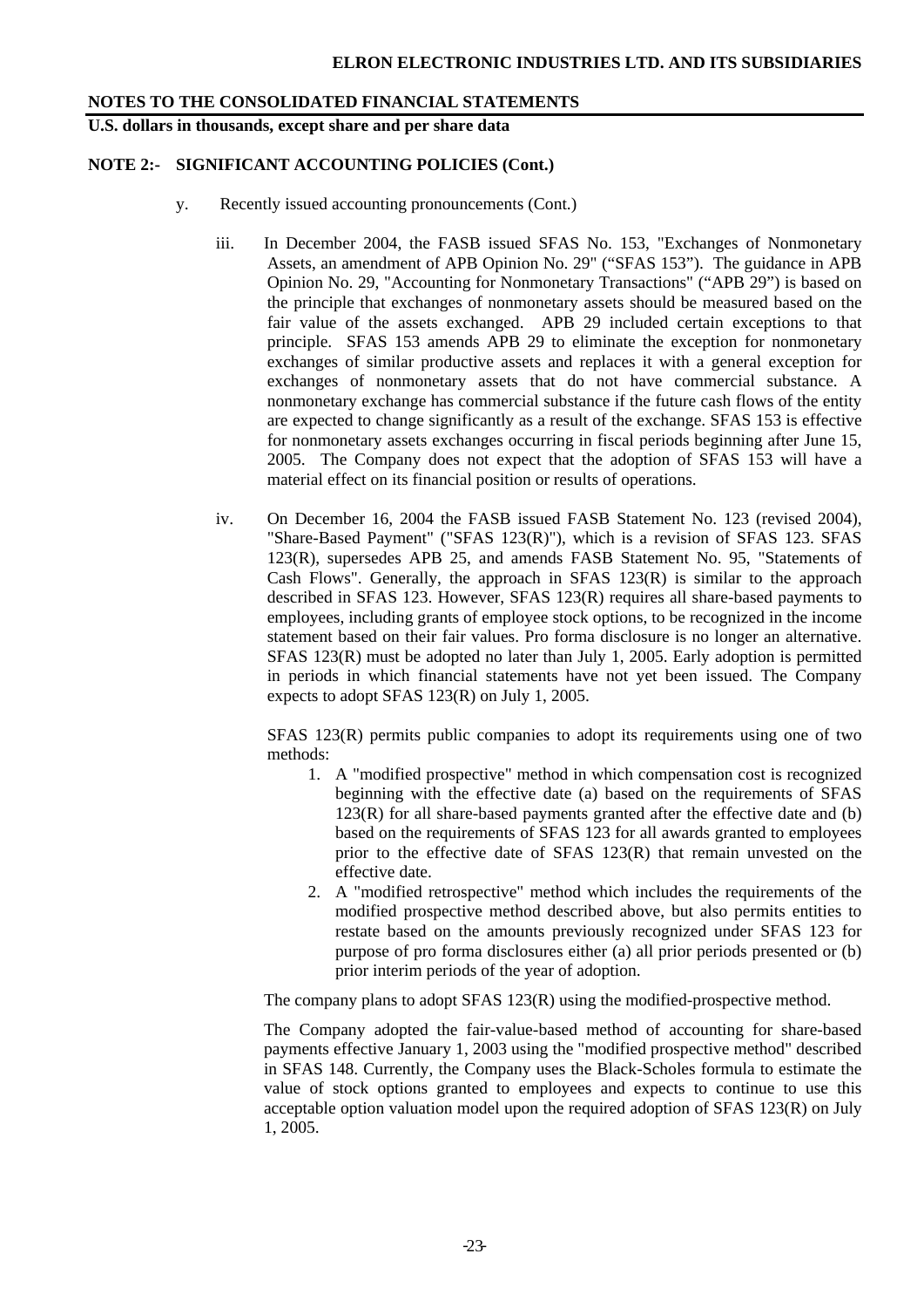**NOTES TO THE CONSOLIDATED FINANCIAL STATEMENTS**

**U.S. dollars in thousands, except share and per share data**

**NOTE 2:- SIGNIFICANT ACCOUNTING POLICIES (Cont.)**

y. Recently issued accounting pronouncements (Cont.)

iii. In December 2004, the FASB issued SFAS No. 153, "Exchanges of Nonmonetary Assets, an amendment of APB Opinion No. 29" ("SFAS 153"). The guidance in APB Opinion No. 29, "Accounting for Nonmonetary Transactions" ("APB 29") is based on the principle that exchanges of nonmonetary assets should be measured based on the fair value of the assets exchanged. APB 29 included certain exceptions to that principle. SFAS 153 amends APB 29 to eliminate the exception for nonmonetary exchanges of similar productive assets and replaces it with a general exception for exchanges of nonmonetary assets that do not have commercial substance. A nonmonetary exchange has commercial substance if the future cash flows of the entity are expected to change significantly as a result of the exchange. SFAS 153 is effective for nonmonetary assets exchanges occurring in fiscal periods beginning after June 15, 2005. The Company does not expect that the adoption of SFAS 153 will have a material effect on its financial position or results of operations.

iv. On December 16, 2004 the FASB issued FASB Statement No. 123 (revised 2004), "Share-Based Payment" ("SFAS 123(R)"), which is a revision of SFAS 123. SFAS 123(R), supersedes APB 25, and amends FASB Statement No. 95, "Statements of Cash Flows". Generally, the approach in SFAS 123(R) is similar to the approach described in SFAS 123. However, SFAS 123(R) requires all share-based payments to employees, including grants of employee stock options, to be recognized in the income statement based on their fair values. Pro forma disclosure is no longer an alternative. SFAS 123(R) must be adopted no later than July 1, 2005. Early adoption is permitted in periods in which financial statements have not yet been issued. The Company expects to adopt SFAS 123(R) on July 1, 2005.

SFAS 123(R) permits public companies to adopt its requirements using one of two methods:

1. A "modified prospective" method in which compensation cost is recognized beginning with the effective date (a) based on the requirements of SFAS 123(R) for all share-based payments granted after the effective date and (b) based on the requirements of SFAS 123 for all awards granted to employees prior to the effective date of SFAS 123(R) that remain unvested on the effective date.
2. A "modified retrospective" method which includes the requirements of the modified prospective method described above, but also permits entities to restate based on the amounts previously recognized under SFAS 123 for purpose of pro forma disclosures either (a) all prior periods presented or (b) prior interim periods of the year of adoption.

The company plans to adopt SFAS 123(R) using the modified-prospective method.

The Company adopted the fair-value-based method of accounting for share-based payments effective January 1, 2003 using the "modified prospective method" described in SFAS 148. Currently, the Company uses the Black-Scholes formula to estimate the value of stock options granted to employees and expects to continue to use this acceptable option valuation model upon the required adoption of SFAS 123(R) on July 1, 2005.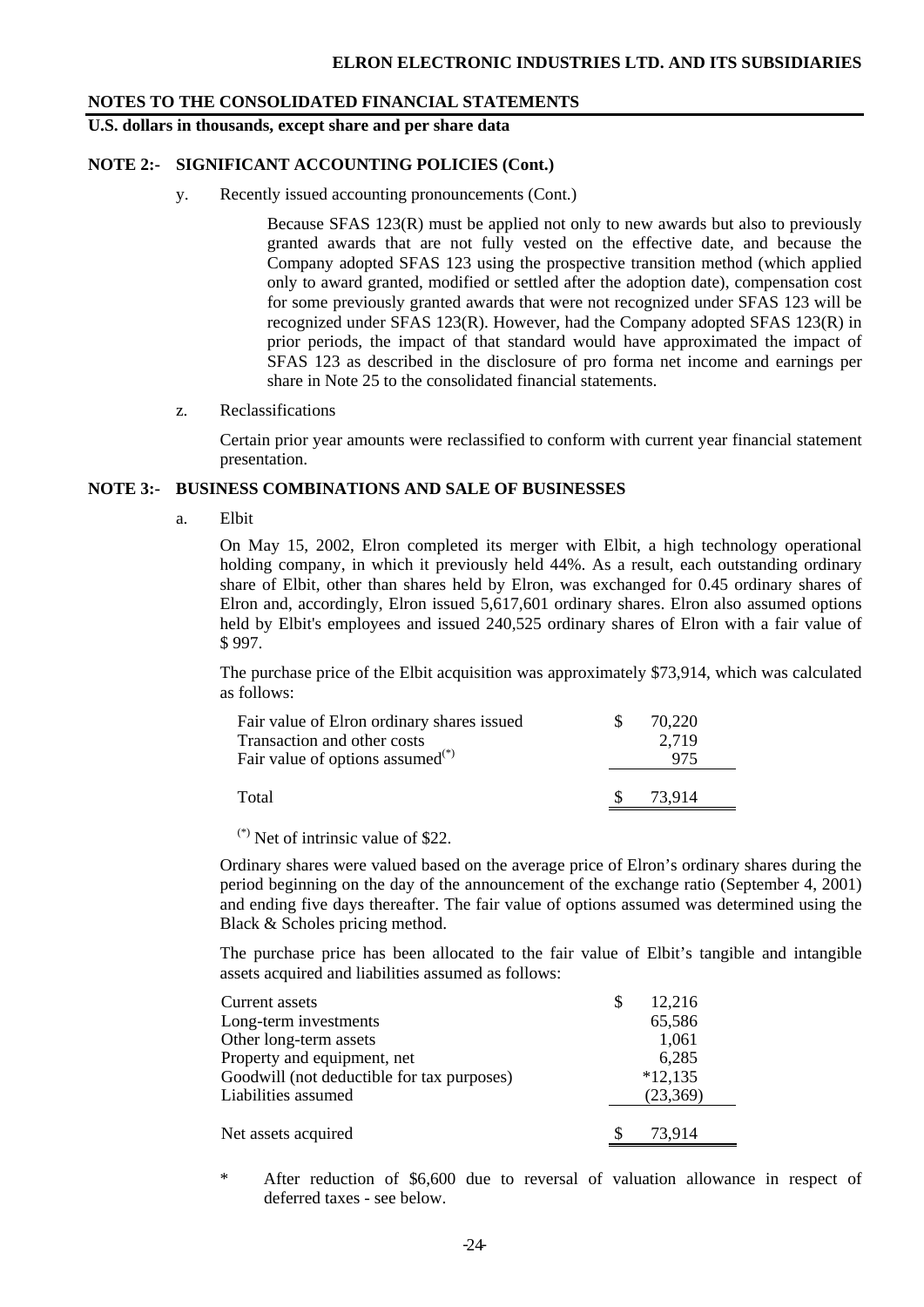**NOTES TO THE CONSOLIDATED FINANCIAL STATEMENTS**

**U.S. dollars in thousands, except share and per share data**

**NOTE 2:- SIGNIFICANT ACCOUNTING POLICIES (Cont.)**

y. Recently issued accounting pronouncements (Cont.)

Because SFAS 123(R) must be applied not only to new awards but also to previously granted awards that are not fully vested on the effective date, and because the Company adopted SFAS 123 using the prospective transition method (which applied only to award granted, modified or settled after the adoption date), compensation cost for some previously granted awards that were not recognized under SFAS 123 will be recognized under SFAS 123(R). However, had the Company adopted SFAS 123(R) in prior periods, the impact of that standard would have approximated the impact of SFAS 123 as described in the disclosure of pro forma net income and earnings per share in Note 25 to the consolidated financial statements.

z. Reclassifications

Certain prior year amounts were reclassified to conform with current year financial statement presentation.

**NOTE 3:- BUSINESS COMBINATIONS AND SALE OF BUSINESSES**

a. Elbit

On May 15, 2002, Elron completed its merger with Elbit, a high technology operational holding company, in which it previously held 44%. As a result, each outstanding ordinary share of Elbit, other than shares held by Elron, was exchanged for 0.45 ordinary shares of Elron and, accordingly, Elron issued 5,617,601 ordinary shares. Elron also assumed options held by Elbit's employees and issued 240,525 ordinary shares of Elron with a fair value of $ 997.

The purchase price of the Elbit acquisition was approximately $73,914, which was calculated as follows:

| | |
|---|---|
| Fair value of Elron ordinary shares issued | $ 70,220 |
| Transaction and other costs | 2,719 |
| Fair value of options assumed(*) | 975 |
| Total | $ 73,914 |

(*) Net of intrinsic value of $22.

Ordinary shares were valued based on the average price of Elron's ordinary shares during the period beginning on the day of the announcement of the exchange ratio (September 4, 2001) and ending five days thereafter. The fair value of options assumed was determined using the Black & Scholes pricing method.

The purchase price has been allocated to the fair value of Elbit's tangible and intangible assets acquired and liabilities assumed as follows:

| | |
|---|---|
| Current assets | $ 12,216 |
| Long-term investments | 65,586 |
| Other long-term assets | 1,061 |
| Property and equipment, net | 6,285 |
| Goodwill (not deductible for tax purposes) | *12,135 |
| Liabilities assumed | (23,369) |
| Net assets acquired | $ 73,914 |

\* After reduction of $6,600 due to reversal of valuation allowance in respect of deferred taxes - see below.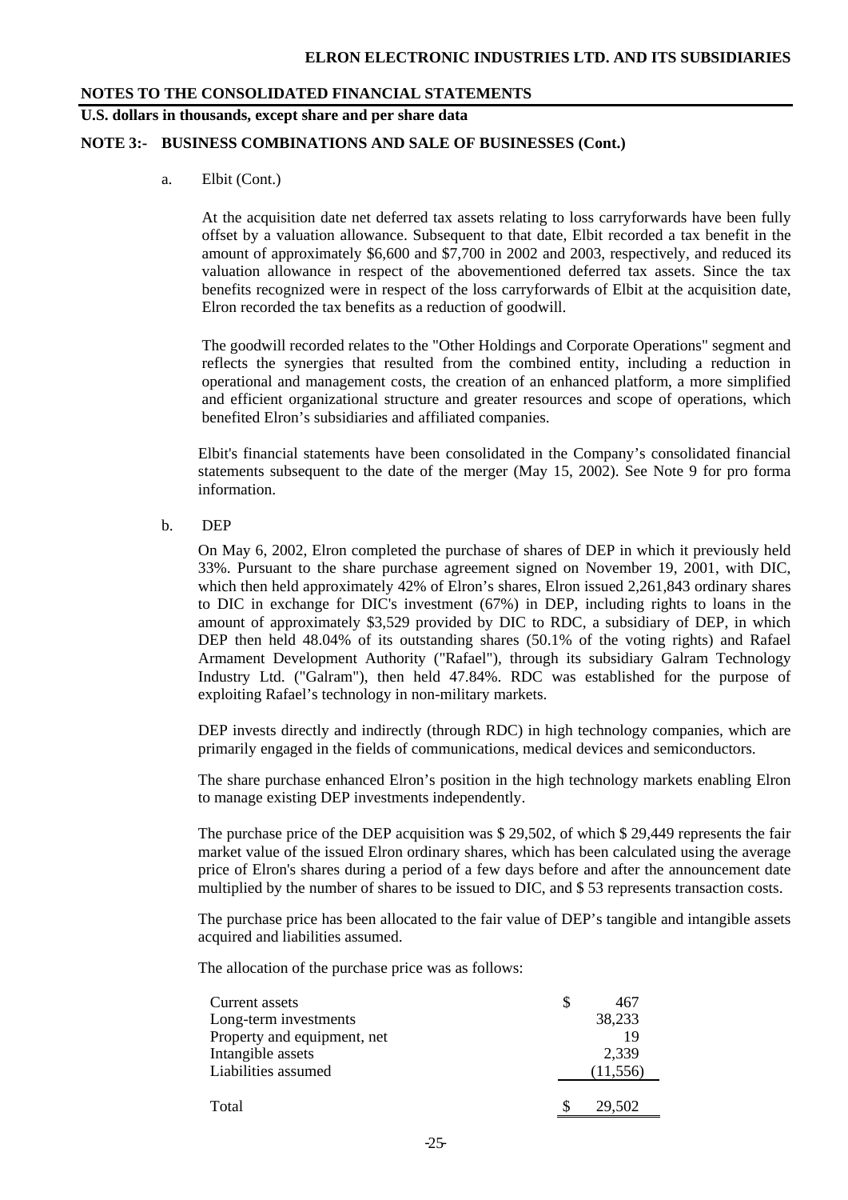**NOTES TO THE CONSOLIDATED FINANCIAL STATEMENTS**

**U.S. dollars in thousands, except share and per share data**

**NOTE 3:- BUSINESS COMBINATIONS AND SALE OF BUSINESSES (Cont.)**

a. Elbit (Cont.)

At the acquisition date net deferred tax assets relating to loss carryforwards have been fully offset by a valuation allowance. Subsequent to that date, Elbit recorded a tax benefit in the amount of approximately $6,600 and $7,700 in 2002 and 2003, respectively, and reduced its valuation allowance in respect of the abovementioned deferred tax assets. Since the tax benefits recognized were in respect of the loss carryforwards of Elbit at the acquisition date, Elron recorded the tax benefits as a reduction of goodwill.

The goodwill recorded relates to the "Other Holdings and Corporate Operations" segment and reflects the synergies that resulted from the combined entity, including a reduction in operational and management costs, the creation of an enhanced platform, a more simplified and efficient organizational structure and greater resources and scope of operations, which benefited Elron's subsidiaries and affiliated companies.

Elbit's financial statements have been consolidated in the Company's consolidated financial statements subsequent to the date of the merger (May 15, 2002). See Note 9 for pro forma information.

b. DEP

On May 6, 2002, Elron completed the purchase of shares of DEP in which it previously held 33%. Pursuant to the share purchase agreement signed on November 19, 2001, with DIC, which then held approximately 42% of Elron's shares, Elron issued 2,261,843 ordinary shares to DIC in exchange for DIC's investment (67%) in DEP, including rights to loans in the amount of approximately $3,529 provided by DIC to RDC, a subsidiary of DEP, in which DEP then held 48.04% of its outstanding shares (50.1% of the voting rights) and Rafael Armament Development Authority ("Rafael"), through its subsidiary Galram Technology Industry Ltd. ("Galram"), then held 47.84%. RDC was established for the purpose of exploiting Rafael's technology in non-military markets.

DEP invests directly and indirectly (through RDC) in high technology companies, which are primarily engaged in the fields of communications, medical devices and semiconductors.

The share purchase enhanced Elron's position in the high technology markets enabling Elron to manage existing DEP investments independently.

The purchase price of the DEP acquisition was $ 29,502, of which $ 29,449 represents the fair market value of the issued Elron ordinary shares, which has been calculated using the average price of Elron's shares during a period of a few days before and after the announcement date multiplied by the number of shares to be issued to DIC, and $ 53 represents transaction costs.

The purchase price has been allocated to the fair value of DEP's tangible and intangible assets acquired and liabilities assumed.

The allocation of the purchase price was as follows:

| | |
|---|---|
| Current assets | $ 467 |
| Long-term investments | 38,233 |
| Property and equipment, net | 19 |
| Intangible assets | 2,339 |
| Liabilities assumed | (11,556) |
| Total | $ 29,502 |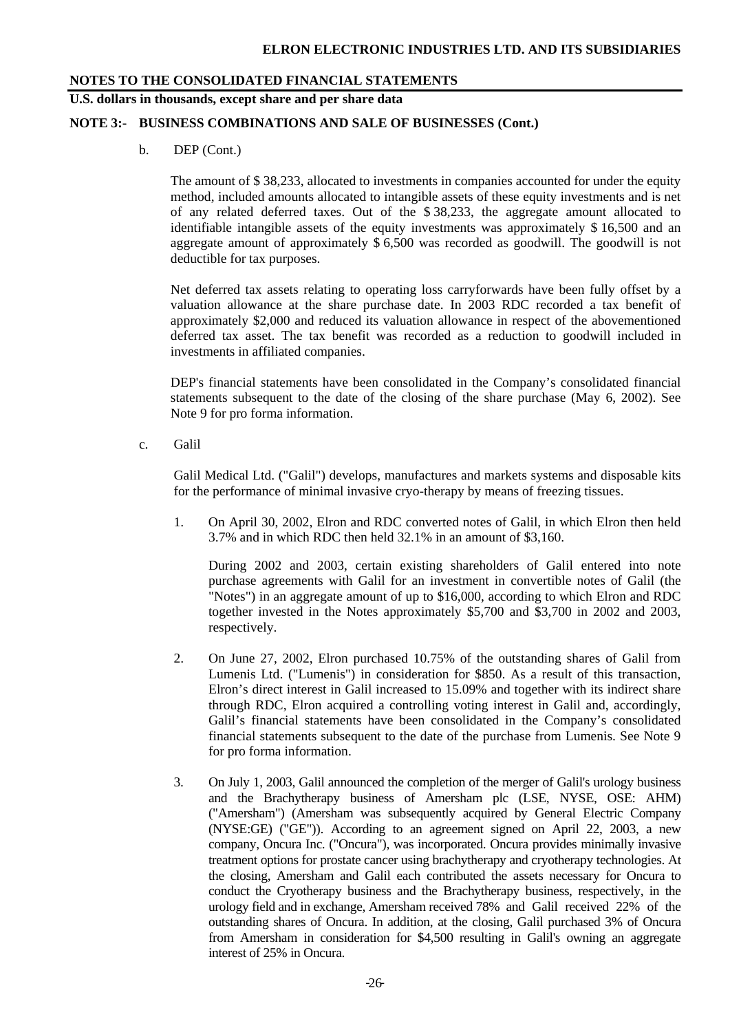**NOTES TO THE CONSOLIDATED FINANCIAL STATEMENTS**

**U.S. dollars in thousands, except share and per share data**

**NOTE 3:- BUSINESS COMBINATIONS AND SALE OF BUSINESSES (Cont.)**

b. DEP (Cont.)

The amount of $ 38,233, allocated to investments in companies accounted for under the equity method, included amounts allocated to intangible assets of these equity investments and is net of any related deferred taxes. Out of the $ 38,233, the aggregate amount allocated to identifiable intangible assets of the equity investments was approximately $ 16,500 and an aggregate amount of approximately $ 6,500 was recorded as goodwill. The goodwill is not deductible for tax purposes.

Net deferred tax assets relating to operating loss carryforwards have been fully offset by a valuation allowance at the share purchase date. In 2003 RDC recorded a tax benefit of approximately $2,000 and reduced its valuation allowance in respect of the abovementioned deferred tax asset. The tax benefit was recorded as a reduction to goodwill included in investments in affiliated companies.

DEP's financial statements have been consolidated in the Company's consolidated financial statements subsequent to the date of the closing of the share purchase (May 6, 2002). See Note 9 for pro forma information.

c. Galil

Galil Medical Ltd. ("Galil") develops, manufactures and markets systems and disposable kits for the performance of minimal invasive cryo-therapy by means of freezing tissues.

1. On April 30, 2002, Elron and RDC converted notes of Galil, in which Elron then held 3.7% and in which RDC then held 32.1% in an amount of $3,160.

   During 2002 and 2003, certain existing shareholders of Galil entered into note purchase agreements with Galil for an investment in convertible notes of Galil (the "Notes") in an aggregate amount of up to $16,000, according to which Elron and RDC together invested in the Notes approximately $5,700 and $3,700 in 2002 and 2003, respectively.

2. On June 27, 2002, Elron purchased 10.75% of the outstanding shares of Galil from Lumenis Ltd. ("Lumenis") in consideration for $850. As a result of this transaction, Elron's direct interest in Galil increased to 15.09% and together with its indirect share through RDC, Elron acquired a controlling voting interest in Galil and, accordingly, Galil's financial statements have been consolidated in the Company's consolidated financial statements subsequent to the date of the purchase from Lumenis. See Note 9 for pro forma information.

3. On July 1, 2003, Galil announced the completion of the merger of Galil's urology business and the Brachytherapy business of Amersham plc (LSE, NYSE, OSE: AHM) ("Amersham") (Amersham was subsequently acquired by General Electric Company (NYSE:GE) ("GE")). According to an agreement signed on April 22, 2003, a new company, Oncura Inc. ("Oncura"), was incorporated. Oncura provides minimally invasive treatment options for prostate cancer using brachytherapy and cryotherapy technologies. At the closing, Amersham and Galil each contributed the assets necessary for Oncura to conduct the Cryotherapy business and the Brachytherapy business, respectively, in the urology field and in exchange, Amersham received 78% and Galil received 22% of the outstanding shares of Oncura. In addition, at the closing, Galil purchased 3% of Oncura from Amersham in consideration for $4,500 resulting in Galil's owning an aggregate interest of 25% in Oncura.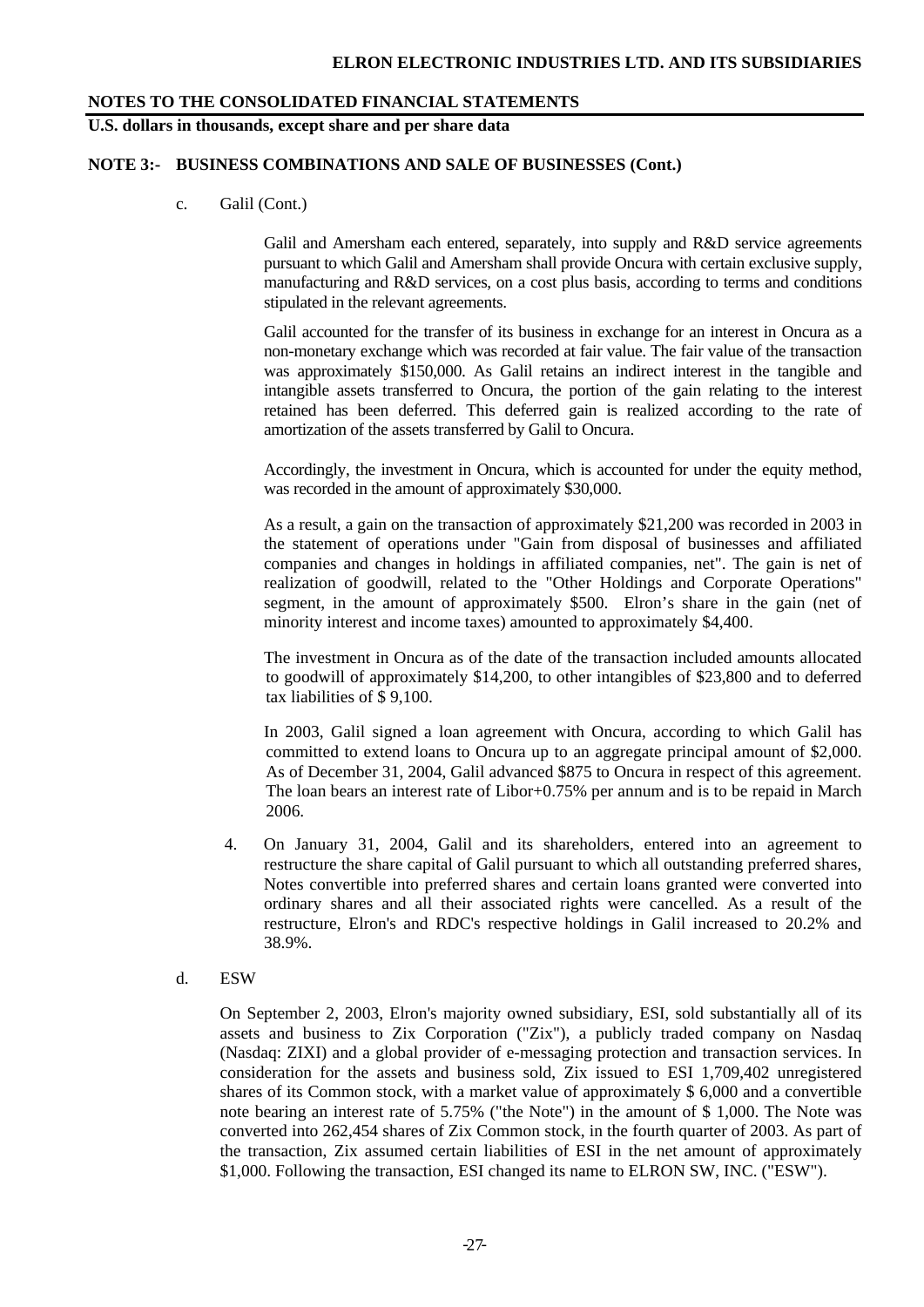**NOTES TO THE CONSOLIDATED FINANCIAL STATEMENTS**

**U.S. dollars in thousands, except share and per share data**

**NOTE 3:- BUSINESS COMBINATIONS AND SALE OF BUSINESSES (Cont.)**

c. Galil (Cont.)

Galil and Amersham each entered, separately, into supply and R&D service agreements pursuant to which Galil and Amersham shall provide Oncura with certain exclusive supply, manufacturing and R&D services, on a cost plus basis, according to terms and conditions stipulated in the relevant agreements.

Galil accounted for the transfer of its business in exchange for an interest in Oncura as a non-monetary exchange which was recorded at fair value. The fair value of the transaction was approximately $150,000. As Galil retains an indirect interest in the tangible and intangible assets transferred to Oncura, the portion of the gain relating to the interest retained has been deferred. This deferred gain is realized according to the rate of amortization of the assets transferred by Galil to Oncura.

Accordingly, the investment in Oncura, which is accounted for under the equity method, was recorded in the amount of approximately $30,000.

As a result, a gain on the transaction of approximately $21,200 was recorded in 2003 in the statement of operations under "Gain from disposal of businesses and affiliated companies and changes in holdings in affiliated companies, net". The gain is net of realization of goodwill, related to the "Other Holdings and Corporate Operations" segment, in the amount of approximately $500. Elron's share in the gain (net of minority interest and income taxes) amounted to approximately $4,400.

The investment in Oncura as of the date of the transaction included amounts allocated to goodwill of approximately $14,200, to other intangibles of $23,800 and to deferred tax liabilities of $ 9,100.

In 2003, Galil signed a loan agreement with Oncura, according to which Galil has committed to extend loans to Oncura up to an aggregate principal amount of $2,000. As of December 31, 2004, Galil advanced $875 to Oncura in respect of this agreement. The loan bears an interest rate of Libor+0.75% per annum and is to be repaid in March 2006.

4. On January 31, 2004, Galil and its shareholders, entered into an agreement to restructure the share capital of Galil pursuant to which all outstanding preferred shares, Notes convertible into preferred shares and certain loans granted were converted into ordinary shares and all their associated rights were cancelled. As a result of the restructure, Elron's and RDC's respective holdings in Galil increased to 20.2% and 38.9%.

d. ESW

On September 2, 2003, Elron's majority owned subsidiary, ESI, sold substantially all of its assets and business to Zix Corporation ("Zix"), a publicly traded company on Nasdaq (Nasdaq: ZIXI) and a global provider of e-messaging protection and transaction services. In consideration for the assets and business sold, Zix issued to ESI 1,709,402 unregistered shares of its Common stock, with a market value of approximately $ 6,000 and a convertible note bearing an interest rate of 5.75% ("the Note") in the amount of $ 1,000. The Note was converted into 262,454 shares of Zix Common stock, in the fourth quarter of 2003. As part of the transaction, Zix assumed certain liabilities of ESI in the net amount of approximately $1,000. Following the transaction, ESI changed its name to ELRON SW, INC. ("ESW").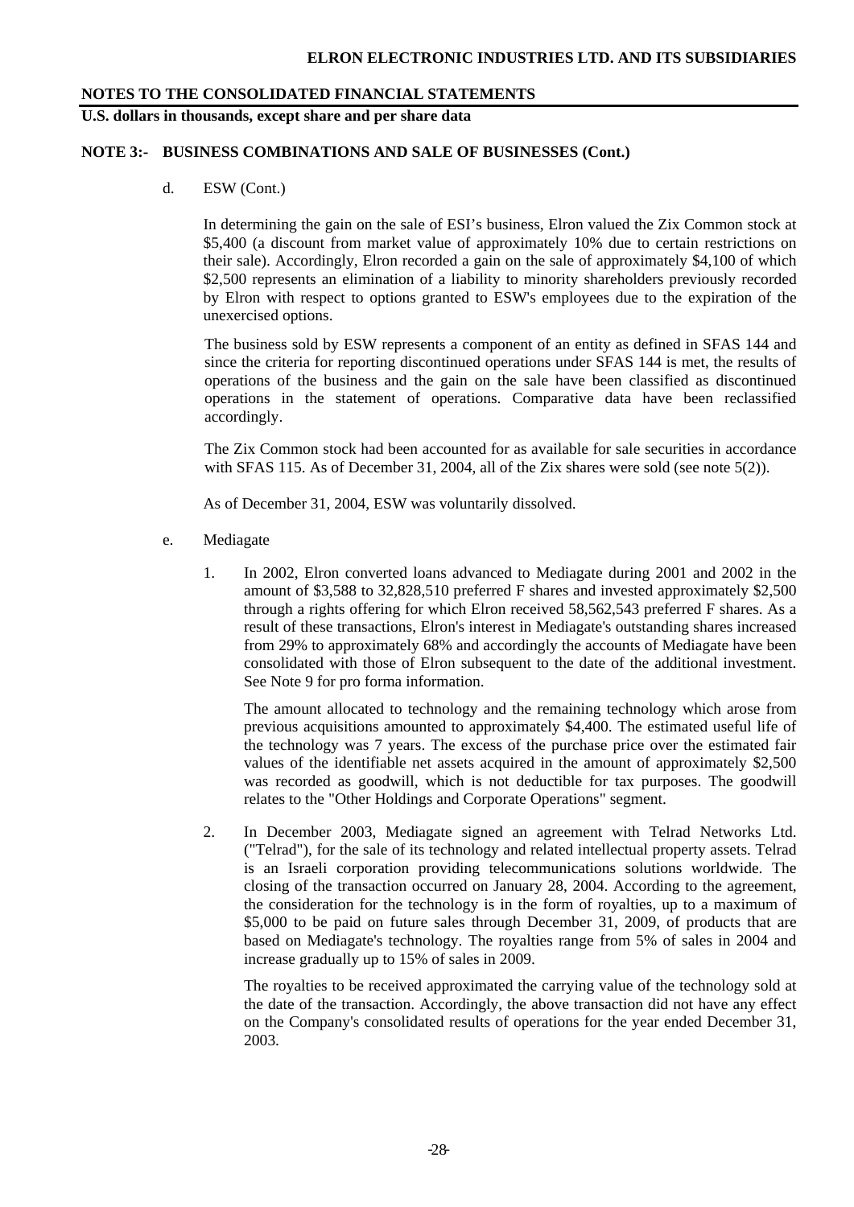## NOTES TO THE CONSOLIDATED FINANCIAL STATEMENTS

**U.S. dollars in thousands, except share and per share data**

### NOTE 3:- BUSINESS COMBINATIONS AND SALE OF BUSINESSES (Cont.)

d. ESW (Cont.)

In determining the gain on the sale of ESI's business, Elron valued the Zix Common stock at \$5,400 (a discount from market value of approximately 10% due to certain restrictions on their sale). Accordingly, Elron recorded a gain on the sale of approximately \$4,100 of which \$2,500 represents an elimination of a liability to minority shareholders previously recorded by Elron with respect to options granted to ESW's employees due to the expiration of the unexercised options.

The business sold by ESW represents a component of an entity as defined in SFAS 144 and since the criteria for reporting discontinued operations under SFAS 144 is met, the results of operations of the business and the gain on the sale have been classified as discontinued operations in the statement of operations. Comparative data have been reclassified accordingly.

The Zix Common stock had been accounted for as available for sale securities in accordance with SFAS 115. As of December 31, 2004, all of the Zix shares were sold (see note 5(2)).

As of December 31, 2004, ESW was voluntarily dissolved.

e. Mediagate

1. In 2002, Elron converted loans advanced to Mediagate during 2001 and 2002 in the amount of \$3,588 to 32,828,510 preferred F shares and invested approximately \$2,500 through a rights offering for which Elron received 58,562,543 preferred F shares. As a result of these transactions, Elron's interest in Mediagate's outstanding shares increased from 29% to approximately 68% and accordingly the accounts of Mediagate have been consolidated with those of Elron subsequent to the date of the additional investment. See Note 9 for pro forma information.

   The amount allocated to technology and the remaining technology which arose from previous acquisitions amounted to approximately \$4,400. The estimated useful life of the technology was 7 years. The excess of the purchase price over the estimated fair values of the identifiable net assets acquired in the amount of approximately \$2,500 was recorded as goodwill, which is not deductible for tax purposes. The goodwill relates to the "Other Holdings and Corporate Operations" segment.

2. In December 2003, Mediagate signed an agreement with Telrad Networks Ltd. ("Telrad"), for the sale of its technology and related intellectual property assets. Telrad is an Israeli corporation providing telecommunications solutions worldwide. The closing of the transaction occurred on January 28, 2004. According to the agreement, the consideration for the technology is in the form of royalties, up to a maximum of \$5,000 to be paid on future sales through December 31, 2009, of products that are based on Mediagate's technology. The royalties range from 5% of sales in 2004 and increase gradually up to 15% of sales in 2009.

   The royalties to be received approximated the carrying value of the technology sold at the date of the transaction. Accordingly, the above transaction did not have any effect on the Company's consolidated results of operations for the year ended December 31, 2003.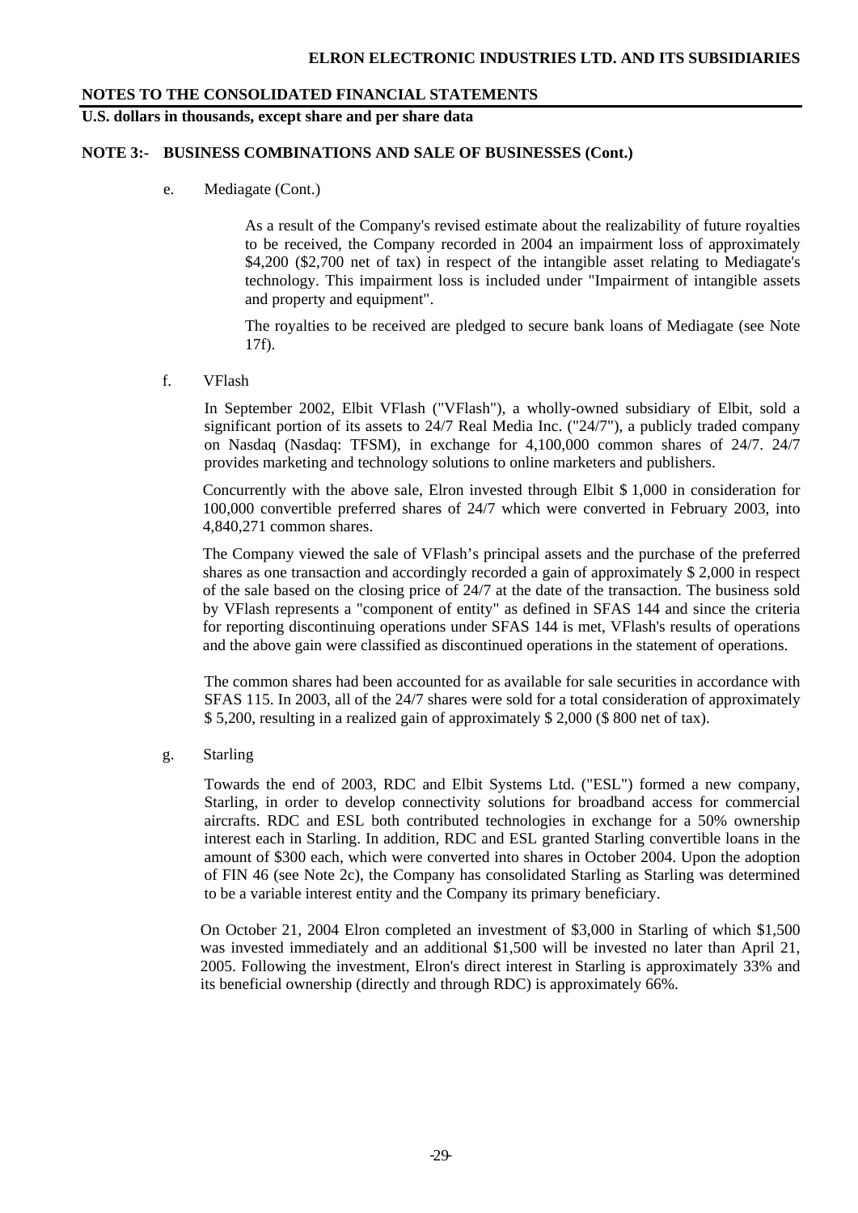**NOTE 3:- BUSINESS COMBINATIONS AND SALE OF BUSINESSES (Cont.)**

e. Mediagate (Cont.)

As a result of the Company's revised estimate about the realizability of future royalties to be received, the Company recorded in 2004 an impairment loss of approximately $4,200 ($2,700 net of tax) in respect of the intangible asset relating to Mediagate's technology. This impairment loss is included under "Impairment of intangible assets and property and equipment".

The royalties to be received are pledged to secure bank loans of Mediagate (see Note 17f).

f. VFlash

In September 2002, Elbit VFlash ("VFlash"), a wholly-owned subsidiary of Elbit, sold a significant portion of its assets to 24/7 Real Media Inc. ("24/7"), a publicly traded company on Nasdaq (Nasdaq: TFSM), in exchange for 4,100,000 common shares of 24/7. 24/7 provides marketing and technology solutions to online marketers and publishers.

Concurrently with the above sale, Elron invested through Elbit $ 1,000 in consideration for 100,000 convertible preferred shares of 24/7 which were converted in February 2003, into 4,840,271 common shares.

The Company viewed the sale of VFlash's principal assets and the purchase of the preferred shares as one transaction and accordingly recorded a gain of approximately $ 2,000 in respect of the sale based on the closing price of 24/7 at the date of the transaction. The business sold by VFlash represents a "component of entity" as defined in SFAS 144 and since the criteria for reporting discontinuing operations under SFAS 144 is met, VFlash's results of operations and the above gain were classified as discontinued operations in the statement of operations.

The common shares had been accounted for as available for sale securities in accordance with SFAS 115. In 2003, all of the 24/7 shares were sold for a total consideration of approximately $ 5,200, resulting in a realized gain of approximately $ 2,000 ($ 800 net of tax).

g. Starling

Towards the end of 2003, RDC and Elbit Systems Ltd. ("ESL") formed a new company, Starling, in order to develop connectivity solutions for broadband access for commercial aircrafts. RDC and ESL both contributed technologies in exchange for a 50% ownership interest each in Starling. In addition, RDC and ESL granted Starling convertible loans in the amount of $300 each, which were converted into shares in October 2004. Upon the adoption of FIN 46 (see Note 2c), the Company has consolidated Starling as Starling was determined to be a variable interest entity and the Company its primary beneficiary.

On October 21, 2004 Elron completed an investment of $3,000 in Starling of which $1,500 was invested immediately and an additional $1,500 will be invested no later than April 21, 2005. Following the investment, Elron's direct interest in Starling is approximately 33% and its beneficial ownership (directly and through RDC) is approximately 66%.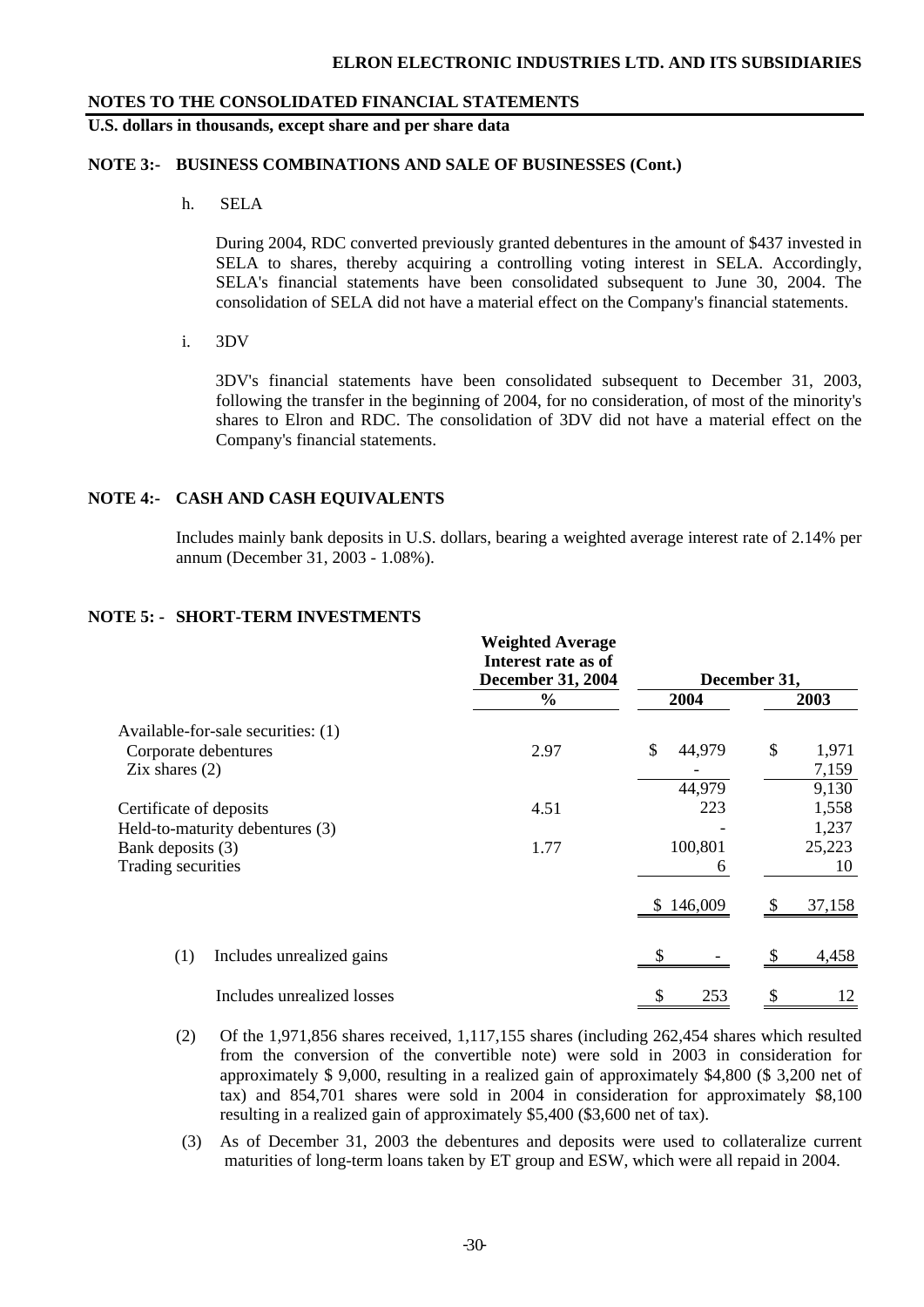**NOTES TO THE CONSOLIDATED FINANCIAL STATEMENTS**

**U.S. dollars in thousands, except share and per share data**

**NOTE 3:- BUSINESS COMBINATIONS AND SALE OF BUSINESSES (Cont.)**

h. SELA

During 2004, RDC converted previously granted debentures in the amount of $437 invested in SELA to shares, thereby acquiring a controlling voting interest in SELA. Accordingly, SELA's financial statements have been consolidated subsequent to June 30, 2004. The consolidation of SELA did not have a material effect on the Company's financial statements.

i. 3DV

3DV's financial statements have been consolidated subsequent to December 31, 2003, following the transfer in the beginning of 2004, for no consideration, of most of the minority's shares to Elron and RDC. The consolidation of 3DV did not have a material effect on the Company's financial statements.

**NOTE 4:- CASH AND CASH EQUIVALENTS**

Includes mainly bank deposits in U.S. dollars, bearing a weighted average interest rate of 2.14% per annum (December 31, 2003 - 1.08%).

**NOTE 5: - SHORT-TERM INVESTMENTS**

| | Weighted Average Interest rate as of December 31, 2004 | December 31, | |
|---|---|---|---|
| | % | 2004 | 2003 |
| Available-for-sale securities: (1) | | | |
| Corporate debentures | 2.97 | $ 44,979 | $ 1,971 |
| Zix shares (2) | | - | 7,159 |
| | | 44,979 | 9,130 |
| Certificate of deposits | 4.51 | 223 | 1,558 |
| Held-to-maturity debentures (3) | | - | 1,237 |
| Bank deposits (3) | 1.77 | 100,801 | 25,223 |
| Trading securities | | 6 | 10 |
| | | $ 146,009 | $ 37,158 |
| (1) Includes unrealized gains | | $ - | $ 4,458 |
| Includes unrealized losses | | $ 253 | $ 12 |

(2) Of the 1,971,856 shares received, 1,117,155 shares (including 262,454 shares which resulted from the conversion of the convertible note) were sold in 2003 in consideration for approximately $ 9,000, resulting in a realized gain of approximately $4,800 ($ 3,200 net of tax) and 854,701 shares were sold in 2004 in consideration for approximately $8,100 resulting in a realized gain of approximately $5,400 ($3,600 net of tax).

(3) As of December 31, 2003 the debentures and deposits were used to collateralize current maturities of long-term loans taken by ET group and ESW, which were all repaid in 2004.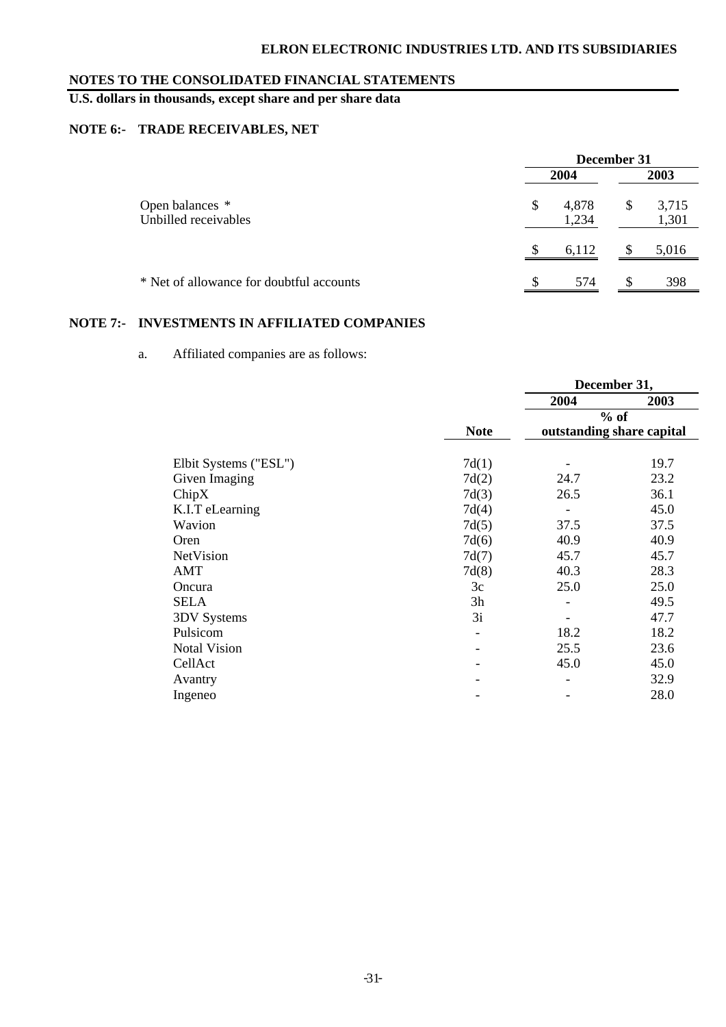## NOTES TO THE CONSOLIDATED FINANCIAL STATEMENTS

**U.S. dollars in thousands, except share and per share data**

### NOTE 6:- TRADE RECEIVABLES, NET

| | December 31 | |
|---|---|---|
| | 2004 | 2003 |
| Open balances * | $ 4,878 | $ 3,715 |
| Unbilled receivables | 1,234 | 1,301 |
| | $ 6,112 | $ 5,016 |
| * Net of allowance for doubtful accounts | $ 574 | $ 398 |

### NOTE 7:- INVESTMENTS IN AFFILIATED COMPANIES

a. Affiliated companies are as follows:

| | | December 31, | |
|---|---|---|---|
| | | 2004 | 2003 |
| | Note | % of outstanding share capital | |
| Elbit Systems ("ESL") | 7d(1) | - | 19.7 |
| Given Imaging | 7d(2) | 24.7 | 23.2 |
| ChipX | 7d(3) | 26.5 | 36.1 |
| K.I.T eLearning | 7d(4) | - | 45.0 |
| Wavion | 7d(5) | 37.5 | 37.5 |
| Oren | 7d(6) | 40.9 | 40.9 |
| NetVision | 7d(7) | 45.7 | 45.7 |
| AMT | 7d(8) | 40.3 | 28.3 |
| Oncura | 3c | 25.0 | 25.0 |
| SELA | 3h | - | 49.5 |
| 3DV Systems | 3i | - | 47.7 |
| Pulsicom | - | 18.2 | 18.2 |
| Notal Vision | - | 25.5 | 23.6 |
| CellAct | - | 45.0 | 45.0 |
| Avantry | - | - | 32.9 |
| Ingeneo | - | - | 28.0 |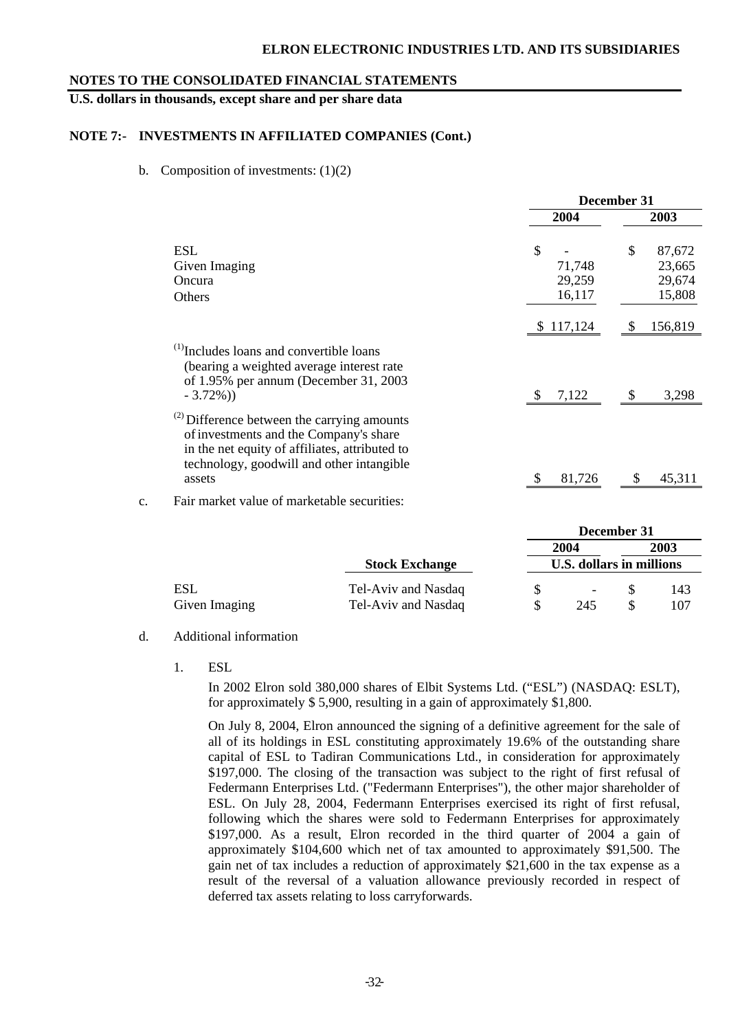**ELRON ELECTRONIC INDUSTRIES LTD. AND ITS SUBSIDIARIES**

**NOTES TO THE CONSOLIDATED FINANCIAL STATEMENTS**

**U.S. dollars in thousands, except share and per share data**

**NOTE 7:- INVESTMENTS IN AFFILIATED COMPANIES (Cont.)**

b. Composition of investments: (1)(2)

| | December 31 | |
|---|---|---|
| | 2004 | 2003 |
| ESL | $ - | $ 87,672 |
| Given Imaging | 71,748 | 23,665 |
| Oncura | 29,259 | 29,674 |
| Others | 16,117 | 15,808 |
| | $ 117,124 | $ 156,819 |
| [(1)] Includes loans and convertible loans (bearing a weighted average interest rate of 1.95% per annum (December 31, 2003 - 3.72%)) | $ 7,122 | $ 3,298 |
| [(2)] Difference between the carrying amounts of investments and the Company's share in the net equity of affiliates, attributed to technology, goodwill and other intangible assets | $ 81,726 | $ 45,311 |

c. Fair market value of marketable securities:

| | | December 31 | |
|---|---|---|---|
| | | 2004 | 2003 |
| | Stock Exchange | U.S. dollars in millions | |
| ESL | Tel-Aviv and Nasdaq | $ - | $ 143 |
| Given Imaging | Tel-Aviv and Nasdaq | $ 245 | $ 107 |

d. Additional information

1. ESL

In 2002 Elron sold 380,000 shares of Elbit Systems Ltd. ("ESL") (NASDAQ: ESLT), for approximately $ 5,900, resulting in a gain of approximately $1,800.

On July 8, 2004, Elron announced the signing of a definitive agreement for the sale of all of its holdings in ESL constituting approximately 19.6% of the outstanding share capital of ESL to Tadiran Communications Ltd., in consideration for approximately $197,000. The closing of the transaction was subject to the right of first refusal of Federmann Enterprises Ltd. ("Federmann Enterprises"), the other major shareholder of ESL. On July 28, 2004, Federmann Enterprises exercised its right of first refusal, following which the shares were sold to Federmann Enterprises for approximately $197,000. As a result, Elron recorded in the third quarter of 2004 a gain of approximately $104,600 which net of tax amounted to approximately $91,500. The gain net of tax includes a reduction of approximately $21,600 in the tax expense as a result of the reversal of a valuation allowance previously recorded in respect of deferred tax assets relating to loss carryforwards.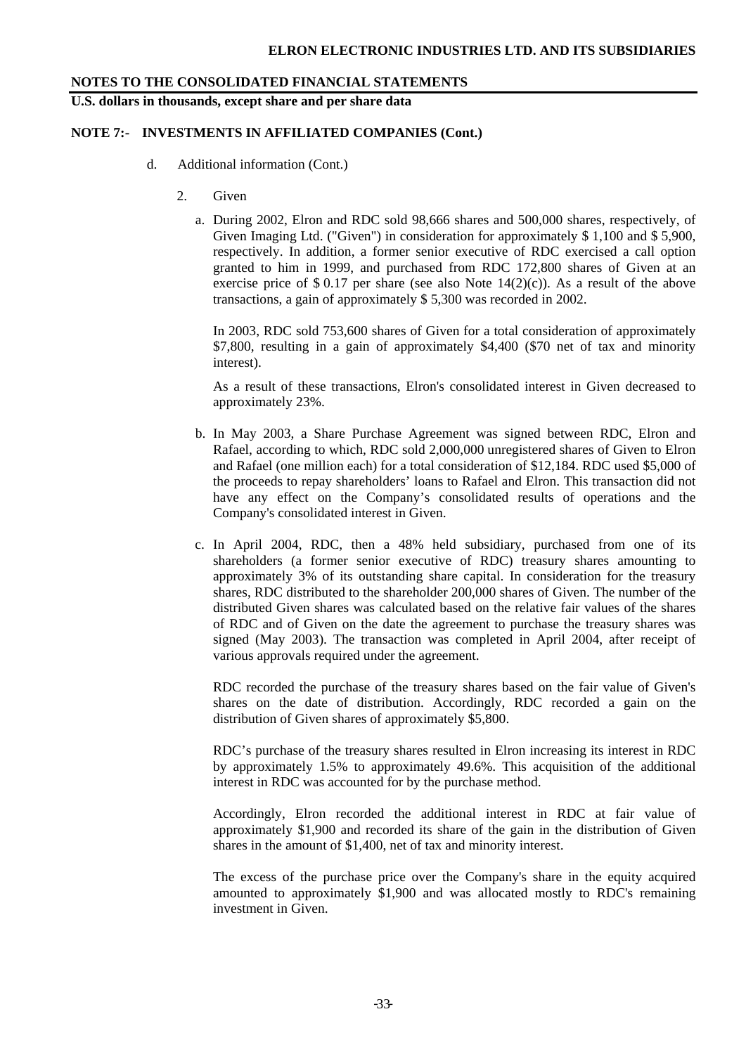**NOTES TO THE CONSOLIDATED FINANCIAL STATEMENTS**

**U.S. dollars in thousands, except share and per share data**

**NOTE 7:- INVESTMENTS IN AFFILIATED COMPANIES (Cont.)**

d. Additional information (Cont.)

2. Given

a. During 2002, Elron and RDC sold 98,666 shares and 500,000 shares, respectively, of Given Imaging Ltd. ("Given") in consideration for approximately $ 1,100 and $ 5,900, respectively. In addition, a former senior executive of RDC exercised a call option granted to him in 1999, and purchased from RDC 172,800 shares of Given at an exercise price of $ 0.17 per share (see also Note 14(2)(c)). As a result of the above transactions, a gain of approximately $ 5,300 was recorded in 2002.

In 2003, RDC sold 753,600 shares of Given for a total consideration of approximately $7,800, resulting in a gain of approximately $4,400 ($70 net of tax and minority interest).

As a result of these transactions, Elron's consolidated interest in Given decreased to approximately 23%.

b. In May 2003, a Share Purchase Agreement was signed between RDC, Elron and Rafael, according to which, RDC sold 2,000,000 unregistered shares of Given to Elron and Rafael (one million each) for a total consideration of $12,184. RDC used $5,000 of the proceeds to repay shareholders' loans to Rafael and Elron. This transaction did not have any effect on the Company's consolidated results of operations and the Company's consolidated interest in Given.

c. In April 2004, RDC, then a 48% held subsidiary, purchased from one of its shareholders (a former senior executive of RDC) treasury shares amounting to approximately 3% of its outstanding share capital. In consideration for the treasury shares, RDC distributed to the shareholder 200,000 shares of Given. The number of the distributed Given shares was calculated based on the relative fair values of the shares of RDC and of Given on the date the agreement to purchase the treasury shares was signed (May 2003). The transaction was completed in April 2004, after receipt of various approvals required under the agreement.

RDC recorded the purchase of the treasury shares based on the fair value of Given's shares on the date of distribution. Accordingly, RDC recorded a gain on the distribution of Given shares of approximately $5,800.

RDC's purchase of the treasury shares resulted in Elron increasing its interest in RDC by approximately 1.5% to approximately 49.6%. This acquisition of the additional interest in RDC was accounted for by the purchase method.

Accordingly, Elron recorded the additional interest in RDC at fair value of approximately $1,900 and recorded its share of the gain in the distribution of Given shares in the amount of $1,400, net of tax and minority interest.

The excess of the purchase price over the Company's share in the equity acquired amounted to approximately $1,900 and was allocated mostly to RDC's remaining investment in Given.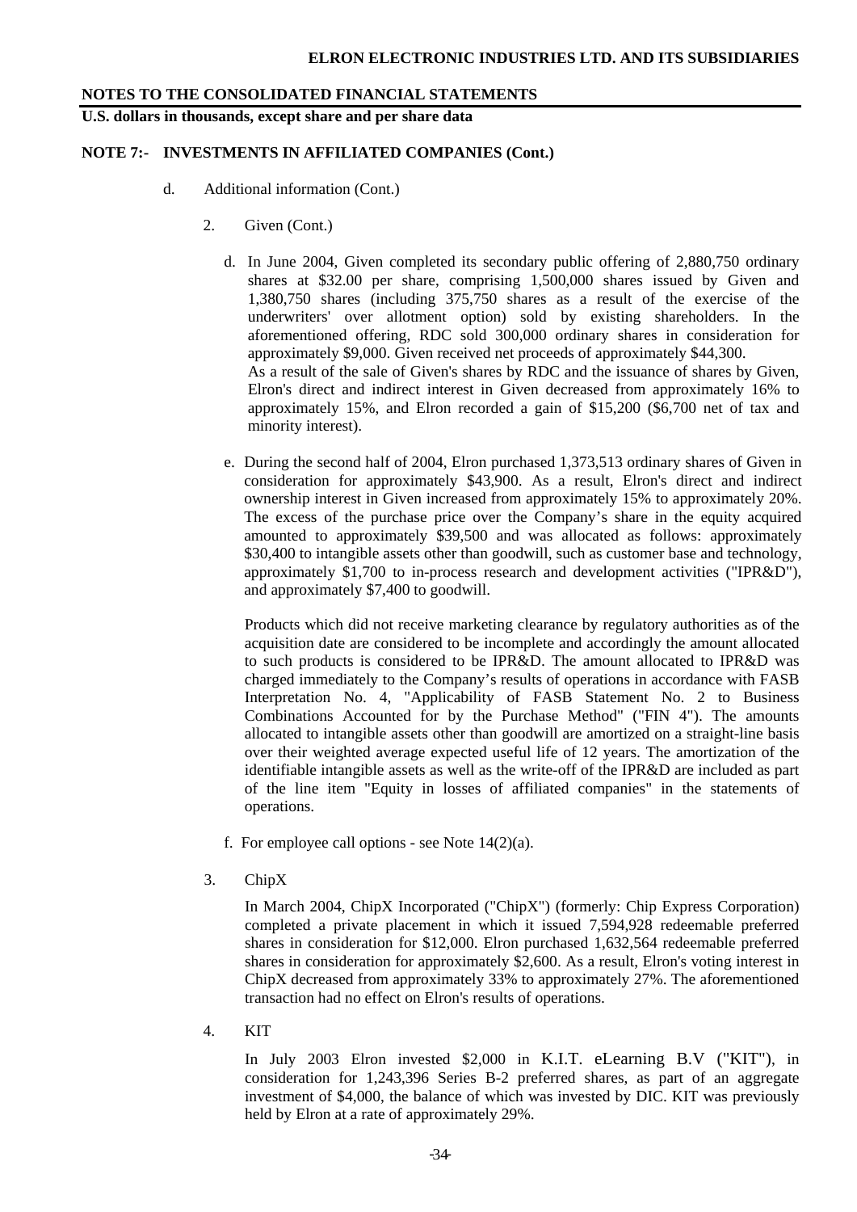**NOTES TO THE CONSOLIDATED FINANCIAL STATEMENTS**

**U.S. dollars in thousands, except share and per share data**

**NOTE 7:- INVESTMENTS IN AFFILIATED COMPANIES (Cont.)**

d. Additional information (Cont.)

2. Given (Cont.)

d. In June 2004, Given completed its secondary public offering of 2,880,750 ordinary shares at $32.00 per share, comprising 1,500,000 shares issued by Given and 1,380,750 shares (including 375,750 shares as a result of the exercise of the underwriters' over allotment option) sold by existing shareholders. In the aforementioned offering, RDC sold 300,000 ordinary shares in consideration for approximately $9,000. Given received net proceeds of approximately $44,300.
As a result of the sale of Given's shares by RDC and the issuance of shares by Given, Elron's direct and indirect interest in Given decreased from approximately 16% to approximately 15%, and Elron recorded a gain of $15,200 ($6,700 net of tax and minority interest).

e. During the second half of 2004, Elron purchased 1,373,513 ordinary shares of Given in consideration for approximately $43,900. As a result, Elron's direct and indirect ownership interest in Given increased from approximately 15% to approximately 20%. The excess of the purchase price over the Company's share in the equity acquired amounted to approximately $39,500 and was allocated as follows: approximately $30,400 to intangible assets other than goodwill, such as customer base and technology, approximately $1,700 to in-process research and development activities ("IPR&D"), and approximately $7,400 to goodwill.

Products which did not receive marketing clearance by regulatory authorities as of the acquisition date are considered to be incomplete and accordingly the amount allocated to such products is considered to be IPR&D. The amount allocated to IPR&D was charged immediately to the Company's results of operations in accordance with FASB Interpretation No. 4, "Applicability of FASB Statement No. 2 to Business Combinations Accounted for by the Purchase Method" ("FIN 4"). The amounts allocated to intangible assets other than goodwill are amortized on a straight-line basis over their weighted average expected useful life of 12 years. The amortization of the identifiable intangible assets as well as the write-off of the IPR&D are included as part of the line item "Equity in losses of affiliated companies" in the statements of operations.

f. For employee call options - see Note 14(2)(a).

3. ChipX

In March 2004, ChipX Incorporated ("ChipX") (formerly: Chip Express Corporation) completed a private placement in which it issued 7,594,928 redeemable preferred shares in consideration for $12,000. Elron purchased 1,632,564 redeemable preferred shares in consideration for approximately $2,600. As a result, Elron's voting interest in ChipX decreased from approximately 33% to approximately 27%. The aforementioned transaction had no effect on Elron's results of operations.

4. KIT

In July 2003 Elron invested $2,000 in K.I.T. eLearning B.V ("KIT"), in consideration for 1,243,396 Series B-2 preferred shares, as part of an aggregate investment of $4,000, the balance of which was invested by DIC. KIT was previously held by Elron at a rate of approximately 29%.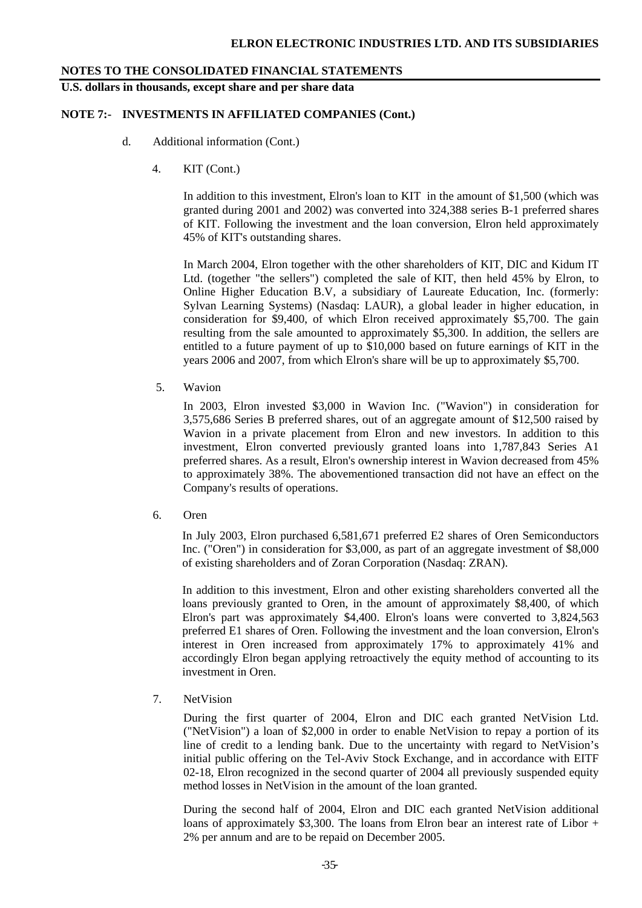**NOTES TO THE CONSOLIDATED FINANCIAL STATEMENTS**

**U.S. dollars in thousands, except share and per share data**

**NOTE 7:- INVESTMENTS IN AFFILIATED COMPANIES (Cont.)**

d. Additional information (Cont.)

4. KIT (Cont.)

In addition to this investment, Elron's loan to KIT in the amount of $1,500 (which was granted during 2001 and 2002) was converted into 324,388 series B-1 preferred shares of KIT. Following the investment and the loan conversion, Elron held approximately 45% of KIT's outstanding shares.

In March 2004, Elron together with the other shareholders of KIT, DIC and Kidum IT Ltd. (together "the sellers") completed the sale of KIT, then held 45% by Elron, to Online Higher Education B.V, a subsidiary of Laureate Education, Inc. (formerly: Sylvan Learning Systems) (Nasdaq: LAUR), a global leader in higher education, in consideration for $9,400, of which Elron received approximately $5,700. The gain resulting from the sale amounted to approximately $5,300. In addition, the sellers are entitled to a future payment of up to $10,000 based on future earnings of KIT in the years 2006 and 2007, from which Elron's share will be up to approximately $5,700.

5. Wavion

In 2003, Elron invested $3,000 in Wavion Inc. ("Wavion") in consideration for 3,575,686 Series B preferred shares, out of an aggregate amount of $12,500 raised by Wavion in a private placement from Elron and new investors. In addition to this investment, Elron converted previously granted loans into 1,787,843 Series A1 preferred shares. As a result, Elron's ownership interest in Wavion decreased from 45% to approximately 38%. The abovementioned transaction did not have an effect on the Company's results of operations.

6. Oren

In July 2003, Elron purchased 6,581,671 preferred E2 shares of Oren Semiconductors Inc. ("Oren") in consideration for $3,000, as part of an aggregate investment of $8,000 of existing shareholders and of Zoran Corporation (Nasdaq: ZRAN).

In addition to this investment, Elron and other existing shareholders converted all the loans previously granted to Oren, in the amount of approximately $8,400, of which Elron's part was approximately $4,400. Elron's loans were converted to 3,824,563 preferred E1 shares of Oren. Following the investment and the loan conversion, Elron's interest in Oren increased from approximately 17% to approximately 41% and accordingly Elron began applying retroactively the equity method of accounting to its investment in Oren.

7. NetVision

During the first quarter of 2004, Elron and DIC each granted NetVision Ltd. ("NetVision") a loan of $2,000 in order to enable NetVision to repay a portion of its line of credit to a lending bank. Due to the uncertainty with regard to NetVision's initial public offering on the Tel-Aviv Stock Exchange, and in accordance with EITF 02-18, Elron recognized in the second quarter of 2004 all previously suspended equity method losses in NetVision in the amount of the loan granted.

During the second half of 2004, Elron and DIC each granted NetVision additional loans of approximately $3,300. The loans from Elron bear an interest rate of Libor + 2% per annum and are to be repaid on December 2005.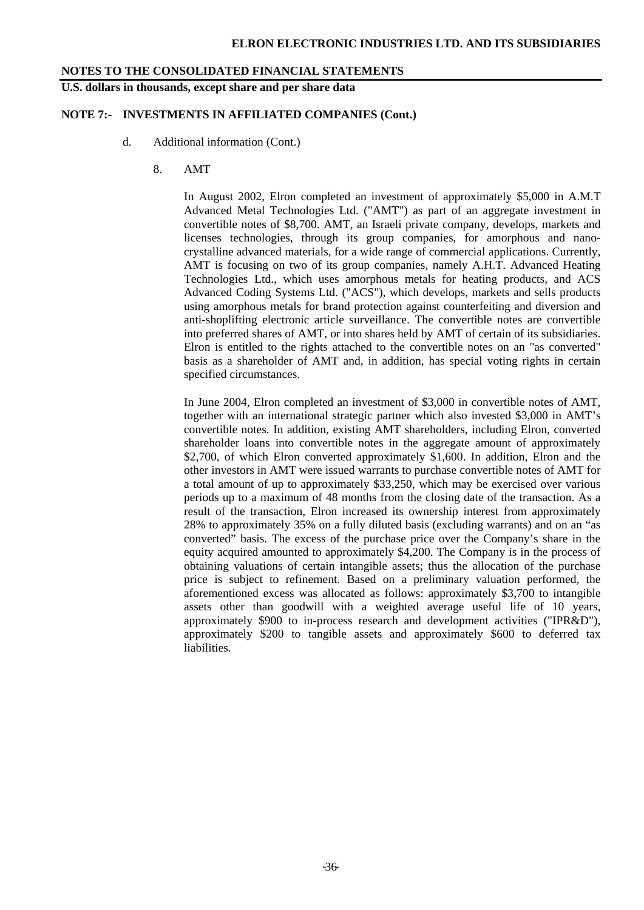**NOTES TO THE CONSOLIDATED FINANCIAL STATEMENTS**

**U.S. dollars in thousands, except share and per share data**

**NOTE 7:- INVESTMENTS IN AFFILIATED COMPANIES (Cont.)**

d. Additional information (Cont.)

8. AMT

In August 2002, Elron completed an investment of approximately $5,000 in A.M.T Advanced Metal Technologies Ltd. ("AMT") as part of an aggregate investment in convertible notes of $8,700. AMT, an Israeli private company, develops, markets and licenses technologies, through its group companies, for amorphous and nano-crystalline advanced materials, for a wide range of commercial applications. Currently, AMT is focusing on two of its group companies, namely A.H.T. Advanced Heating Technologies Ltd., which uses amorphous metals for heating products, and ACS Advanced Coding Systems Ltd. ("ACS"), which develops, markets and sells products using amorphous metals for brand protection against counterfeiting and diversion and anti-shoplifting electronic article surveillance. The convertible notes are convertible into preferred shares of AMT, or into shares held by AMT of certain of its subsidiaries. Elron is entitled to the rights attached to the convertible notes on an "as converted" basis as a shareholder of AMT and, in addition, has special voting rights in certain specified circumstances.

In June 2004, Elron completed an investment of $3,000 in convertible notes of AMT, together with an international strategic partner which also invested $3,000 in AMT's convertible notes. In addition, existing AMT shareholders, including Elron, converted shareholder loans into convertible notes in the aggregate amount of approximately $2,700, of which Elron converted approximately $1,600. In addition, Elron and the other investors in AMT were issued warrants to purchase convertible notes of AMT for a total amount of up to approximately $33,250, which may be exercised over various periods up to a maximum of 48 months from the closing date of the transaction. As a result of the transaction, Elron increased its ownership interest from approximately 28% to approximately 35% on a fully diluted basis (excluding warrants) and on an "as converted" basis. The excess of the purchase price over the Company's share in the equity acquired amounted to approximately $4,200. The Company is in the process of obtaining valuations of certain intangible assets; thus the allocation of the purchase price is subject to refinement. Based on a preliminary valuation performed, the aforementioned excess was allocated as follows: approximately $3,700 to intangible assets other than goodwill with a weighted average useful life of 10 years, approximately $900 to in-process research and development activities ("IPR&D"), approximately $200 to tangible assets and approximately $600 to deferred tax liabilities.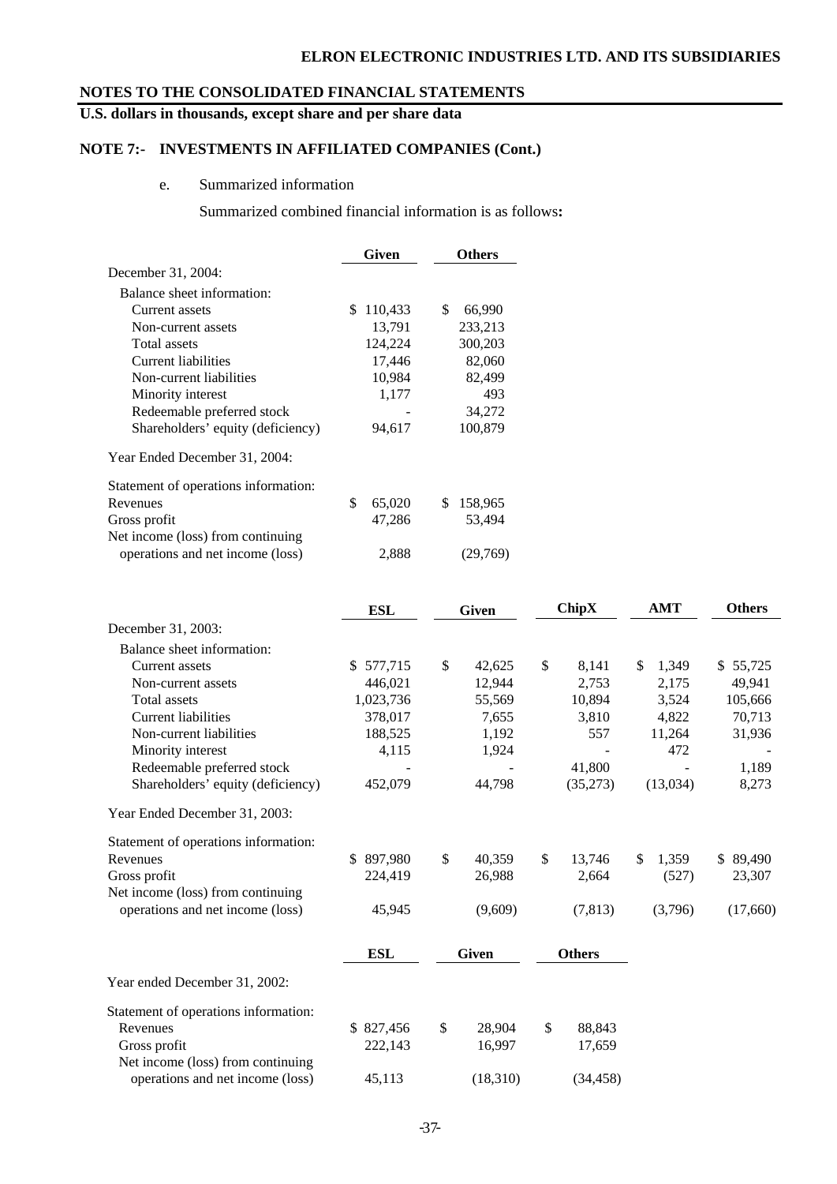**NOTES TO THE CONSOLIDATED FINANCIAL STATEMENTS**

**U.S. dollars in thousands, except share and per share data**

**NOTE 7:- INVESTMENTS IN AFFILIATED COMPANIES (Cont.)**

e. Summarized information

Summarized combined financial information is as follows**:**

| | Given | Others |
|---|---|---|
| December 31, 2004: | | |
| Balance sheet information: | | |
| Current assets | $ 110,433 | $ 66,990 |
| Non-current assets | 13,791 | 233,213 |
| Total assets | 124,224 | 300,203 |
| Current liabilities | 17,446 | 82,060 |
| Non-current liabilities | 10,984 | 82,499 |
| Minority interest | 1,177 | 493 |
| Redeemable preferred stock | - | 34,272 |
| Shareholders' equity (deficiency) | 94,617 | 100,879 |
| Year Ended December 31, 2004: | | |
| Statement of operations information: | | |
| Revenues | $ 65,020 | $ 158,965 |
| Gross profit | 47,286 | 53,494 |
| Net income (loss) from continuing operations and net income (loss) | 2,888 | (29,769) |

| | ESL | Given | ChipX | AMT | Others |
|---|---|---|---|---|---|
| December 31, 2003: | | | | | |
| Balance sheet information: | | | | | |
| Current assets | $ 577,715 | $ 42,625 | $ 8,141 | $ 1,349 | $ 55,725 |
| Non-current assets | 446,021 | 12,944 | 2,753 | 2,175 | 49,941 |
| Total assets | 1,023,736 | 55,569 | 10,894 | 3,524 | 105,666 |
| Current liabilities | 378,017 | 7,655 | 3,810 | 4,822 | 70,713 |
| Non-current liabilities | 188,525 | 1,192 | 557 | 11,264 | 31,936 |
| Minority interest | 4,115 | 1,924 | - | 472 | - |
| Redeemable preferred stock | - | - | 41,800 | - | 1,189 |
| Shareholders' equity (deficiency) | 452,079 | 44,798 | (35,273) | (13,034) | 8,273 |
| Year Ended December 31, 2003: | | | | | |
| Statement of operations information: | | | | | |
| Revenues | $ 897,980 | $ 40,359 | $ 13,746 | $ 1,359 | $ 89,490 |
| Gross profit | 224,419 | 26,988 | 2,664 | (527) | 23,307 |
| Net income (loss) from continuing operations and net income (loss) | 45,945 | (9,609) | (7,813) | (3,796) | (17,660) |

| | ESL | Given | Others |
|---|---|---|---|
| Year ended December 31, 2002: | | | |
| Statement of operations information: | | | |
| Revenues | $ 827,456 | $ 28,904 | $ 88,843 |
| Gross profit | 222,143 | 16,997 | 17,659 |
| Net income (loss) from continuing operations and net income (loss) | 45,113 | (18,310) | (34,458) |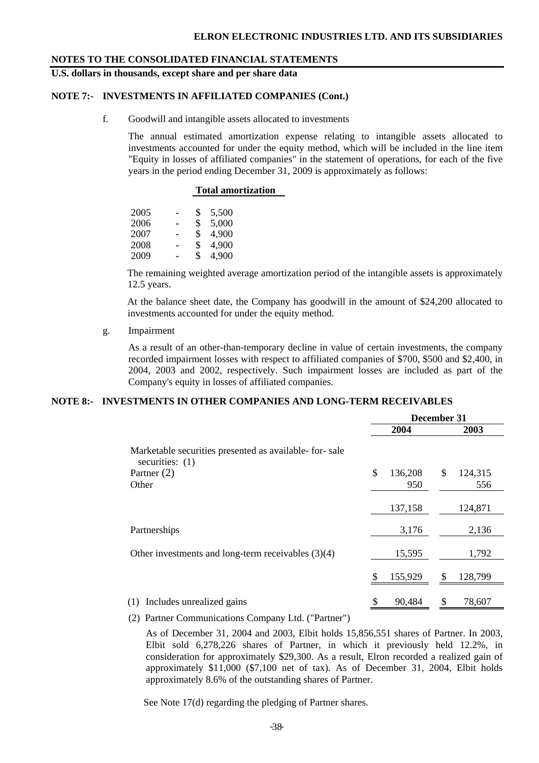**NOTES TO THE CONSOLIDATED FINANCIAL STATEMENTS**

**U.S. dollars in thousands, except share and per share data**

**NOTE 7:- INVESTMENTS IN AFFILIATED COMPANIES (Cont.)**

f. Goodwill and intangible assets allocated to investments

The annual estimated amortization expense relating to intangible assets allocated to investments accounted for under the equity method, which will be included in the line item "Equity in losses of affiliated companies" in the statement of operations, for each of the five years in the period ending December 31, 2009 is approximately as follows:

| | | Total amortization |
|---|---|---|
| 2005 | - | $ 5,500 |
| 2006 | - | $ 5,000 |
| 2007 | - | $ 4,900 |
| 2008 | - | $ 4,900 |
| 2009 | - | $ 4,900 |

The remaining weighted average amortization period of the intangible assets is approximately 12.5 years.

At the balance sheet date, the Company has goodwill in the amount of $24,200 allocated to investments accounted for under the equity method.

g. Impairment

As a result of an other-than-temporary decline in value of certain investments, the company recorded impairment losses with respect to affiliated companies of $700, $500 and $2,400, in 2004, 2003 and 2002, respectively. Such impairment losses are included as part of the Company's equity in losses of affiliated companies.

**NOTE 8:- INVESTMENTS IN OTHER COMPANIES AND LONG-TERM RECEIVABLES**

| | December 31 | |
|---|---|---|
| | **2004** | **2003** |
| Marketable securities presented as available- for- sale securities: (1) | | |
| Partner (2) | $ 136,208 | $ 124,315 |
| Other | 950 | 556 |
| | 137,158 | 124,871 |
| Partnerships | 3,176 | 2,136 |
| Other investments and long-term receivables (3)(4) | 15,595 | 1,792 |
| | $ 155,929 | $ 128,799 |
| (1) Includes unrealized gains | $ 90,484 | $ 78,607 |

(2) Partner Communications Company Ltd. ("Partner")

As of December 31, 2004 and 2003, Elbit holds 15,856,551 shares of Partner. In 2003, Elbit sold 6,278,226 shares of Partner, in which it previously held 12.2%, in consideration for approximately $29,300. As a result, Elron recorded a realized gain of approximately $11,000 ($7,100 net of tax). As of December 31, 2004, Elbit holds approximately 8.6% of the outstanding shares of Partner.

See Note 17(d) regarding the pledging of Partner shares.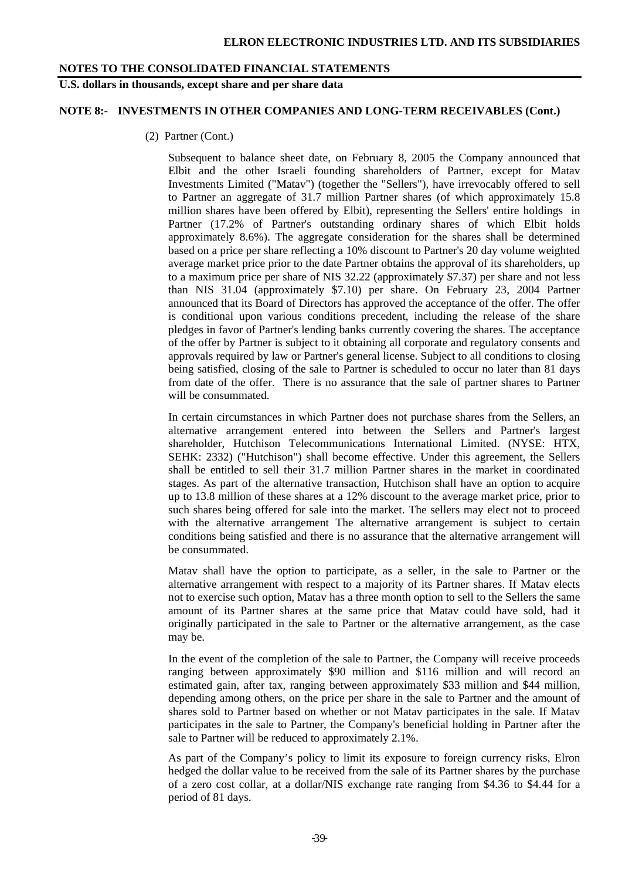## NOTES TO THE CONSOLIDATED FINANCIAL STATEMENTS

**U.S. dollars in thousands, except share and per share data**

### NOTE 8:- INVESTMENTS IN OTHER COMPANIES AND LONG-TERM RECEIVABLES (Cont.)

(2) Partner (Cont.)

Subsequent to balance sheet date, on February 8, 2005 the Company announced that Elbit and the other Israeli founding shareholders of Partner, except for Matav Investments Limited ("Matav") (together the "Sellers"), have irrevocably offered to sell to Partner an aggregate of 31.7 million Partner shares (of which approximately 15.8 million shares have been offered by Elbit), representing the Sellers' entire holdings in Partner (17.2% of Partner's outstanding ordinary shares of which Elbit holds approximately 8.6%). The aggregate consideration for the shares shall be determined based on a price per share reflecting a 10% discount to Partner's 20 day volume weighted average market price prior to the date Partner obtains the approval of its shareholders, up to a maximum price per share of NIS 32.22 (approximately $7.37) per share and not less than NIS 31.04 (approximately $7.10) per share. On February 23, 2004 Partner announced that its Board of Directors has approved the acceptance of the offer. The offer is conditional upon various conditions precedent, including the release of the share pledges in favor of Partner's lending banks currently covering the shares. The acceptance of the offer by Partner is subject to it obtaining all corporate and regulatory consents and approvals required by law or Partner's general license. Subject to all conditions to closing being satisfied, closing of the sale to Partner is scheduled to occur no later than 81 days from date of the offer. There is no assurance that the sale of partner shares to Partner will be consummated.

In certain circumstances in which Partner does not purchase shares from the Sellers, an alternative arrangement entered into between the Sellers and Partner's largest shareholder, Hutchison Telecommunications International Limited. (NYSE: HTX, SEHK: 2332) ("Hutchison") shall become effective. Under this agreement, the Sellers shall be entitled to sell their 31.7 million Partner shares in the market in coordinated stages. As part of the alternative transaction, Hutchison shall have an option to acquire up to 13.8 million of these shares at a 12% discount to the average market price, prior to such shares being offered for sale into the market. The sellers may elect not to proceed with the alternative arrangement The alternative arrangement is subject to certain conditions being satisfied and there is no assurance that the alternative arrangement will be consummated.

Matav shall have the option to participate, as a seller, in the sale to Partner or the alternative arrangement with respect to a majority of its Partner shares. If Matav elects not to exercise such option, Matav has a three month option to sell to the Sellers the same amount of its Partner shares at the same price that Matav could have sold, had it originally participated in the sale to Partner or the alternative arrangement, as the case may be.

In the event of the completion of the sale to Partner, the Company will receive proceeds ranging between approximately $90 million and $116 million and will record an estimated gain, after tax, ranging between approximately $33 million and $44 million, depending among others, on the price per share in the sale to Partner and the amount of shares sold to Partner based on whether or not Matav participates in the sale. If Matav participates in the sale to Partner, the Company's beneficial holding in Partner after the sale to Partner will be reduced to approximately 2.1%.

As part of the Company's policy to limit its exposure to foreign currency risks, Elron hedged the dollar value to be received from the sale of its Partner shares by the purchase of a zero cost collar, at a dollar/NIS exchange rate ranging from $4.36 to $4.44 for a period of 81 days.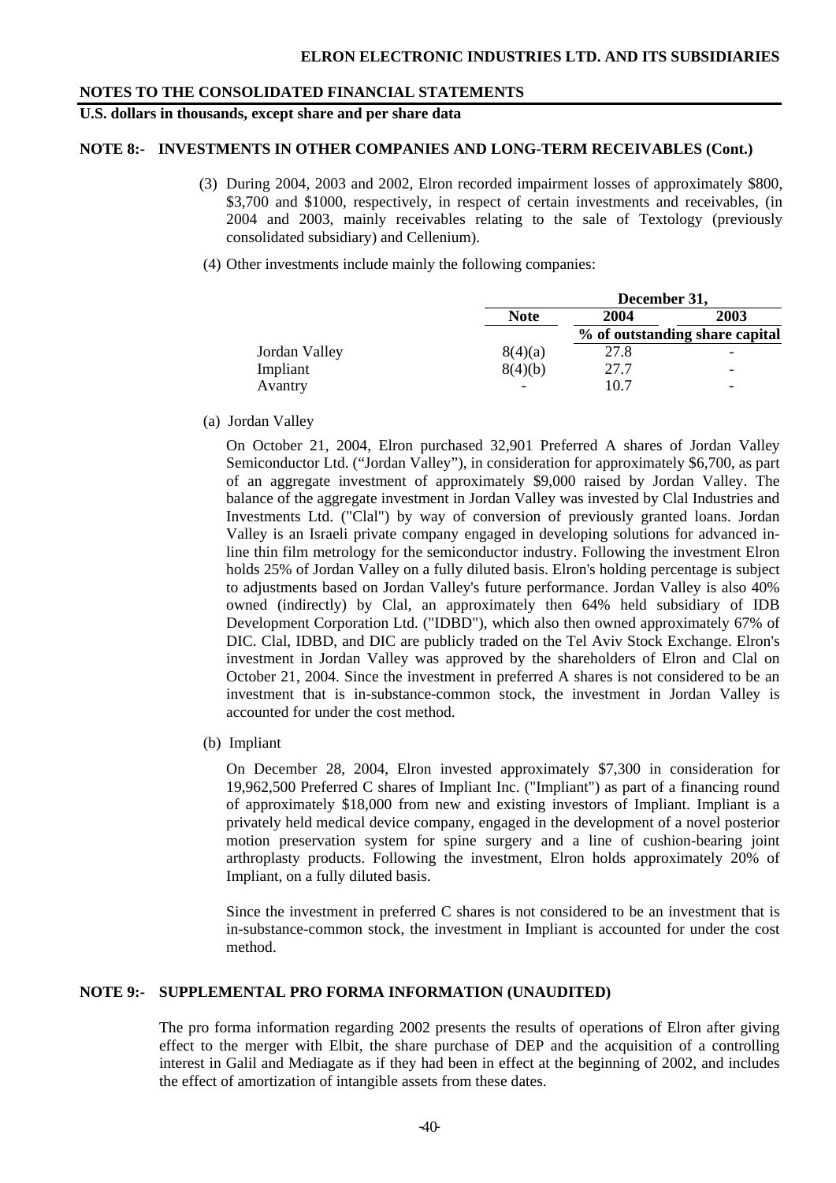## NOTE 8:- INVESTMENTS IN OTHER COMPANIES AND LONG-TERM RECEIVABLES (Cont.)

(3) During 2004, 2003 and 2002, Elron recorded impairment losses of approximately \$800, \$3,700 and \$1000, respectively, in respect of certain investments and receivables, (in 2004 and 2003, mainly receivables relating to the sale of Textology (previously consolidated subsidiary) and Cellenium).

(4) Other investments include mainly the following companies:

| | | December 31, | |
|---|---|---|---|
| | **Note** | **2004** | **2003** |
| | | **% of outstanding share capital** | |
| Jordan Valley | 8(4)(a) | 27.8 | - |
| Impliant | 8(4)(b) | 27.7 | - |
| Avantry | - | 10.7 | - |

(a) Jordan Valley

On October 21, 2004, Elron purchased 32,901 Preferred A shares of Jordan Valley Semiconductor Ltd. ("Jordan Valley"), in consideration for approximately \$6,700, as part of an aggregate investment of approximately \$9,000 raised by Jordan Valley. The balance of the aggregate investment in Jordan Valley was invested by Clal Industries and Investments Ltd. ("Clal") by way of conversion of previously granted loans. Jordan Valley is an Israeli private company engaged in developing solutions for advanced in-line thin film metrology for the semiconductor industry. Following the investment Elron holds 25% of Jordan Valley on a fully diluted basis. Elron's holding percentage is subject to adjustments based on Jordan Valley's future performance. Jordan Valley is also 40% owned (indirectly) by Clal, an approximately then 64% held subsidiary of IDB Development Corporation Ltd. ("IDBD"), which also then owned approximately 67% of DIC. Clal, IDBD, and DIC are publicly traded on the Tel Aviv Stock Exchange. Elron's investment in Jordan Valley was approved by the shareholders of Elron and Clal on October 21, 2004. Since the investment in preferred A shares is not considered to be an investment that is in-substance-common stock, the investment in Jordan Valley is accounted for under the cost method.

(b) Impliant

On December 28, 2004, Elron invested approximately \$7,300 in consideration for 19,962,500 Preferred C shares of Impliant Inc. ("Impliant") as part of a financing round of approximately \$18,000 from new and existing investors of Impliant. Impliant is a privately held medical device company, engaged in the development of a novel posterior motion preservation system for spine surgery and a line of cushion-bearing joint arthroplasty products. Following the investment, Elron holds approximately 20% of Impliant, on a fully diluted basis.

Since the investment in preferred C shares is not considered to be an investment that is in-substance-common stock, the investment in Impliant is accounted for under the cost method.

## NOTE 9:- SUPPLEMENTAL PRO FORMA INFORMATION (UNAUDITED)

The pro forma information regarding 2002 presents the results of operations of Elron after giving effect to the merger with Elbit, the share purchase of DEP and the acquisition of a controlling interest in Galil and Mediagate as if they had been in effect at the beginning of 2002, and includes the effect of amortization of intangible assets from these dates.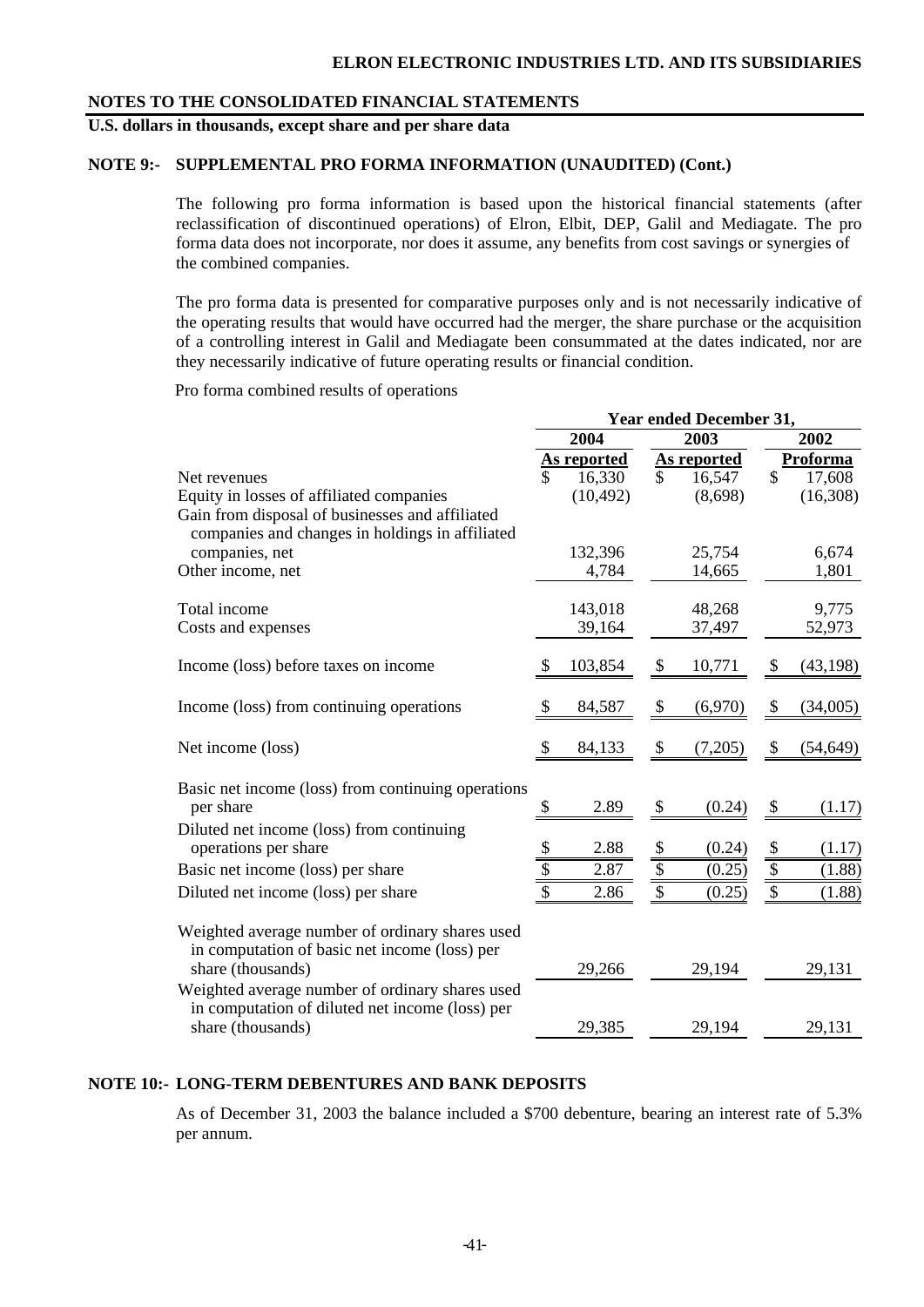**ELRON ELECTRONIC INDUSTRIES LTD. AND ITS SUBSIDIARIES**

**NOTES TO THE CONSOLIDATED FINANCIAL STATEMENTS**

**U.S. dollars in thousands, except share and per share data**

**NOTE 9:- SUPPLEMENTAL PRO FORMA INFORMATION (UNAUDITED) (Cont.)**

The following pro forma information is based upon the historical financial statements (after reclassification of discontinued operations) of Elron, Elbit, DEP, Galil and Mediagate. The pro forma data does not incorporate, nor does it assume, any benefits from cost savings or synergies of the combined companies.

The pro forma data is presented for comparative purposes only and is not necessarily indicative of the operating results that would have occurred had the merger, the share purchase or the acquisition of a controlling interest in Galil and Mediagate been consummated at the dates indicated, nor are they necessarily indicative of future operating results or financial condition.

Pro forma combined results of operations

| | Year ended December 31, | | |
|---|---|---|---|
| | 2004 | 2003 | 2002 |
| | As reported | As reported | Proforma |
| Net revenues | $ 16,330 | $ 16,547 | $ 17,608 |
| Equity in losses of affiliated companies | (10,492) | (8,698) | (16,308) |
| Gain from disposal of businesses and affiliated companies and changes in holdings in affiliated companies, net | 132,396 | 25,754 | 6,674 |
| Other income, net | 4,784 | 14,665 | 1,801 |
| Total income | 143,018 | 48,268 | 9,775 |
| Costs and expenses | 39,164 | 37,497 | 52,973 |
| Income (loss) before taxes on income | $ 103,854 | $ 10,771 | $ (43,198) |
| Income (loss) from continuing operations | $ 84,587 | $ (6,970) | $ (34,005) |
| Net income (loss) | $ 84,133 | $ (7,205) | $ (54,649) |
| Basic net income (loss) from continuing operations per share | $ 2.89 | $ (0.24) | $ (1.17) |
| Diluted net income (loss) from continuing operations per share | $ 2.88 | $ (0.24) | $ (1.17) |
| Basic net income (loss) per share | $ 2.87 | $ (0.25) | $ (1.88) |
| Diluted net income (loss) per share | $ 2.86 | $ (0.25) | $ (1.88) |
| Weighted average number of ordinary shares used in computation of basic net income (loss) per share (thousands) | 29,266 | 29,194 | 29,131 |
| Weighted average number of ordinary shares used in computation of diluted net income (loss) per share (thousands) | 29,385 | 29,194 | 29,131 |

**NOTE 10:- LONG-TERM DEBENTURES AND BANK DEPOSITS**

As of December 31, 2003 the balance included a $700 debenture, bearing an interest rate of 5.3% per annum.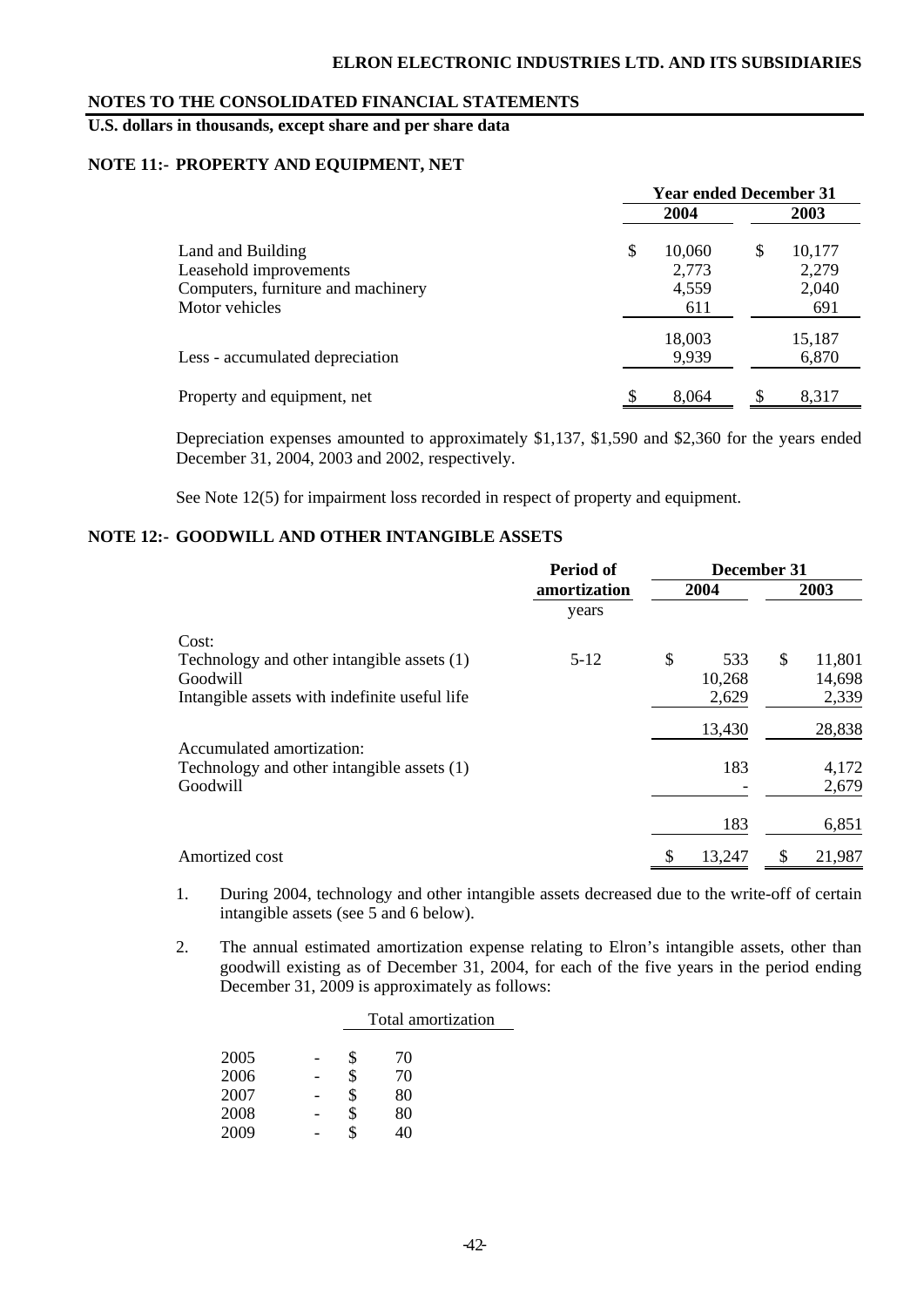## NOTES TO THE CONSOLIDATED FINANCIAL STATEMENTS

**U.S. dollars in thousands, except share and per share data**

### NOTE 11:- PROPERTY AND EQUIPMENT, NET

| | Year ended December 31 | |
|---|---|---|
| | 2004 | 2003 |
| Land and Building | $ 10,060 | $ 10,177 |
| Leasehold improvements | 2,773 | 2,279 |
| Computers, furniture and machinery | 4,559 | 2,040 |
| Motor vehicles | 611 | 691 |
| | 18,003 | 15,187 |
| Less - accumulated depreciation | 9,939 | 6,870 |
| Property and equipment, net | $ 8,064 | $ 8,317 |

Depreciation expenses amounted to approximately $1,137, $1,590 and $2,360 for the years ended December 31, 2004, 2003 and 2002, respectively.

See Note 12(5) for impairment loss recorded in respect of property and equipment.

### NOTE 12:- GOODWILL AND OTHER INTANGIBLE ASSETS

| | Period of amortization | December 31 | |
|---|---|---|---|
| | | 2004 | 2003 |
| | years | | |
| Cost: | | | |
| Technology and other intangible assets (1) | 5-12 | $ 533 | $ 11,801 |
| Goodwill | | 10,268 | 14,698 |
| Intangible assets with indefinite useful life | | 2,629 | 2,339 |
| | | 13,430 | 28,838 |
| Accumulated amortization: | | | |
| Technology and other intangible assets (1) | | 183 | 4,172 |
| Goodwill | | - | 2,679 |
| | | 183 | 6,851 |
| Amortized cost | | $ 13,247 | $ 21,987 |

1. During 2004, technology and other intangible assets decreased due to the write-off of certain intangible assets (see 5 and 6 below).

2. The annual estimated amortization expense relating to Elron's intangible assets, other than goodwill existing as of December 31, 2004, for each of the five years in the period ending December 31, 2009 is approximately as follows:

| | | Total amortization |
|---|---|---|
| 2005 | - | $ 70 |
| 2006 | - | $ 70 |
| 2007 | - | $ 80 |
| 2008 | - | $ 80 |
| 2009 | - | $ 40 |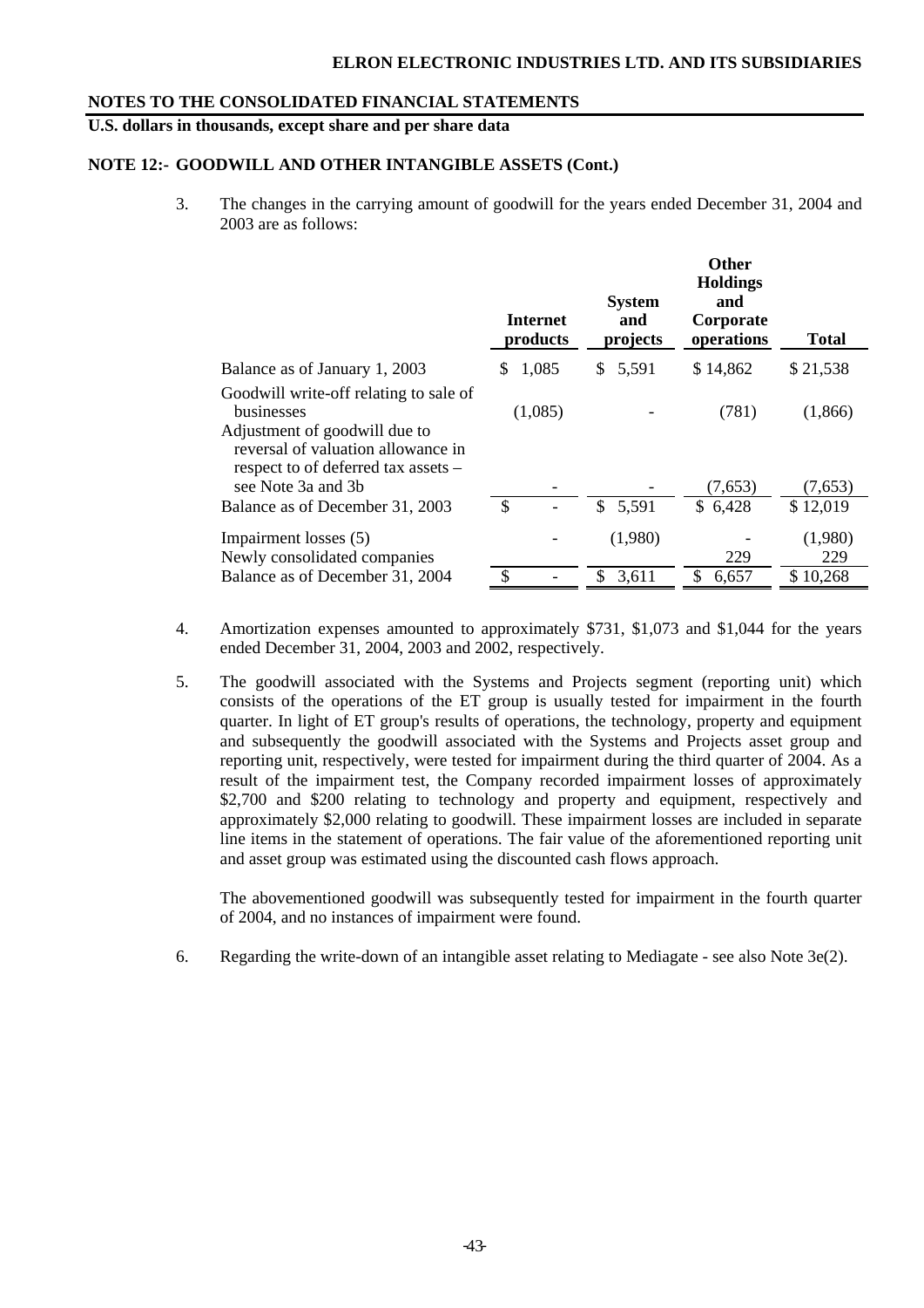## NOTES TO THE CONSOLIDATED FINANCIAL STATEMENTS

**U.S. dollars in thousands, except share and per share data**

### NOTE 12:- GOODWILL AND OTHER INTANGIBLE ASSETS (Cont.)

3. The changes in the carrying amount of goodwill for the years ended December 31, 2004 and 2003 are as follows:

| | Internet products | System and projects | Other Holdings and Corporate operations | Total |
|---|---|---|---|---|
| Balance as of January 1, 2003 | $ 1,085 | $ 5,591 | $ 14,862 | $ 21,538 |
| Goodwill write-off relating to sale of businesses | (1,085) | - | (781) | (1,866) |
| Adjustment of goodwill due to reversal of valuation allowance in respect to of deferred tax assets – see Note 3a and 3b | - | - | (7,653) | (7,653) |
| Balance as of December 31, 2003 | $ - | $ 5,591 | $ 6,428 | $ 12,019 |
| Impairment losses (5) | - | (1,980) | - | (1,980) |
| Newly consolidated companies | | | 229 | 229 |
| Balance as of December 31, 2004 | $ - | $ 3,611 | $ 6,657 | $ 10,268 |

4. Amortization expenses amounted to approximately $731, $1,073 and $1,044 for the years ended December 31, 2004, 2003 and 2002, respectively.

5. The goodwill associated with the Systems and Projects segment (reporting unit) which consists of the operations of the ET group is usually tested for impairment in the fourth quarter. In light of ET group's results of operations, the technology, property and equipment and subsequently the goodwill associated with the Systems and Projects asset group and reporting unit, respectively, were tested for impairment during the third quarter of 2004. As a result of the impairment test, the Company recorded impairment losses of approximately $2,700 and $200 relating to technology and property and equipment, respectively and approximately $2,000 relating to goodwill. These impairment losses are included in separate line items in the statement of operations. The fair value of the aforementioned reporting unit and asset group was estimated using the discounted cash flows approach.

   The abovementioned goodwill was subsequently tested for impairment in the fourth quarter of 2004, and no instances of impairment were found.

6. Regarding the write-down of an intangible asset relating to Mediagate - see also Note 3e(2).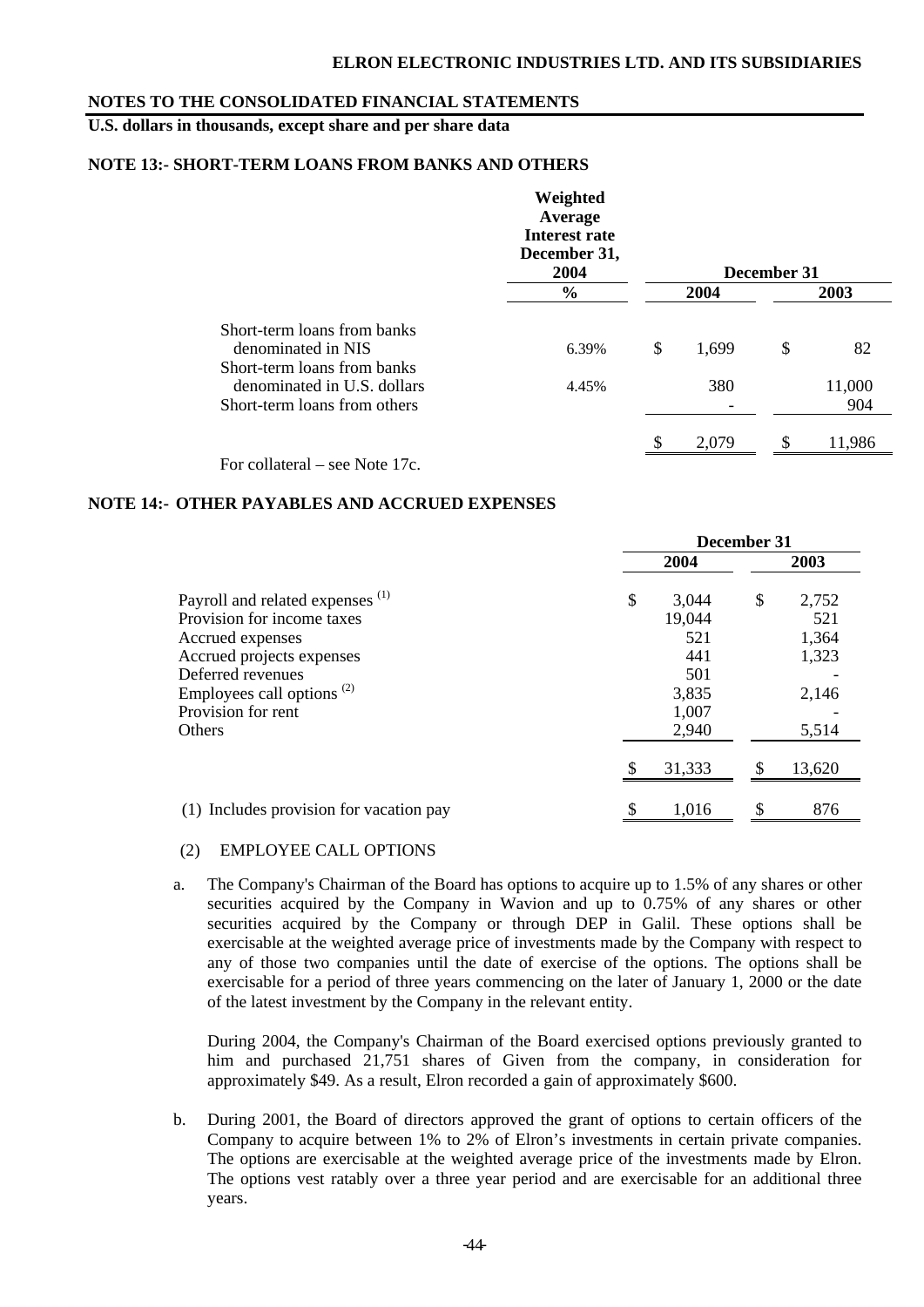## NOTES TO THE CONSOLIDATED FINANCIAL STATEMENTS

**U.S. dollars in thousands, except share and per share data**

### NOTE 13:- SHORT-TERM LOANS FROM BANKS AND OTHERS

| | Weighted Average Interest rate December 31, 2004 | December 31 | |
|---|---|---|---|
| | % | 2004 | 2003 |
| Short-term loans from banks denominated in NIS | 6.39% | $ 1,699 | $ 82 |
| Short-term loans from banks denominated in U.S. dollars | 4.45% | 380 | 11,000 |
| Short-term loans from others | | - | 904 |
| | | $ 2,079 | $ 11,986 |

For collateral – see Note 17c.

### NOTE 14:- OTHER PAYABLES AND ACCRUED EXPENSES

| | December 31 | |
|---|---|---|
| | 2004 | 2003 |
| Payroll and related expenses (1) | $ 3,044 | $ 2,752 |
| Provision for income taxes | 19,044 | 521 |
| Accrued expenses | 521 | 1,364 |
| Accrued projects expenses | 441 | 1,323 |
| Deferred revenues | 501 | - |
| Employees call options (2) | 3,835 | 2,146 |
| Provision for rent | 1,007 | - |
| Others | 2,940 | 5,514 |
| | $ 31,333 | $ 13,620 |
| (1) Includes provision for vacation pay | $ 1,016 | $ 876 |

(2) EMPLOYEE CALL OPTIONS

a. The Company's Chairman of the Board has options to acquire up to 1.5% of any shares or other securities acquired by the Company in Wavion and up to 0.75% of any shares or other securities acquired by the Company or through DEP in Galil. These options shall be exercisable at the weighted average price of investments made by the Company with respect to any of those two companies until the date of exercise of the options. The options shall be exercisable for a period of three years commencing on the later of January 1, 2000 or the date of the latest investment by the Company in the relevant entity.

   During 2004, the Company's Chairman of the Board exercised options previously granted to him and purchased 21,751 shares of Given from the company, in consideration for approximately $49. As a result, Elron recorded a gain of approximately $600.

b. During 2001, the Board of directors approved the grant of options to certain officers of the Company to acquire between 1% to 2% of Elron's investments in certain private companies. The options are exercisable at the weighted average price of the investments made by Elron. The options vest ratably over a three year period and are exercisable for an additional three years.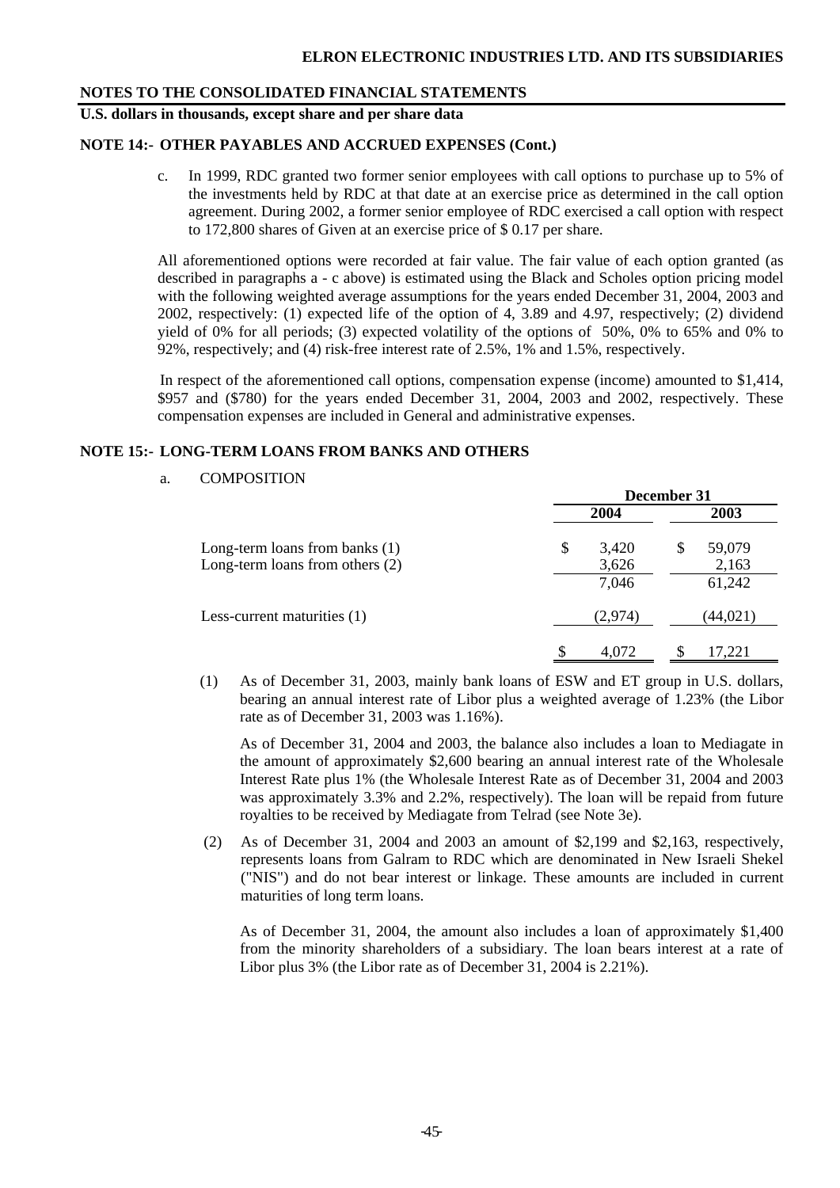## NOTES TO THE CONSOLIDATED FINANCIAL STATEMENTS

**U.S. dollars in thousands, except share and per share data**

### NOTE 14:- OTHER PAYABLES AND ACCRUED EXPENSES (Cont.)

c. In 1999, RDC granted two former senior employees with call options to purchase up to 5% of the investments held by RDC at that date at an exercise price as determined in the call option agreement. During 2002, a former senior employee of RDC exercised a call option with respect to 172,800 shares of Given at an exercise price of $ 0.17 per share.

All aforementioned options were recorded at fair value. The fair value of each option granted (as described in paragraphs a - c above) is estimated using the Black and Scholes option pricing model with the following weighted average assumptions for the years ended December 31, 2004, 2003 and 2002, respectively: (1) expected life of the option of 4, 3.89 and 4.97, respectively; (2) dividend yield of 0% for all periods; (3) expected volatility of the options of 50%, 0% to 65% and 0% to 92%, respectively; and (4) risk-free interest rate of 2.5%, 1% and 1.5%, respectively.

In respect of the aforementioned call options, compensation expense (income) amounted to $1,414, $957 and ($780) for the years ended December 31, 2004, 2003 and 2002, respectively. These compensation expenses are included in General and administrative expenses.

### NOTE 15:- LONG-TERM LOANS FROM BANKS AND OTHERS

a. COMPOSITION

| | December 31 | |
|---|---|---|
| | 2004 | 2003 |
| Long-term loans from banks (1) | $ 3,420 | $ 59,079 |
| Long-term loans from others (2) | 3,626 | 2,163 |
| | 7,046 | 61,242 |
| Less-current maturities (1) | (2,974) | (44,021) |
| | $ 4,072 | $ 17,221 |

(1) As of December 31, 2003, mainly bank loans of ESW and ET group in U.S. dollars, bearing an annual interest rate of Libor plus a weighted average of 1.23% (the Libor rate as of December 31, 2003 was 1.16%).

As of December 31, 2004 and 2003, the balance also includes a loan to Mediagate in the amount of approximately $2,600 bearing an annual interest rate of the Wholesale Interest Rate plus 1% (the Wholesale Interest Rate as of December 31, 2004 and 2003 was approximately 3.3% and 2.2%, respectively). The loan will be repaid from future royalties to be received by Mediagate from Telrad (see Note 3e).

(2) As of December 31, 2004 and 2003 an amount of $2,199 and $2,163, respectively, represents loans from Galram to RDC which are denominated in New Israeli Shekel ("NIS") and do not bear interest or linkage. These amounts are included in current maturities of long term loans.

As of December 31, 2004, the amount also includes a loan of approximately $1,400 from the minority shareholders of a subsidiary. The loan bears interest at a rate of Libor plus 3% (the Libor rate as of December 31, 2004 is 2.21%).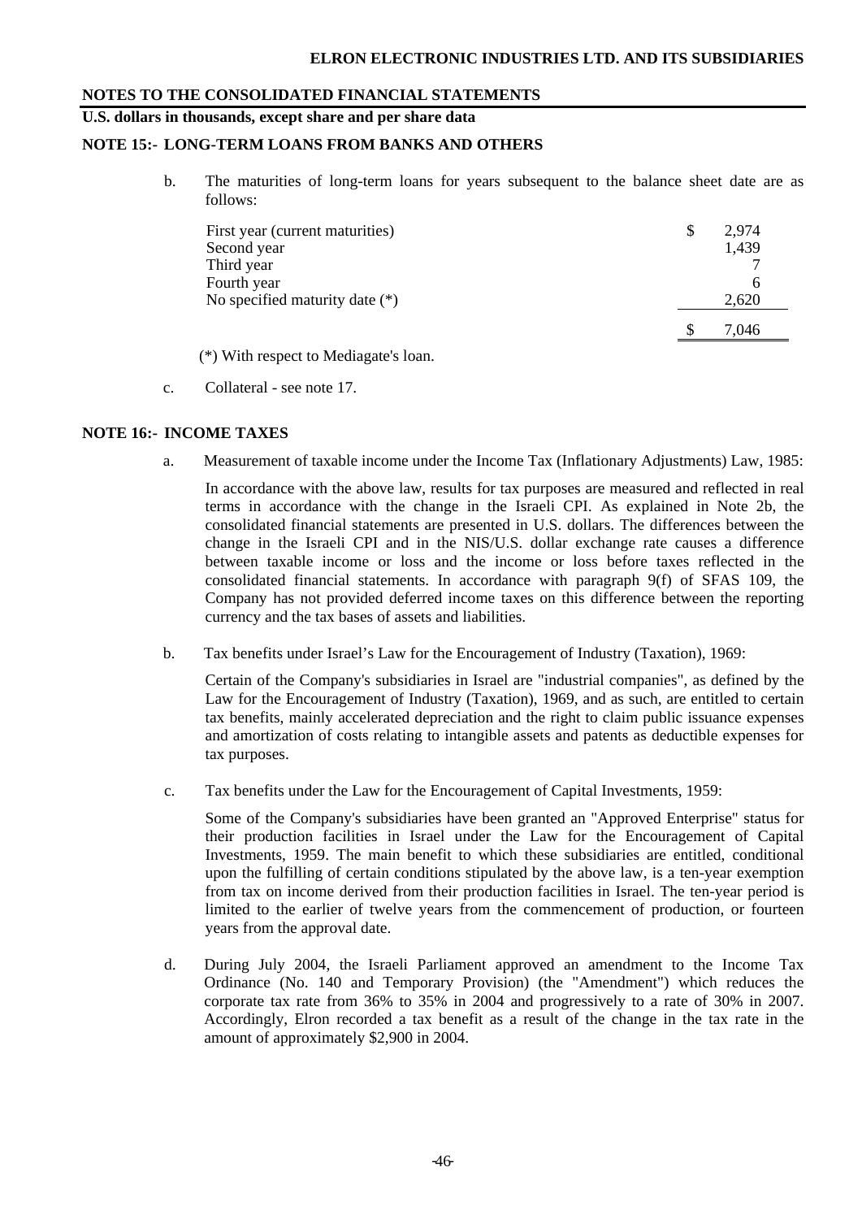**NOTES TO THE CONSOLIDATED FINANCIAL STATEMENTS**

**U.S. dollars in thousands, except share and per share data**

**NOTE 15:- LONG-TERM LOANS FROM BANKS AND OTHERS**

b. The maturities of long-term loans for years subsequent to the balance sheet date are as follows:

| | |
|---|---|
| First year (current maturities) | $ 2,974 |
| Second year | 1,439 |
| Third year | 7 |
| Fourth year | 6 |
| No specified maturity date (*) | 2,620 |
| | $ 7,046 |

(*) With respect to Mediagate's loan.

c. Collateral - see note 17.

**NOTE 16:- INCOME TAXES**

a. Measurement of taxable income under the Income Tax (Inflationary Adjustments) Law, 1985:

In accordance with the above law, results for tax purposes are measured and reflected in real terms in accordance with the change in the Israeli CPI. As explained in Note 2b, the consolidated financial statements are presented in U.S. dollars. The differences between the change in the Israeli CPI and in the NIS/U.S. dollar exchange rate causes a difference between taxable income or loss and the income or loss before taxes reflected in the consolidated financial statements. In accordance with paragraph 9(f) of SFAS 109, the Company has not provided deferred income taxes on this difference between the reporting currency and the tax bases of assets and liabilities.

b. Tax benefits under Israel's Law for the Encouragement of Industry (Taxation), 1969:

Certain of the Company's subsidiaries in Israel are "industrial companies", as defined by the Law for the Encouragement of Industry (Taxation), 1969, and as such, are entitled to certain tax benefits, mainly accelerated depreciation and the right to claim public issuance expenses and amortization of costs relating to intangible assets and patents as deductible expenses for tax purposes.

c. Tax benefits under the Law for the Encouragement of Capital Investments, 1959:

Some of the Company's subsidiaries have been granted an "Approved Enterprise" status for their production facilities in Israel under the Law for the Encouragement of Capital Investments, 1959. The main benefit to which these subsidiaries are entitled, conditional upon the fulfilling of certain conditions stipulated by the above law, is a ten-year exemption from tax on income derived from their production facilities in Israel. The ten-year period is limited to the earlier of twelve years from the commencement of production, or fourteen years from the approval date.

d. During July 2004, the Israeli Parliament approved an amendment to the Income Tax Ordinance (No. 140 and Temporary Provision) (the "Amendment") which reduces the corporate tax rate from 36% to 35% in 2004 and progressively to a rate of 30% in 2007. Accordingly, Elron recorded a tax benefit as a result of the change in the tax rate in the amount of approximately $2,900 in 2004.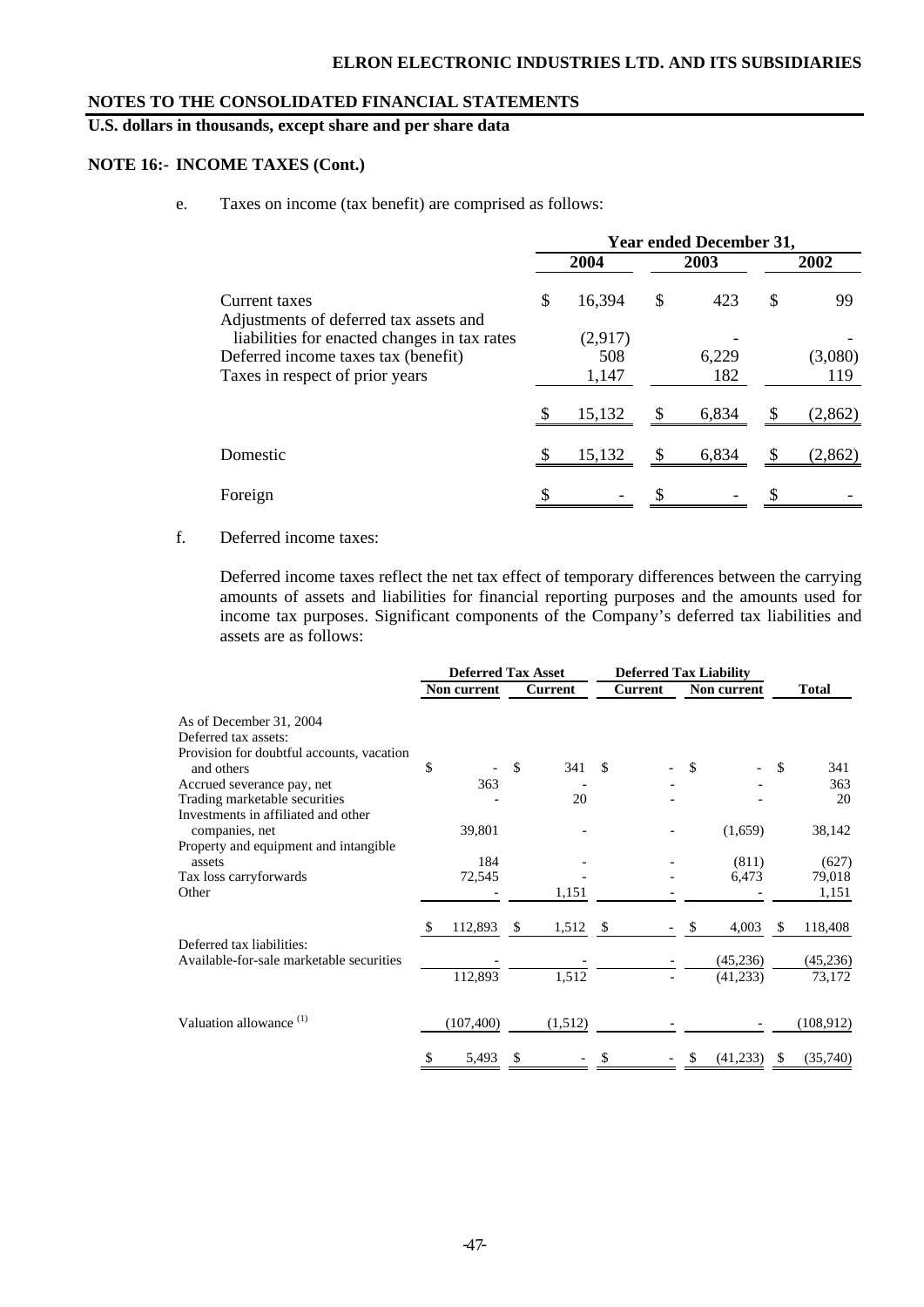# NOTES TO THE CONSOLIDATED FINANCIAL STATEMENTS

**U.S. dollars in thousands, except share and per share data**

**NOTE 16:- INCOME TAXES (Cont.)**

e. Taxes on income (tax benefit) are comprised as follows:

| | Year ended December 31, | | |
|---|---|---|---|
| | 2004 | 2003 | 2002 |
| Current taxes | $ 16,394 | $ 423 | $ 99 |
| Adjustments of deferred tax assets and liabilities for enacted changes in tax rates | (2,917) | - | - |
| Deferred income taxes tax (benefit) | 508 | 6,229 | (3,080) |
| Taxes in respect of prior years | 1,147 | 182 | 119 |
| | $ 15,132 | $ 6,834 | $ (2,862) |
| Domestic | $ 15,132 | $ 6,834 | $ (2,862) |
| Foreign | $ - | $ - | $ - |

f. Deferred income taxes:

Deferred income taxes reflect the net tax effect of temporary differences between the carrying amounts of assets and liabilities for financial reporting purposes and the amounts used for income tax purposes. Significant components of the Company's deferred tax liabilities and assets are as follows:

| | Deferred Tax Asset | | Deferred Tax Liability | | |
|---|---|---|---|---|---|
| | Non current | Current | Current | Non current | Total |
| As of December 31, 2004 | | | | | |
| Deferred tax assets: | | | | | |
| Provision for doubtful accounts, vacation and others | $ - | $ 341 | $ - | $ - | $ 341 |
| Accrued severance pay, net | 363 | - | - | - | 363 |
| Trading marketable securities | - | 20 | - | - | 20 |
| Investments in affiliated and other companies, net | 39,801 | - | - | (1,659) | 38,142 |
| Property and equipment and intangible assets | 184 | - | - | (811) | (627) |
| Tax loss carryforwards | 72,545 | - | - | 6,473 | 79,018 |
| Other | - | 1,151 | - | - | 1,151 |
| | $ 112,893 | $ 1,512 | $ - | $ 4,003 | $ 118,408 |
| Deferred tax liabilities: | | | | | |
| Available-for-sale marketable securities | - | - | - | (45,236) | (45,236) |
| | 112,893 | 1,512 | - | (41,233) | 73,172 |
| Valuation allowance (1) | (107,400) | (1,512) | - | - | (108,912) |
| | $ 5,493 | $ - | $ - | $ (41,233) | $ (35,740) |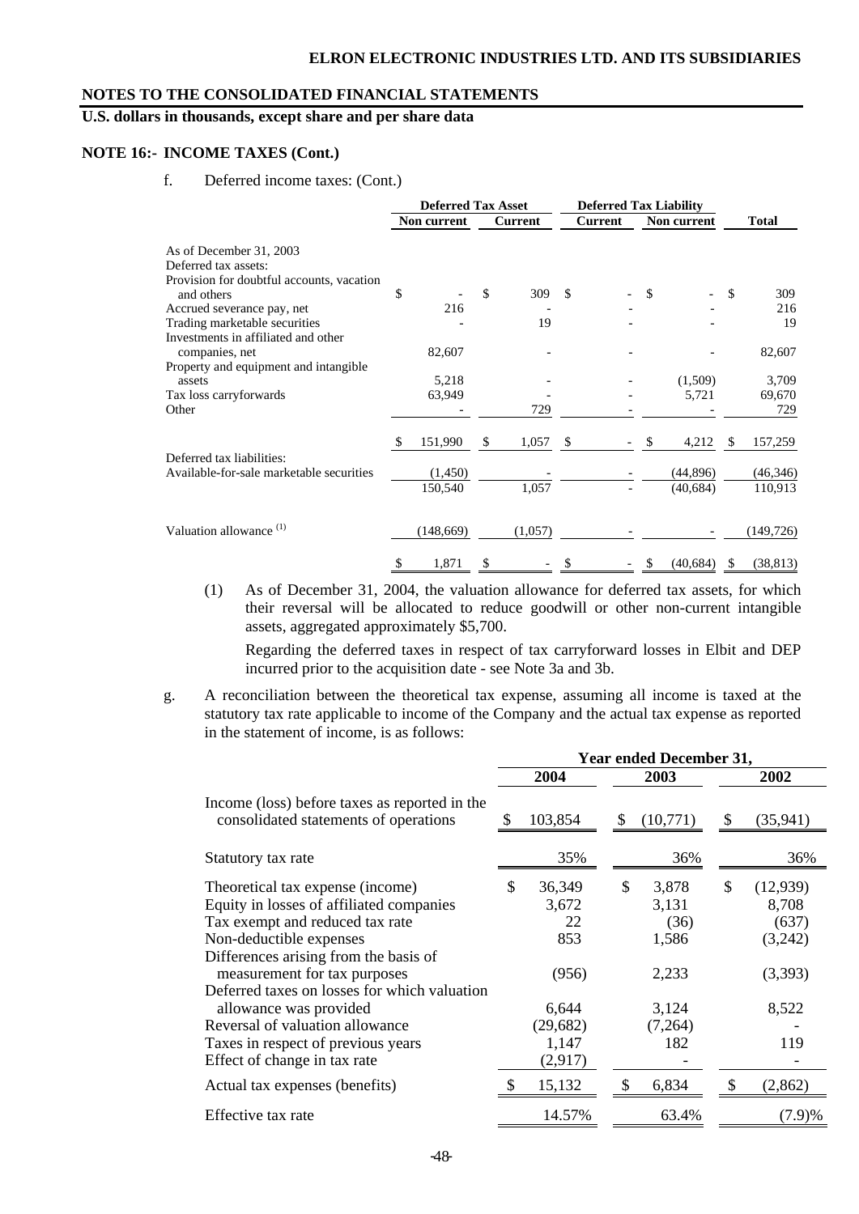**ELRON ELECTRONIC INDUSTRIES LTD. AND ITS SUBSIDIARIES**

**NOTES TO THE CONSOLIDATED FINANCIAL STATEMENTS**

**U.S. dollars in thousands, except share and per share data**

**NOTE 16:- INCOME TAXES (Cont.)**

f. Deferred income taxes: (Cont.)

| | Deferred Tax Asset | | Deferred Tax Liability | | |
|---|---|---|---|---|---|
| | Non current | Current | Current | Non current | Total |
| As of December 31, 2003 | | | | | |
| Deferred tax assets: | | | | | |
| Provision for doubtful accounts, vacation and others | $ - | $ 309 | $ - | $ - | $ 309 |
| Accrued severance pay, net | 216 | - | - | - | 216 |
| Trading marketable securities | - | 19 | - | - | 19 |
| Investments in affiliated and other companies, net | 82,607 | - | - | - | 82,607 |
| Property and equipment and intangible assets | 5,218 | - | - | (1,509) | 3,709 |
| Tax loss carryforwards | 63,949 | - | - | 5,721 | 69,670 |
| Other | - | 729 | - | - | 729 |
| | $ 151,990 | $ 1,057 | $ - | $ 4,212 | $ 157,259 |
| Deferred tax liabilities: | | | | | |
| Available-for-sale marketable securities | (1,450) | - | - | (44,896) | (46,346) |
| | 150,540 | 1,057 | - | (40,684) | 110,913 |
| Valuation allowance [(1)] | (148,669) | (1,057) | - | - | (149,726) |
| | $ 1,871 | $ - | $ - | $ (40,684) | $ (38,813) |

(1) As of December 31, 2004, the valuation allowance for deferred tax assets, for which their reversal will be allocated to reduce goodwill or other non-current intangible assets, aggregated approximately $5,700.

Regarding the deferred taxes in respect of tax carryforward losses in Elbit and DEP incurred prior to the acquisition date - see Note 3a and 3b.

g. A reconciliation between the theoretical tax expense, assuming all income is taxed at the statutory tax rate applicable to income of the Company and the actual tax expense as reported in the statement of income, is as follows:

| | Year ended December 31, | | |
|---|---|---|---|
| | 2004 | 2003 | 2002 |
| Income (loss) before taxes as reported in the consolidated statements of operations | $ 103,854 | $ (10,771) | $ (35,941) |
| Statutory tax rate | 35% | 36% | 36% |
| Theoretical tax expense (income) | $ 36,349 | $ 3,878 | $ (12,939) |
| Equity in losses of affiliated companies | 3,672 | 3,131 | 8,708 |
| Tax exempt and reduced tax rate | 22 | (36) | (637) |
| Non-deductible expenses | 853 | 1,586 | (3,242) |
| Differences arising from the basis of measurement for tax purposes | (956) | 2,233 | (3,393) |
| Deferred taxes on losses for which valuation allowance was provided | 6,644 | 3,124 | 8,522 |
| Reversal of valuation allowance | (29,682) | (7,264) | - |
| Taxes in respect of previous years | 1,147 | 182 | 119 |
| Effect of change in tax rate | (2,917) | - | - |
| Actual tax expenses (benefits) | $ 15,132 | $ 6,834 | $ (2,862) |
| Effective tax rate | 14.57% | 63.4% | (7.9)% |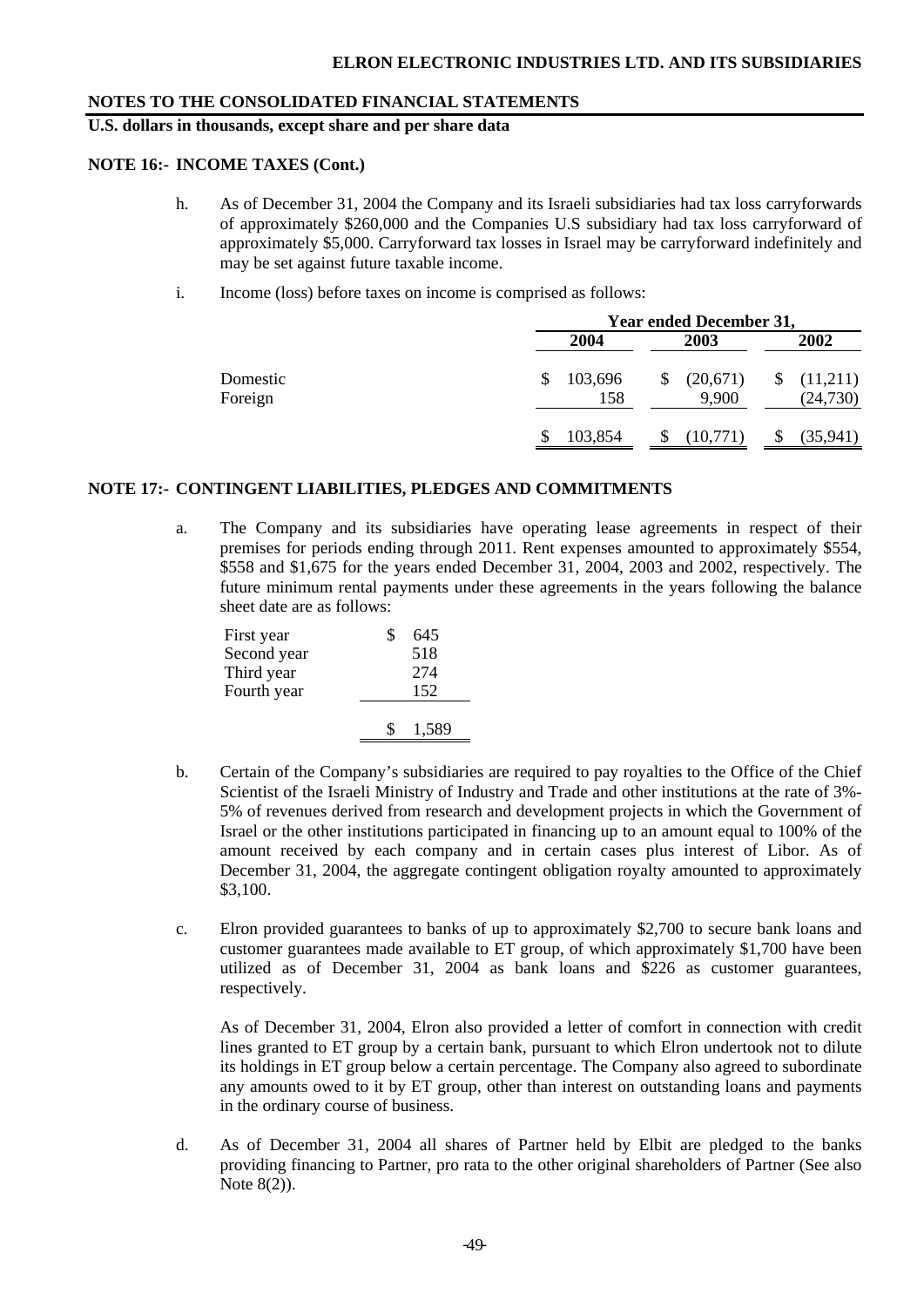**NOTES TO THE CONSOLIDATED FINANCIAL STATEMENTS**

**U.S. dollars in thousands, except share and per share data**

**NOTE 16:- INCOME TAXES (Cont.)**

h. As of December 31, 2004 the Company and its Israeli subsidiaries had tax loss carryforwards of approximately \$260,000 and the Companies U.S subsidiary had tax loss carryforward of approximately \$5,000. Carryforward tax losses in Israel may be carryforward indefinitely and may be set against future taxable income.

i. Income (loss) before taxes on income is comprised as follows:

| | Year ended December 31, | | |
|---|---|---|---|
| | 2004 | 2003 | 2002 |
| Domestic | \$ 103,696 | \$ (20,671) | \$ (11,211) |
| Foreign | 158 | 9,900 | (24,730) |
| | \$ 103,854 | \$ (10,771) | \$ (35,941) |

**NOTE 17:- CONTINGENT LIABILITIES, PLEDGES AND COMMITMENTS**

a. The Company and its subsidiaries have operating lease agreements in respect of their premises for periods ending through 2011. Rent expenses amounted to approximately \$554, \$558 and \$1,675 for the years ended December 31, 2004, 2003 and 2002, respectively. The future minimum rental payments under these agreements in the years following the balance sheet date are as follows:

| | |
|---|---|
| First year | \$ 645 |
| Second year | 518 |
| Third year | 274 |
| Fourth year | 152 |
| | \$ 1,589 |

b. Certain of the Company's subsidiaries are required to pay royalties to the Office of the Chief Scientist of the Israeli Ministry of Industry and Trade and other institutions at the rate of 3%-5% of revenues derived from research and development projects in which the Government of Israel or the other institutions participated in financing up to an amount equal to 100% of the amount received by each company and in certain cases plus interest of Libor. As of December 31, 2004, the aggregate contingent obligation royalty amounted to approximately \$3,100.

c. Elron provided guarantees to banks of up to approximately \$2,700 to secure bank loans and customer guarantees made available to ET group, of which approximately \$1,700 have been utilized as of December 31, 2004 as bank loans and \$226 as customer guarantees, respectively.

As of December 31, 2004, Elron also provided a letter of comfort in connection with credit lines granted to ET group by a certain bank, pursuant to which Elron undertook not to dilute its holdings in ET group below a certain percentage. The Company also agreed to subordinate any amounts owed to it by ET group, other than interest on outstanding loans and payments in the ordinary course of business.

d. As of December 31, 2004 all shares of Partner held by Elbit are pledged to the banks providing financing to Partner, pro rata to the other original shareholders of Partner (See also Note 8(2)).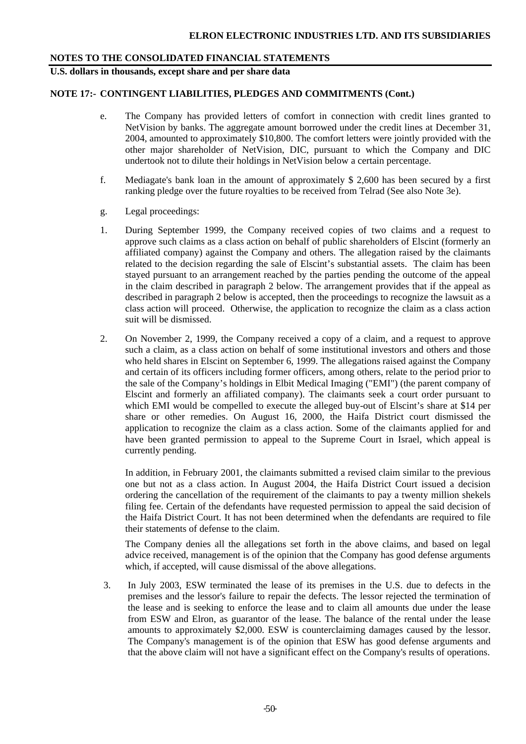**NOTES TO THE CONSOLIDATED FINANCIAL STATEMENTS**

**U.S. dollars in thousands, except share and per share data**

**NOTE 17:- CONTINGENT LIABILITIES, PLEDGES AND COMMITMENTS (Cont.)**

e. The Company has provided letters of comfort in connection with credit lines granted to NetVision by banks. The aggregate amount borrowed under the credit lines at December 31, 2004, amounted to approximately $10,800. The comfort letters were jointly provided with the other major shareholder of NetVision, DIC, pursuant to which the Company and DIC undertook not to dilute their holdings in NetVision below a certain percentage.

f. Mediagate's bank loan in the amount of approximately $ 2,600 has been secured by a first ranking pledge over the future royalties to be received from Telrad (See also Note 3e).

g. Legal proceedings:

1. During September 1999, the Company received copies of two claims and a request to approve such claims as a class action on behalf of public shareholders of Elscint (formerly an affiliated company) against the Company and others. The allegation raised by the claimants related to the decision regarding the sale of Elscint's substantial assets. The claim has been stayed pursuant to an arrangement reached by the parties pending the outcome of the appeal in the claim described in paragraph 2 below. The arrangement provides that if the appeal as described in paragraph 2 below is accepted, then the proceedings to recognize the lawsuit as a class action will proceed. Otherwise, the application to recognize the claim as a class action suit will be dismissed.

2. On November 2, 1999, the Company received a copy of a claim, and a request to approve such a claim, as a class action on behalf of some institutional investors and others and those who held shares in Elscint on September 6, 1999. The allegations raised against the Company and certain of its officers including former officers, among others, relate to the period prior to the sale of the Company's holdings in Elbit Medical Imaging ("EMI") (the parent company of Elscint and formerly an affiliated company). The claimants seek a court order pursuant to which EMI would be compelled to execute the alleged buy-out of Elscint's share at $14 per share or other remedies. On August 16, 2000, the Haifa District court dismissed the application to recognize the claim as a class action. Some of the claimants applied for and have been granted permission to appeal to the Supreme Court in Israel, which appeal is currently pending.

   In addition, in February 2001, the claimants submitted a revised claim similar to the previous one but not as a class action. In August 2004, the Haifa District Court issued a decision ordering the cancellation of the requirement of the claimants to pay a twenty million shekels filing fee. Certain of the defendants have requested permission to appeal the said decision of the Haifa District Court. It has not been determined when the defendants are required to file their statements of defense to the claim.

   The Company denies all the allegations set forth in the above claims, and based on legal advice received, management is of the opinion that the Company has good defense arguments which, if accepted, will cause dismissal of the above allegations.

3. In July 2003, ESW terminated the lease of its premises in the U.S. due to defects in the premises and the lessor's failure to repair the defects. The lessor rejected the termination of the lease and is seeking to enforce the lease and to claim all amounts due under the lease from ESW and Elron, as guarantor of the lease. The balance of the rental under the lease amounts to approximately $2,000. ESW is counterclaiming damages caused by the lessor. The Company's management is of the opinion that ESW has good defense arguments and that the above claim will not have a significant effect on the Company's results of operations.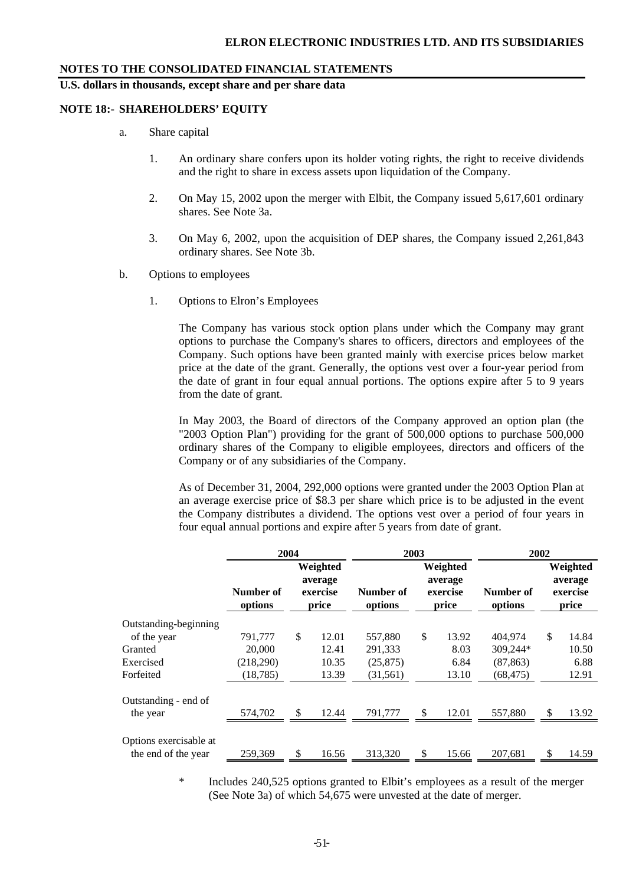**NOTES TO THE CONSOLIDATED FINANCIAL STATEMENTS**

**U.S. dollars in thousands, except share and per share data**

**NOTE 18:- SHAREHOLDERS' EQUITY**

a. Share capital

1. An ordinary share confers upon its holder voting rights, the right to receive dividends and the right to share in excess assets upon liquidation of the Company.

2. On May 15, 2002 upon the merger with Elbit, the Company issued 5,617,601 ordinary shares. See Note 3a.

3. On May 6, 2002, upon the acquisition of DEP shares, the Company issued 2,261,843 ordinary shares. See Note 3b.

b. Options to employees

1. Options to Elron's Employees

The Company has various stock option plans under which the Company may grant options to purchase the Company's shares to officers, directors and employees of the Company. Such options have been granted mainly with exercise prices below market price at the date of the grant. Generally, the options vest over a four-year period from the date of grant in four equal annual portions. The options expire after 5 to 9 years from the date of grant.

In May 2003, the Board of directors of the Company approved an option plan (the "2003 Option Plan") providing for the grant of 500,000 options to purchase 500,000 ordinary shares of the Company to eligible employees, directors and officers of the Company or of any subsidiaries of the Company.

As of December 31, 2004, 292,000 options were granted under the 2003 Option Plan at an average exercise price of $8.3 per share which price is to be adjusted in the event the Company distributes a dividend. The options vest over a period of four years in four equal annual portions and expire after 5 years from date of grant.

| | 2004 | | 2003 | | 2002 | |
|---|---|---|---|---|---|---|
| | Number of options | Weighted average exercise price | Number of options | Weighted average exercise price | Number of options | Weighted average exercise price |
| Outstanding-beginning of the year | 791,777 | $ 12.01 | 557,880 | $ 13.92 | 404,974 | $ 14.84 |
| Granted | 20,000 | 12.41 | 291,333 | 8.03 | 309,244* | 10.50 |
| Exercised | (218,290) | 10.35 | (25,875) | 6.84 | (87,863) | 6.88 |
| Forfeited | (18,785) | 13.39 | (31,561) | 13.10 | (68,475) | 12.91 |
| Outstanding - end of the year | 574,702 | $ 12.44 | 791,777 | $ 12.01 | 557,880 | $ 13.92 |
| Options exercisable at the end of the year | 259,369 | $ 16.56 | 313,320 | $ 15.66 | 207,681 | $ 14.59 |

\* Includes 240,525 options granted to Elbit's employees as a result of the merger (See Note 3a) of which 54,675 were unvested at the date of merger.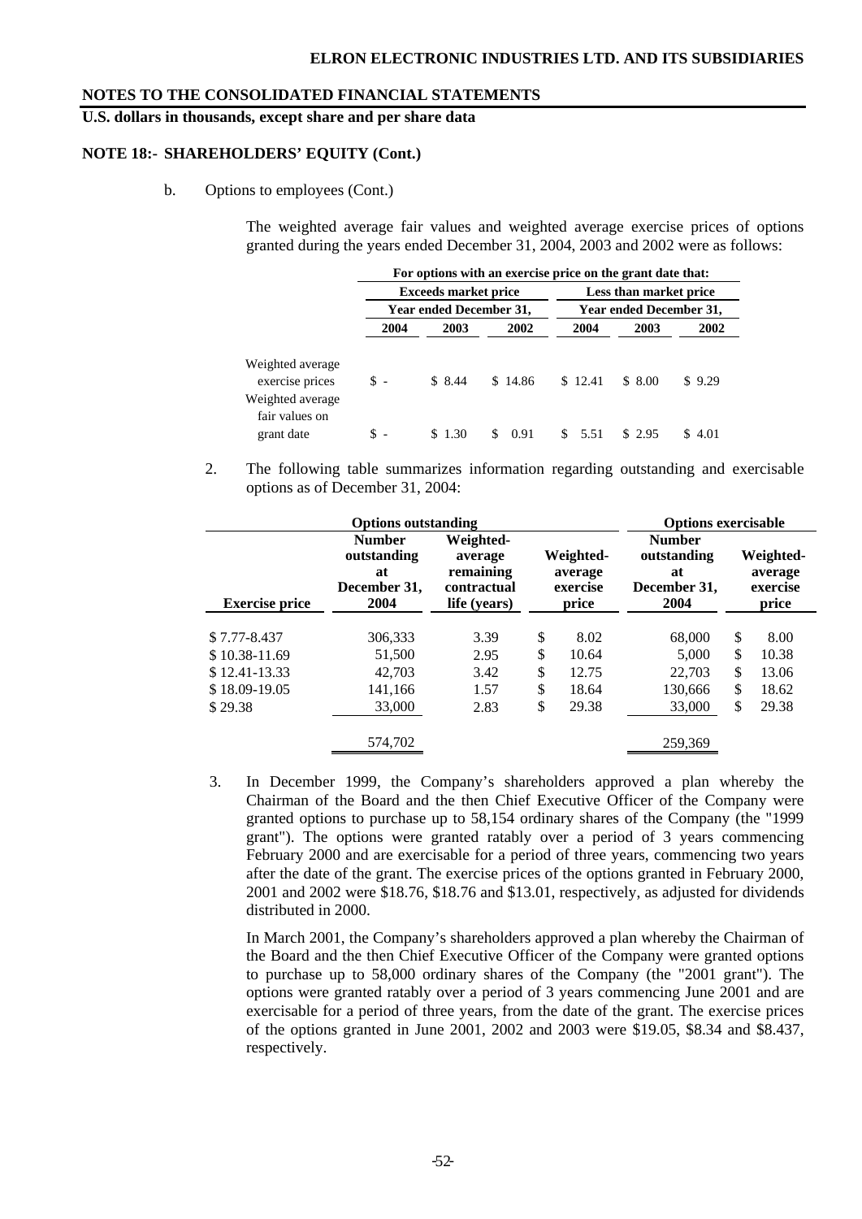**NOTES TO THE CONSOLIDATED FINANCIAL STATEMENTS**

**U.S. dollars in thousands, except share and per share data**

**NOTE 18:- SHAREHOLDERS' EQUITY (Cont.)**

b. Options to employees (Cont.)

The weighted average fair values and weighted average exercise prices of options granted during the years ended December 31, 2004, 2003 and 2002 were as follows:

| | For options with an exercise price on the grant date that: | | | | | |
|---|---|---|---|---|---|---|
| | Exceeds market price | | | Less than market price | | |
| | Year ended December 31, | | | Year ended December 31, | | |
| | 2004 | 2003 | 2002 | 2004 | 2003 | 2002 |
| Weighted average exercise prices | $ - | $ 8.44 | $ 14.86 | $ 12.41 | $ 8.00 | $ 9.29 |
| Weighted average fair values on grant date | $ - | $ 1.30 | $ 0.91 | $ 5.51 | $ 2.95 | $ 4.01 |

2. The following table summarizes information regarding outstanding and exercisable options as of December 31, 2004:

| | Options outstanding | | | Options exercisable | |
|---|---|---|---|---|---|
| Exercise price | Number outstanding at December 31, 2004 | Weighted-average remaining contractual life (years) | Weighted-average exercise price | Number outstanding at December 31, 2004 | Weighted-average exercise price |
| $ 7.77-8.437 | 306,333 | 3.39 | $ 8.02 | 68,000 | $ 8.00 |
| $ 10.38-11.69 | 51,500 | 2.95 | $ 10.64 | 5,000 | $ 10.38 |
| $ 12.41-13.33 | 42,703 | 3.42 | $ 12.75 | 22,703 | $ 13.06 |
| $ 18.09-19.05 | 141,166 | 1.57 | $ 18.64 | 130,666 | $ 18.62 |
| $ 29.38 | 33,000 | 2.83 | $ 29.38 | 33,000 | $ 29.38 |
| | 574,702 | | | 259,369 | |

3. In December 1999, the Company's shareholders approved a plan whereby the Chairman of the Board and the then Chief Executive Officer of the Company were granted options to purchase up to 58,154 ordinary shares of the Company (the "1999 grant"). The options were granted ratably over a period of 3 years commencing February 2000 and are exercisable for a period of three years, commencing two years after the date of the grant. The exercise prices of the options granted in February 2000, 2001 and 2002 were $18.76, $18.76 and $13.01, respectively, as adjusted for dividends distributed in 2000.

   In March 2001, the Company's shareholders approved a plan whereby the Chairman of the Board and the then Chief Executive Officer of the Company were granted options to purchase up to 58,000 ordinary shares of the Company (the "2001 grant"). The options were granted ratably over a period of 3 years commencing June 2001 and are exercisable for a period of three years, from the date of the grant. The exercise prices of the options granted in June 2001, 2002 and 2003 were $19.05, $8.34 and $8.437, respectively.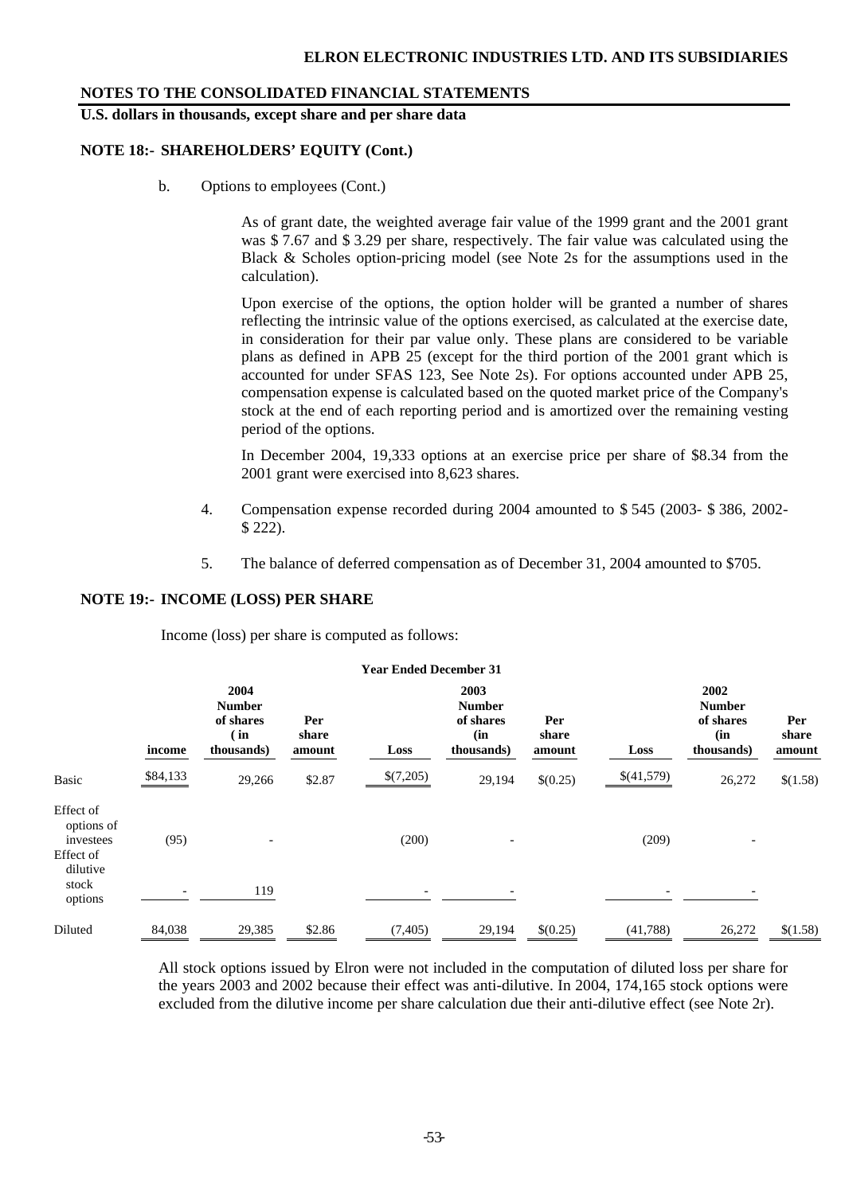**NOTES TO THE CONSOLIDATED FINANCIAL STATEMENTS**

**U.S. dollars in thousands, except share and per share data**

**NOTE 18:- SHAREHOLDERS' EQUITY (Cont.)**

b. Options to employees (Cont.)

As of grant date, the weighted average fair value of the 1999 grant and the 2001 grant was $ 7.67 and $ 3.29 per share, respectively. The fair value was calculated using the Black & Scholes option-pricing model (see Note 2s for the assumptions used in the calculation).

Upon exercise of the options, the option holder will be granted a number of shares reflecting the intrinsic value of the options exercised, as calculated at the exercise date, in consideration for their par value only. These plans are considered to be variable plans as defined in APB 25 (except for the third portion of the 2001 grant which is accounted for under SFAS 123, See Note 2s). For options accounted under APB 25, compensation expense is calculated based on the quoted market price of the Company's stock at the end of each reporting period and is amortized over the remaining vesting period of the options.

In December 2004, 19,333 options at an exercise price per share of $8.34 from the 2001 grant were exercised into 8,623 shares.

4. Compensation expense recorded during 2004 amounted to $ 545 (2003- $ 386, 2002- $ 222).

5. The balance of deferred compensation as of December 31, 2004 amounted to $705.

**NOTE 19:- INCOME (LOSS) PER SHARE**

Income (loss) per share is computed as follows:

| | Year Ended December 31 | | | | | | | | |
|---|---|---|---|---|---|---|---|---|---|
| | 2004 | | | 2003 | | | 2002 | | |
| | income | Number of shares (in thousands) | Per share amount | Loss | Number of shares (in thousands) | Per share amount | Loss | Number of shares (in thousands) | Per share amount |
| Basic | $84,133 | 29,266 | $2.87 | $(7,205) | 29,194 | $(0.25) | $(41,579) | 26,272 | $(1.58) |
| Effect of options of investees | (95) | - | | (200) | - | | (209) | - | |
| Effect of dilutive stock options | - | 119 | | - | - | | - | - | |
| Diluted | 84,038 | 29,385 | $2.86 | (7,405) | 29,194 | $(0.25) | (41,788) | 26,272 | $(1.58) |

All stock options issued by Elron were not included in the computation of diluted loss per share for the years 2003 and 2002 because their effect was anti-dilutive. In 2004, 174,165 stock options were excluded from the dilutive income per share calculation due their anti-dilutive effect (see Note 2r).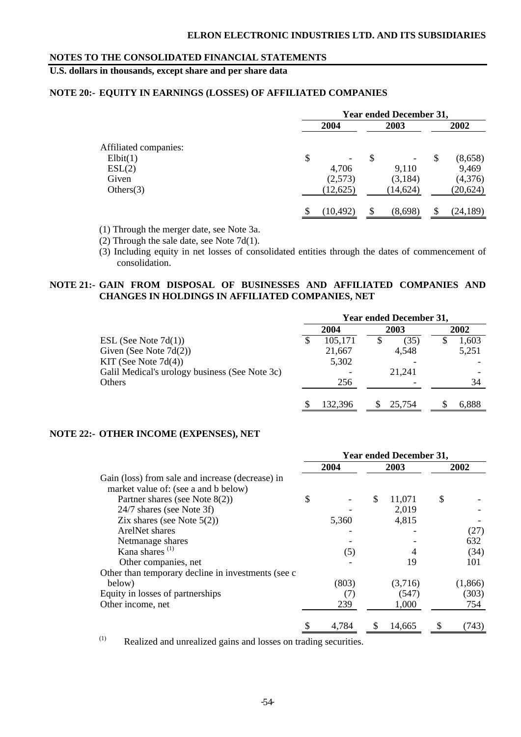**ELRON ELECTRONIC INDUSTRIES LTD. AND ITS SUBSIDIARIES**

**NOTES TO THE CONSOLIDATED FINANCIAL STATEMENTS**

**U.S. dollars in thousands, except share and per share data**

**NOTE 20:- EQUITY IN EARNINGS (LOSSES) OF AFFILIATED COMPANIES**

| | Year ended December 31, | | |
|---|---|---|---|
| | 2004 | 2003 | 2002 |
| Affiliated companies: | | | |
| Elbit(1) | $ - | $ - | $ (8,658) |
| ESL(2) | 4,706 | 9,110 | 9,469 |
| Given | (2,573) | (3,184) | (4,376) |
| Others(3) | (12,625) | (14,624) | (20,624) |
| | $ (10,492) | $ (8,698) | $ (24,189) |

(1) Through the merger date, see Note 3a.

(2) Through the sale date, see Note 7d(1).

(3) Including equity in net losses of consolidated entities through the dates of commencement of consolidation.

**NOTE 21:- GAIN FROM DISPOSAL OF BUSINESSES AND AFFILIATED COMPANIES AND CHANGES IN HOLDINGS IN AFFILIATED COMPANIES, NET**

| | Year ended December 31, | | |
|---|---|---|---|
| | 2004 | 2003 | 2002 |
| ESL (See Note 7d(1)) | $ 105,171 | $ (35) | $ 1,603 |
| Given (See Note 7d(2)) | 21,667 | 4,548 | 5,251 |
| KIT (See Note 7d(4)) | 5,302 | - | - |
| Galil Medical's urology business (See Note 3c) | - | 21,241 | - |
| Others | 256 | - | 34 |
| | $ 132,396 | $ 25,754 | $ 6,888 |

**NOTE 22:- OTHER INCOME (EXPENSES), NET**

| | Year ended December 31, | | |
|---|---|---|---|
| | 2004 | 2003 | 2002 |
| Gain (loss) from sale and increase (decrease) in market value of: (see a and b below) | | | |
| Partner shares (see Note 8(2)) | $ - | $ 11,071 | $ - |
| 24/7 shares (see Note 3f) | - | 2,019 | - |
| Zix shares (see Note 5(2)) | 5,360 | 4,815 | - |
| ArelNet shares | - | - | (27) |
| Netmanage shares | - | - | 632 |
| Kana shares [(1)] | (5) | 4 | (34) |
| Other companies, net | - | 19 | 101 |
| Other than temporary decline in investments (see c below) | (803) | (3,716) | (1,866) |
| Equity in losses of partnerships | (7) | (547) | (303) |
| Other income, net | 239 | 1,000 | 754 |
| | $ 4,784 | $ 14,665 | $ (743) |

(1) Realized and unrealized gains and losses on trading securities.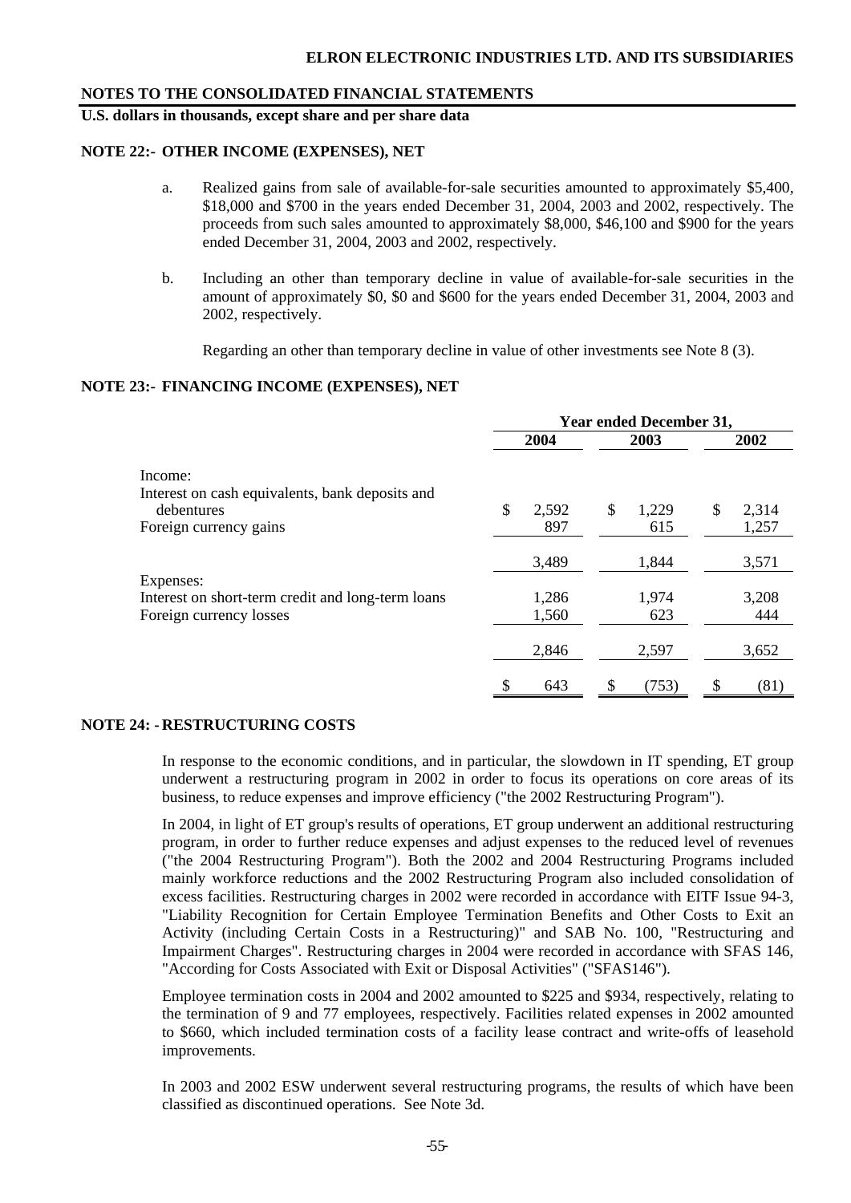**NOTES TO THE CONSOLIDATED FINANCIAL STATEMENTS**

**U.S. dollars in thousands, except share and per share data**

### NOTE 22:- OTHER INCOME (EXPENSES), NET

a. Realized gains from sale of available-for-sale securities amounted to approximately $5,400, $18,000 and $700 in the years ended December 31, 2004, 2003 and 2002, respectively. The proceeds from such sales amounted to approximately $8,000, $46,100 and $900 for the years ended December 31, 2004, 2003 and 2002, respectively.

b. Including an other than temporary decline in value of available-for-sale securities in the amount of approximately $0, $0 and $600 for the years ended December 31, 2004, 2003 and 2002, respectively.

Regarding an other than temporary decline in value of other investments see Note 8 (3).

### NOTE 23:- FINANCING INCOME (EXPENSES), NET

| | Year ended December 31, | | |
|---|---|---|---|
| | 2004 | 2003 | 2002 |
| Income: | | | |
| Interest on cash equivalents, bank deposits and debentures | $ 2,592 | $ 1,229 | $ 2,314 |
| Foreign currency gains | 897 | 615 | 1,257 |
| | 3,489 | 1,844 | 3,571 |
| Expenses: | | | |
| Interest on short-term credit and long-term loans | 1,286 | 1,974 | 3,208 |
| Foreign currency losses | 1,560 | 623 | 444 |
| | 2,846 | 2,597 | 3,652 |
| | $ 643 | $ (753) | $ (81) |

### NOTE 24: - RESTRUCTURING COSTS

In response to the economic conditions, and in particular, the slowdown in IT spending, ET group underwent a restructuring program in 2002 in order to focus its operations on core areas of its business, to reduce expenses and improve efficiency ("the 2002 Restructuring Program").

In 2004, in light of ET group's results of operations, ET group underwent an additional restructuring program, in order to further reduce expenses and adjust expenses to the reduced level of revenues ("the 2004 Restructuring Program"). Both the 2002 and 2004 Restructuring Programs included mainly workforce reductions and the 2002 Restructuring Program also included consolidation of excess facilities. Restructuring charges in 2002 were recorded in accordance with EITF Issue 94-3, "Liability Recognition for Certain Employee Termination Benefits and Other Costs to Exit an Activity (including Certain Costs in a Restructuring)" and SAB No. 100, "Restructuring and Impairment Charges". Restructuring charges in 2004 were recorded in accordance with SFAS 146, "According for Costs Associated with Exit or Disposal Activities" ("SFAS146").

Employee termination costs in 2004 and 2002 amounted to $225 and $934, respectively, relating to the termination of 9 and 77 employees, respectively. Facilities related expenses in 2002 amounted to $660, which included termination costs of a facility lease contract and write-offs of leasehold improvements.

In 2003 and 2002 ESW underwent several restructuring programs, the results of which have been classified as discontinued operations. See Note 3d.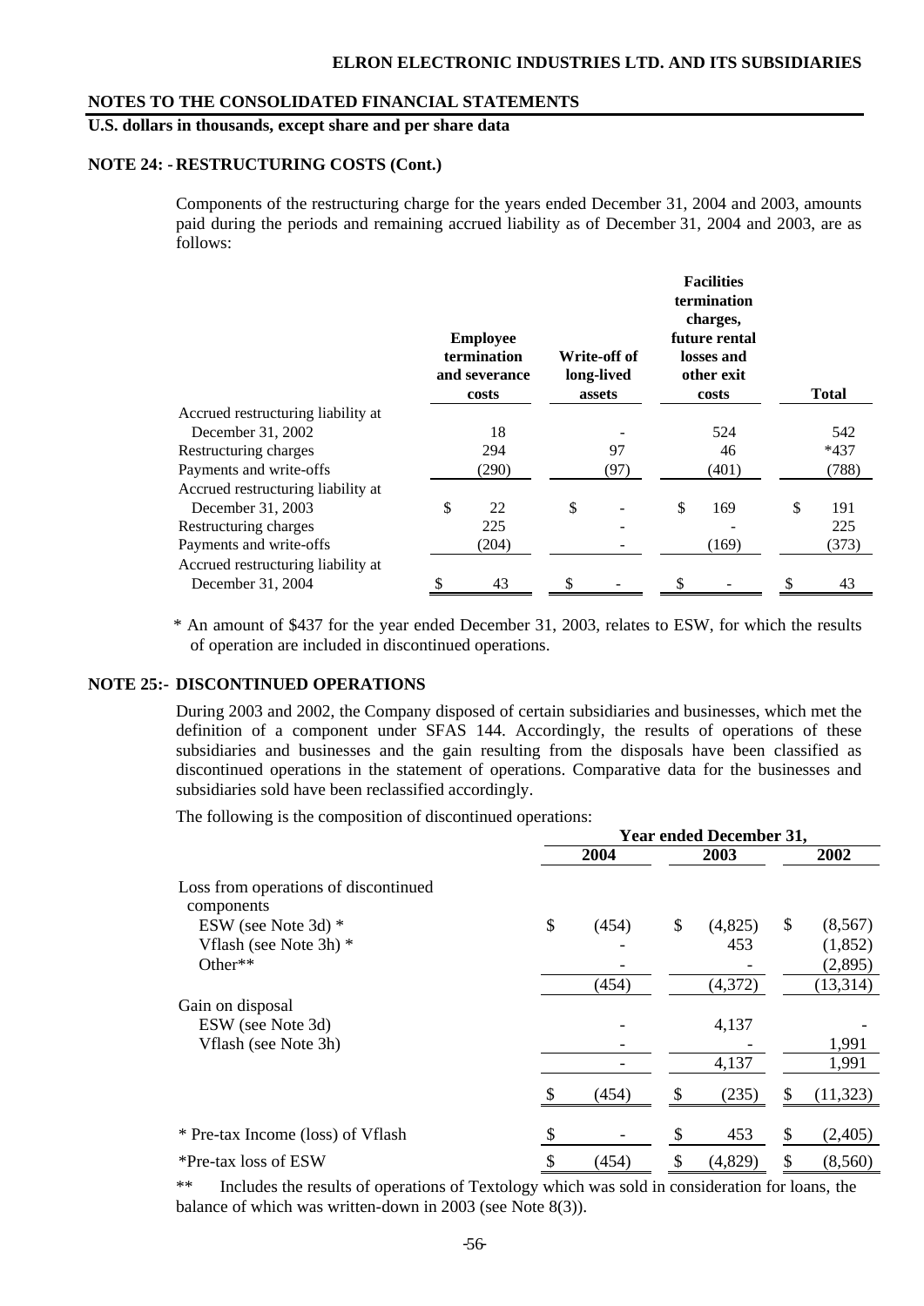ELRON ELECTRONIC INDUSTRIES LTD. AND ITS SUBSIDIARIES

**NOTES TO THE CONSOLIDATED FINANCIAL STATEMENTS**

**U.S. dollars in thousands, except share and per share data**

**NOTE 24: - RESTRUCTURING COSTS (Cont.)**

Components of the restructuring charge for the years ended December 31, 2004 and 2003, amounts paid during the periods and remaining accrued liability as of December 31, 2004 and 2003, are as follows:

| | Employee termination and severance costs | Write-off of long-lived assets | Facilities termination charges, future rental losses and other exit costs | Total |
|---|---|---|---|---|
| Accrued restructuring liability at December 31, 2002 | 18 | - | 524 | 542 |
| Restructuring charges | 294 | 97 | 46 | *437 |
| Payments and write-offs | (290) | (97) | (401) | (788) |
| Accrued restructuring liability at December 31, 2003 | $ 22 | $ - | $ 169 | $ 191 |
| Restructuring charges | 225 | - | - | 225 |
| Payments and write-offs | (204) | - | (169) | (373) |
| Accrued restructuring liability at December 31, 2004 | $ 43 | $ - | $ - | $ 43 |

\* An amount of $437 for the year ended December 31, 2003, relates to ESW, for which the results of operation are included in discontinued operations.

**NOTE 25:- DISCONTINUED OPERATIONS**

During 2003 and 2002, the Company disposed of certain subsidiaries and businesses, which met the definition of a component under SFAS 144. Accordingly, the results of operations of these subsidiaries and businesses and the gain resulting from the disposals have been classified as discontinued operations in the statement of operations. Comparative data for the businesses and subsidiaries sold have been reclassified accordingly.

The following is the composition of discontinued operations:

| | Year ended December 31, | | |
|---|---|---|---|
| | 2004 | 2003 | 2002 |
| Loss from operations of discontinued components | | | |
| ESW (see Note 3d) * | $ (454) | $ (4,825) | $ (8,567) |
| Vflash (see Note 3h) * | - | 453 | (1,852) |
| Other** | - | - | (2,895) |
| | (454) | (4,372) | (13,314) |
| Gain on disposal | | | |
| ESW (see Note 3d) | - | 4,137 | - |
| Vflash (see Note 3h) | - | - | 1,991 |
| | - | 4,137 | 1,991 |
| | $ (454) | $ (235) | $ (11,323) |
| * Pre-tax Income (loss) of Vflash | $ - | $ 453 | $ (2,405) |
| *Pre-tax loss of ESW | $ (454) | $ (4,829) | $ (8,560) |

\*\* Includes the results of operations of Textology which was sold in consideration for loans, the balance of which was written-down in 2003 (see Note 8(3)).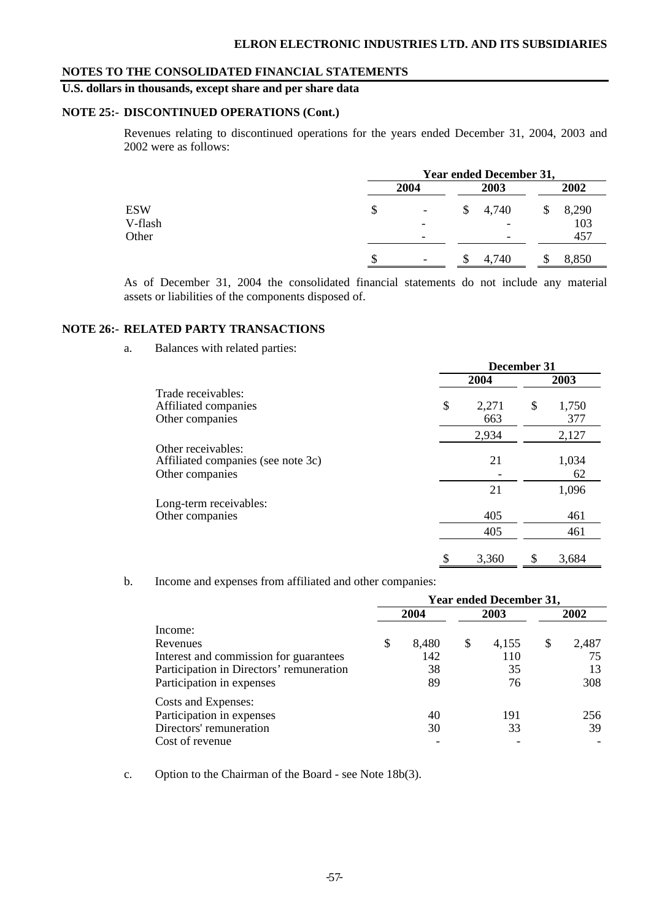**NOTES TO THE CONSOLIDATED FINANCIAL STATEMENTS**

**U.S. dollars in thousands, except share and per share data**

**NOTE 25:- DISCONTINUED OPERATIONS (Cont.)**

Revenues relating to discontinued operations for the years ended December 31, 2004, 2003 and 2002 were as follows:

| | Year ended December 31, | | |
|---|---|---|---|
| | 2004 | 2003 | 2002 |
| ESW | $ - | $ 4,740 | $ 8,290 |
| V-flash | - | - | 103 |
| Other | - | - | 457 |
| | $ - | $ 4,740 | $ 8,850 |

As of December 31, 2004 the consolidated financial statements do not include any material assets or liabilities of the components disposed of.

**NOTE 26:- RELATED PARTY TRANSACTIONS**

a. Balances with related parties:

| | December 31 | |
|---|---|---|
| | 2004 | 2003 |
| Trade receivables: | | |
| Affiliated companies | $ 2,271 | $ 1,750 |
| Other companies | 663 | 377 |
| | 2,934 | 2,127 |
| Other receivables: | | |
| Affiliated companies (see note 3c) | 21 | 1,034 |
| Other companies | - | 62 |
| | 21 | 1,096 |
| Long-term receivables: | | |
| Other companies | 405 | 461 |
| | 405 | 461 |
| | $ 3,360 | $ 3,684 |

b. Income and expenses from affiliated and other companies:

| | Year ended December 31, | | |
|---|---|---|---|
| | 2004 | 2003 | 2002 |
| Income: | | | |
| Revenues | $ 8,480 | $ 4,155 | $ 2,487 |
| Interest and commission for guarantees | 142 | 110 | 75 |
| Participation in Directors' remuneration | 38 | 35 | 13 |
| Participation in expenses | 89 | 76 | 308 |
| Costs and Expenses: | | | |
| Participation in expenses | 40 | 191 | 256 |
| Directors' remuneration | 30 | 33 | 39 |
| Cost of revenue | - | - | - |

c. Option to the Chairman of the Board - see Note 18b(3).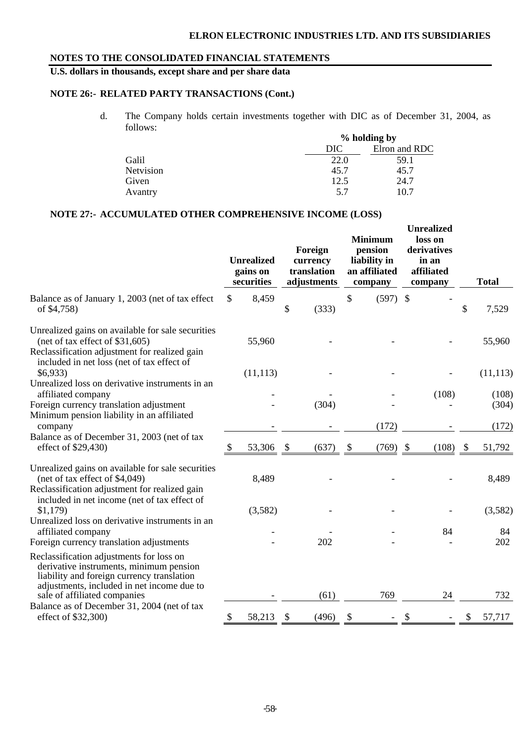## NOTES TO THE CONSOLIDATED FINANCIAL STATEMENTS

**U.S. dollars in thousands, except share and per share data**

### NOTE 26:- RELATED PARTY TRANSACTIONS (Cont.)

d. The Company holds certain investments together with DIC as of December 31, 2004, as follows:

| | % holding by | |
|---|---|---|
| | DIC | Elron and RDC |
| Galil | 22.0 | 59.1 |
| Netvision | 45.7 | 45.7 |
| Given | 12.5 | 24.7 |
| Avantry | 5.7 | 10.7 |

### NOTE 27:- ACCUMULATED OTHER COMPREHENSIVE INCOME (LOSS)

| | Unrealized gains on securities | Foreign currency translation adjustments | Minimum pension liability in an affiliated company | Unrealized loss on derivatives in an affiliated company | Total |
|---|---|---|---|---|---|
| Balance as of January 1, 2003 (net of tax effect of $4,758) | $ 8,459 | $ (333) | $ (597) | $ - | $ 7,529 |
| Unrealized gains on available for sale securities (net of tax effect of $31,605) | 55,960 | - | - | - | 55,960 |
| Reclassification adjustment for realized gain included in net loss (net of tax effect of $6,933) | (11,113) | - | - | - | (11,113) |
| Unrealized loss on derivative instruments in an affiliated company | - | - | - | (108) | (108) |
| Foreign currency translation adjustment | - | (304) | - | - | (304) |
| Minimum pension liability in an affiliated company | - | - | (172) | - | (172) |
| Balance as of December 31, 2003 (net of tax effect of $29,430) | $ 53,306 | $ (637) | $ (769) | $ (108) | $ 51,792 |
| Unrealized gains on available for sale securities (net of tax effect of $4,049) | 8,489 | - | - | - | 8,489 |
| Reclassification adjustment for realized gain included in net income (net of tax effect of $1,179) | (3,582) | - | - | - | (3,582) |
| Unrealized loss on derivative instruments in an affiliated company | - | - | - | 84 | 84 |
| Foreign currency translation adjustments | - | 202 | - | - | 202 |
| Reclassification adjustments for loss on derivative instruments, minimum pension liability and foreign currency translation adjustments, included in net income due to sale of affiliated companies | - | (61) | 769 | 24 | 732 |
| Balance as of December 31, 2004 (net of tax effect of $32,300) | $ 58,213 | $ (496) | $ - | $ - | $ 57,717 |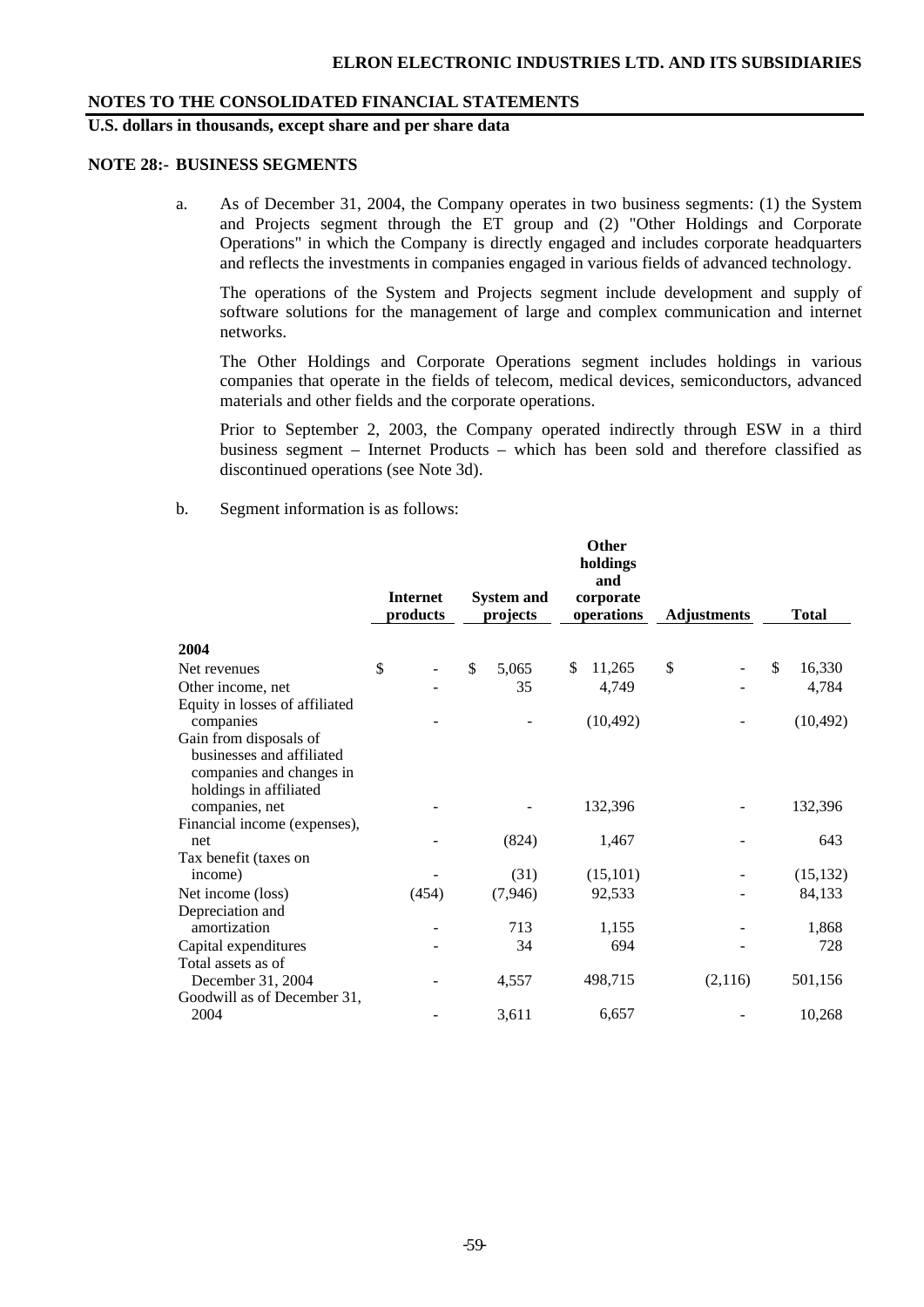**ELRON ELECTRONIC INDUSTRIES LTD. AND ITS SUBSIDIARIES**

**NOTES TO THE CONSOLIDATED FINANCIAL STATEMENTS**

**U.S. dollars in thousands, except share and per share data**

**NOTE 28:- BUSINESS SEGMENTS**

a. As of December 31, 2004, the Company operates in two business segments: (1) the System and Projects segment through the ET group and (2) "Other Holdings and Corporate Operations" in which the Company is directly engaged and includes corporate headquarters and reflects the investments in companies engaged in various fields of advanced technology.

The operations of the System and Projects segment include development and supply of software solutions for the management of large and complex communication and internet networks.

The Other Holdings and Corporate Operations segment includes holdings in various companies that operate in the fields of telecom, medical devices, semiconductors, advanced materials and other fields and the corporate operations.

Prior to September 2, 2003, the Company operated indirectly through ESW in a third business segment – Internet Products – which has been sold and therefore classified as discontinued operations (see Note 3d).

b. Segment information is as follows:

| | Internet products | System and projects | Other holdings and corporate operations | Adjustments | Total |
|---|---|---|---|---|---|
| **2004** | | | | | |
| Net revenues | $ - | $ 5,065 | $ 11,265 | $ - | $ 16,330 |
| Other income, net | - | 35 | 4,749 | - | 4,784 |
| Equity in losses of affiliated companies | - | - | (10,492) | - | (10,492) |
| Gain from disposals of businesses and affiliated companies and changes in holdings in affiliated companies, net | - | - | 132,396 | - | 132,396 |
| Financial income (expenses), net | - | (824) | 1,467 | - | 643 |
| Tax benefit (taxes on income) | - | (31) | (15,101) | - | (15,132) |
| Net income (loss) | (454) | (7,946) | 92,533 | - | 84,133 |
| Depreciation and amortization | - | 713 | 1,155 | - | 1,868 |
| Capital expenditures | - | 34 | 694 | - | 728 |
| Total assets as of December 31, 2004 | - | 4,557 | 498,715 | (2,116) | 501,156 |
| Goodwill as of December 31, 2004 | - | 3,611 | 6,657 | - | 10,268 |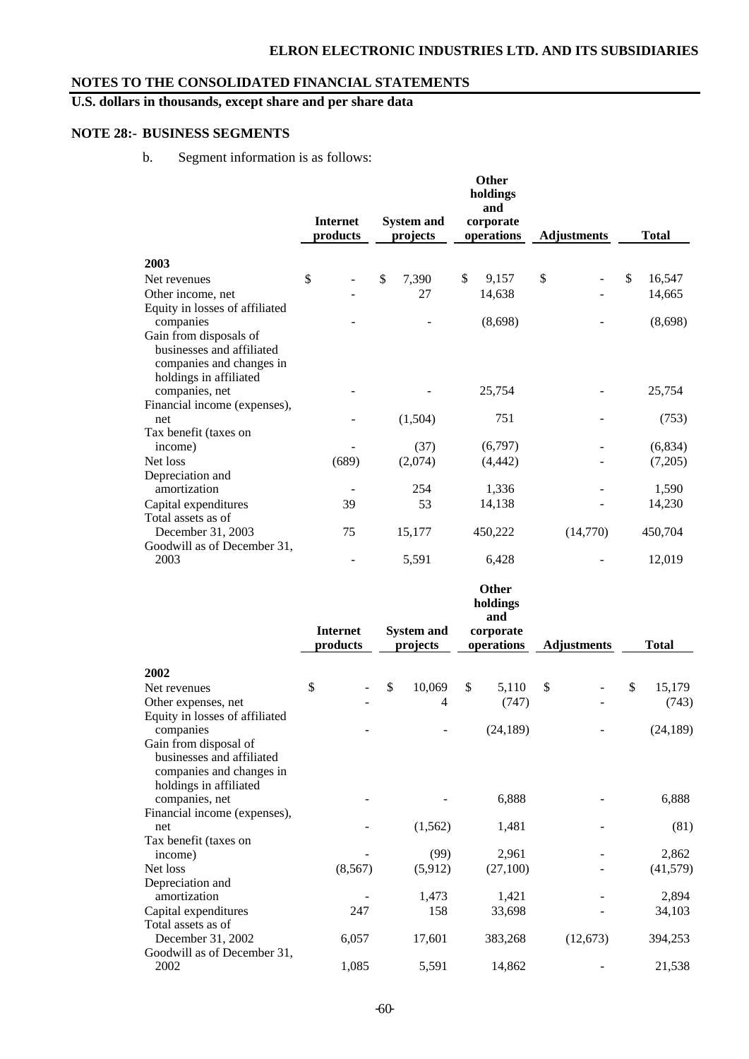**ELRON ELECTRONIC INDUSTRIES LTD. AND ITS SUBSIDIARIES**

**NOTES TO THE CONSOLIDATED FINANCIAL STATEMENTS**

**U.S. dollars in thousands, except share and per share data**

**NOTE 28:- BUSINESS SEGMENTS**

b. Segment information is as follows:

| | Internet products | System and projects | Other holdings and corporate operations | Adjustments | Total |
|---|---|---|---|---|---|
| **2003** | | | | | |
| Net revenues | $ - | $ 7,390 | $ 9,157 | $ - | $ 16,547 |
| Other income, net | - | 27 | 14,638 | - | 14,665 |
| Equity in losses of affiliated companies | - | - | (8,698) | - | (8,698) |
| Gain from disposals of businesses and affiliated companies and changes in holdings in affiliated companies, net | - | - | 25,754 | - | 25,754 |
| Financial income (expenses), net | - | (1,504) | 751 | - | (753) |
| Tax benefit (taxes on income) | - | (37) | (6,797) | - | (6,834) |
| Net loss | (689) | (2,074) | (4,442) | - | (7,205) |
| Depreciation and amortization | - | 254 | 1,336 | - | 1,590 |
| Capital expenditures | 39 | 53 | 14,138 | - | 14,230 |
| Total assets as of December 31, 2003 | 75 | 15,177 | 450,222 | (14,770) | 450,704 |
| Goodwill as of December 31, 2003 | - | 5,591 | 6,428 | - | 12,019 |

| | Internet products | System and projects | Other holdings and corporate operations | Adjustments | Total |
|---|---|---|---|---|---|
| **2002** | | | | | |
| Net revenues | $ - | $ 10,069 | $ 5,110 | $ - | $ 15,179 |
| Other expenses, net | - | 4 | (747) | - | (743) |
| Equity in losses of affiliated companies | - | - | (24,189) | - | (24,189) |
| Gain from disposal of businesses and affiliated companies and changes in holdings in affiliated companies, net | - | - | 6,888 | - | 6,888 |
| Financial income (expenses), net | - | (1,562) | 1,481 | - | (81) |
| Tax benefit (taxes on income) | - | (99) | 2,961 | - | 2,862 |
| Net loss | (8,567) | (5,912) | (27,100) | - | (41,579) |
| Depreciation and amortization | - | 1,473 | 1,421 | - | 2,894 |
| Capital expenditures | 247 | 158 | 33,698 | - | 34,103 |
| Total assets as of December 31, 2002 | 6,057 | 17,601 | 383,268 | (12,673) | 394,253 |
| Goodwill as of December 31, 2002 | 1,085 | 5,591 | 14,862 | - | 21,538 |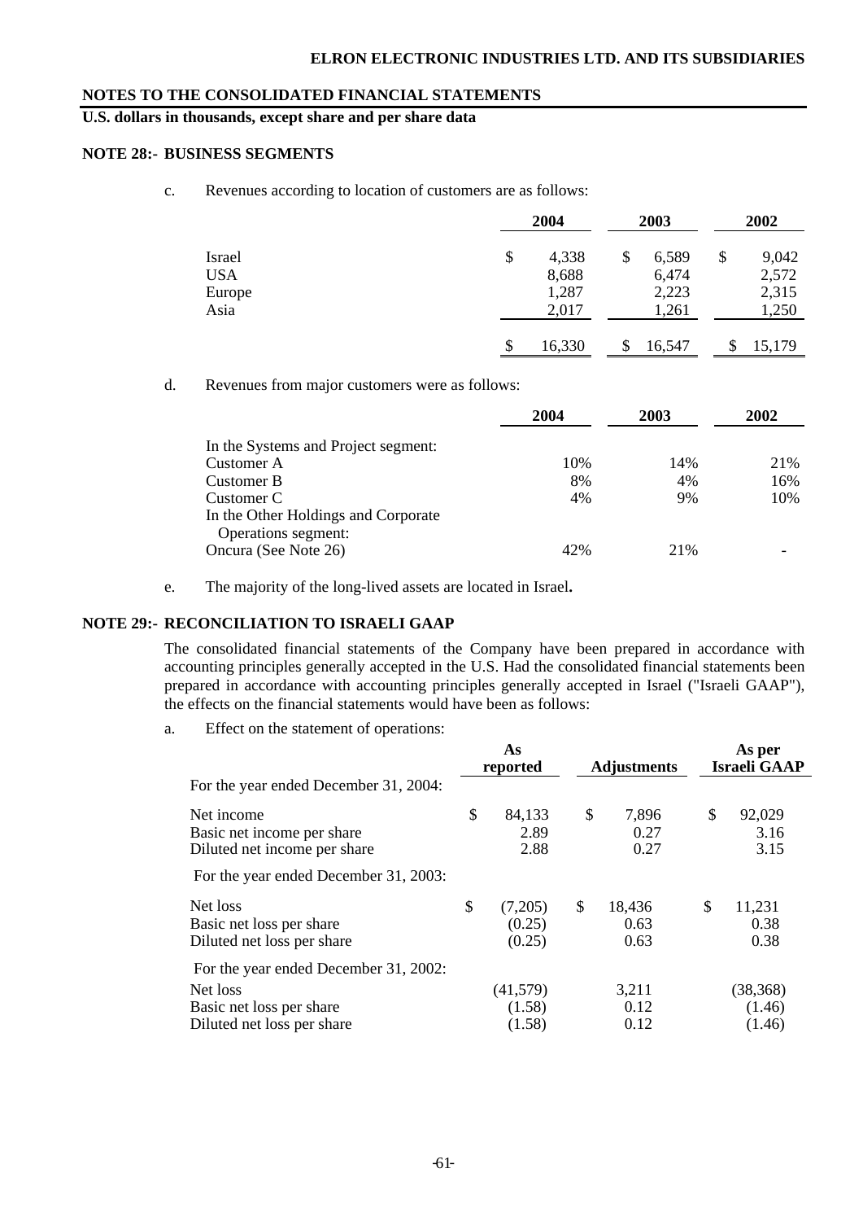**NOTES TO THE CONSOLIDATED FINANCIAL STATEMENTS**

**U.S. dollars in thousands, except share and per share data**

**NOTE 28:- BUSINESS SEGMENTS**

c. Revenues according to location of customers are as follows:

| | 2004 | 2003 | 2002 |
|---|---|---|---|
| Israel | $ 4,338 | $ 6,589 | $ 9,042 |
| USA | 8,688 | 6,474 | 2,572 |
| Europe | 1,287 | 2,223 | 2,315 |
| Asia | 2,017 | 1,261 | 1,250 |
| | $ 16,330 | $ 16,547 | $ 15,179 |

d. Revenues from major customers were as follows:

| | 2004 | 2003 | 2002 |
|---|---|---|---|
| In the Systems and Project segment: | | | |
| Customer A | 10% | 14% | 21% |
| Customer B | 8% | 4% | 16% |
| Customer C | 4% | 9% | 10% |
| In the Other Holdings and Corporate Operations segment: | | | |
| Oncura (See Note 26) | 42% | 21% | - |

e. The majority of the long-lived assets are located in Israel**.**

**NOTE 29:- RECONCILIATION TO ISRAELI GAAP**

The consolidated financial statements of the Company have been prepared in accordance with accounting principles generally accepted in the U.S. Had the consolidated financial statements been prepared in accordance with accounting principles generally accepted in Israel ("Israeli GAAP"), the effects on the financial statements would have been as follows:

a. Effect on the statement of operations:

| | As reported | Adjustments | As per Israeli GAAP |
|---|---|---|---|
| For the year ended December 31, 2004: | | | |
| Net income | $ 84,133 | $ 7,896 | $ 92,029 |
| Basic net income per share | 2.89 | 0.27 | 3.16 |
| Diluted net income per share | 2.88 | 0.27 | 3.15 |
| For the year ended December 31, 2003: | | | |
| Net loss | $ (7,205) | $ 18,436 | $ 11,231 |
| Basic net loss per share | (0.25) | 0.63 | 0.38 |
| Diluted net loss per share | (0.25) | 0.63 | 0.38 |
| For the year ended December 31, 2002: | | | |
| Net loss | (41,579) | 3,211 | (38,368) |
| Basic net loss per share | (1.58) | 0.12 | (1.46) |
| Diluted net loss per share | (1.58) | 0.12 | (1.46) |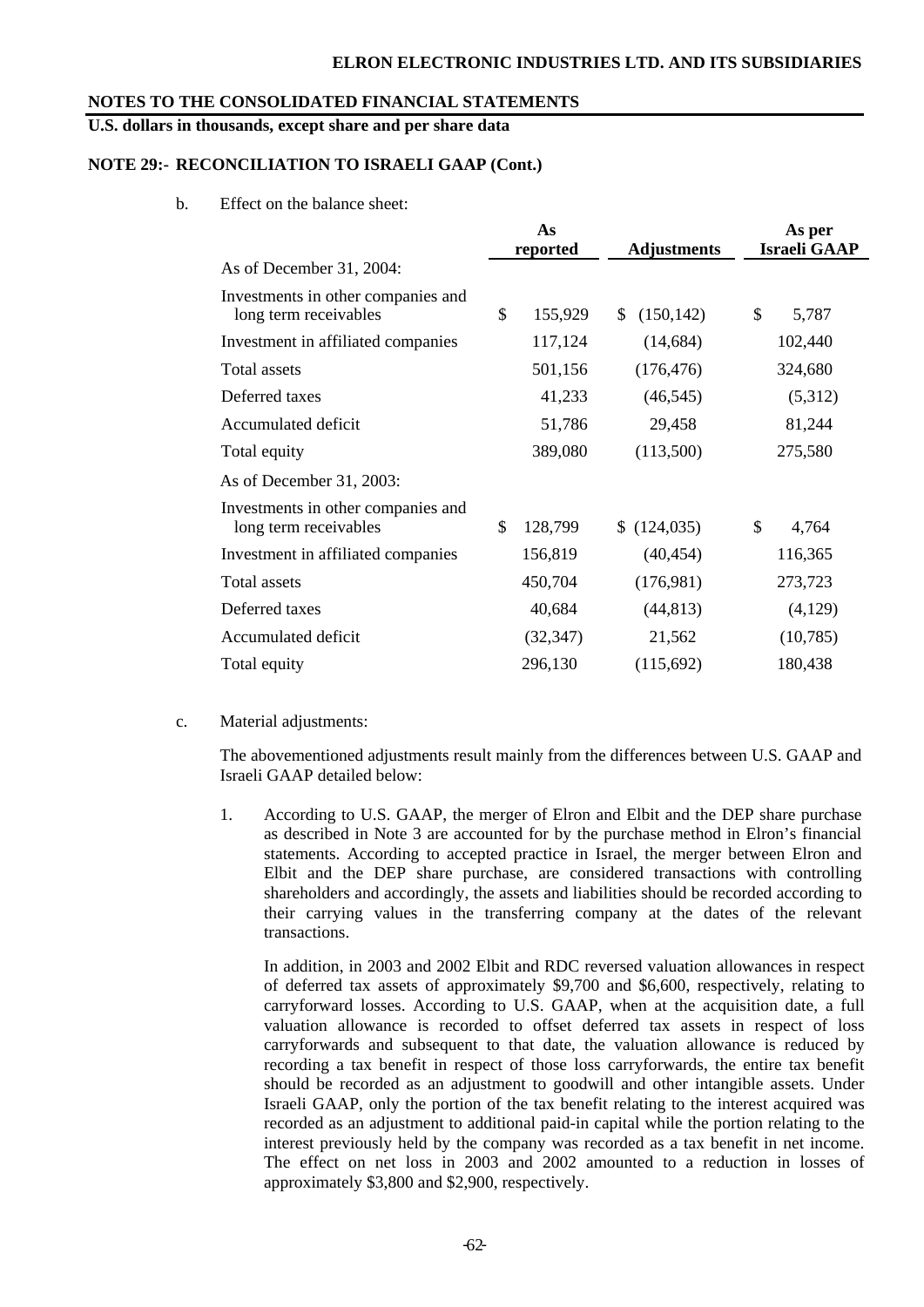**NOTES TO THE CONSOLIDATED FINANCIAL STATEMENTS**

**U.S. dollars in thousands, except share and per share data**

**NOTE 29:- RECONCILIATION TO ISRAELI GAAP (Cont.)**

b. Effect on the balance sheet:

| | As reported | Adjustments | As per Israeli GAAP |
|---|---|---|---|
| As of December 31, 2004: | | | |
| Investments in other companies and long term receivables | $ 155,929 | $ (150,142) | $ 5,787 |
| Investment in affiliated companies | 117,124 | (14,684) | 102,440 |
| Total assets | 501,156 | (176,476) | 324,680 |
| Deferred taxes | 41,233 | (46,545) | (5,312) |
| Accumulated deficit | 51,786 | 29,458 | 81,244 |
| Total equity | 389,080 | (113,500) | 275,580 |
| As of December 31, 2003: | | | |
| Investments in other companies and long term receivables | $ 128,799 | $ (124,035) | $ 4,764 |
| Investment in affiliated companies | 156,819 | (40,454) | 116,365 |
| Total assets | 450,704 | (176,981) | 273,723 |
| Deferred taxes | 40,684 | (44,813) | (4,129) |
| Accumulated deficit | (32,347) | 21,562 | (10,785) |
| Total equity | 296,130 | (115,692) | 180,438 |

c. Material adjustments:

The abovementioned adjustments result mainly from the differences between U.S. GAAP and Israeli GAAP detailed below:

1. According to U.S. GAAP, the merger of Elron and Elbit and the DEP share purchase as described in Note 3 are accounted for by the purchase method in Elron's financial statements. According to accepted practice in Israel, the merger between Elron and Elbit and the DEP share purchase, are considered transactions with controlling shareholders and accordingly, the assets and liabilities should be recorded according to their carrying values in the transferring company at the dates of the relevant transactions.

   In addition, in 2003 and 2002 Elbit and RDC reversed valuation allowances in respect of deferred tax assets of approximately \$9,700 and \$6,600, respectively, relating to carryforward losses. According to U.S. GAAP, when at the acquisition date, a full valuation allowance is recorded to offset deferred tax assets in respect of loss carryforwards and subsequent to that date, the valuation allowance is reduced by recording a tax benefit in respect of those loss carryforwards, the entire tax benefit should be recorded as an adjustment to goodwill and other intangible assets. Under Israeli GAAP, only the portion of the tax benefit relating to the interest acquired was recorded as an adjustment to additional paid-in capital while the portion relating to the interest previously held by the company was recorded as a tax benefit in net income. The effect on net loss in 2003 and 2002 amounted to a reduction in losses of approximately \$3,800 and \$2,900, respectively.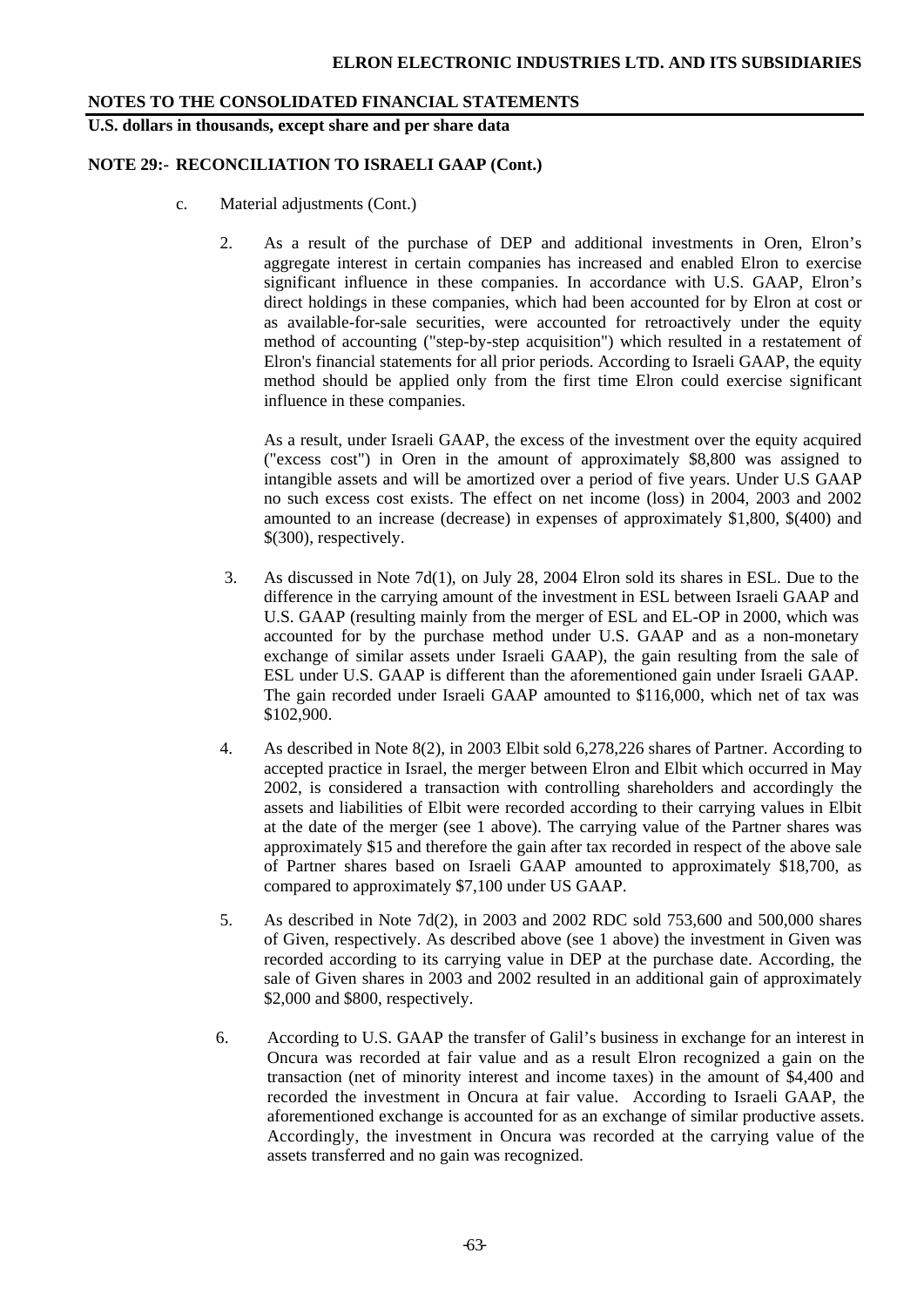**NOTES TO THE CONSOLIDATED FINANCIAL STATEMENTS**

**U.S. dollars in thousands, except share and per share data**

**NOTE 29:- RECONCILIATION TO ISRAELI GAAP (Cont.)**

c. Material adjustments (Cont.)

2. As a result of the purchase of DEP and additional investments in Oren, Elron's aggregate interest in certain companies has increased and enabled Elron to exercise significant influence in these companies. In accordance with U.S. GAAP, Elron's direct holdings in these companies, which had been accounted for by Elron at cost or as available-for-sale securities, were accounted for retroactively under the equity method of accounting ("step-by-step acquisition") which resulted in a restatement of Elron's financial statements for all prior periods. According to Israeli GAAP, the equity method should be applied only from the first time Elron could exercise significant influence in these companies.

   As a result, under Israeli GAAP, the excess of the investment over the equity acquired ("excess cost") in Oren in the amount of approximately $8,800 was assigned to intangible assets and will be amortized over a period of five years. Under U.S GAAP no such excess cost exists. The effect on net income (loss) in 2004, 2003 and 2002 amounted to an increase (decrease) in expenses of approximately $1,800, $(400) and $(300), respectively.

3. As discussed in Note 7d(1), on July 28, 2004 Elron sold its shares in ESL. Due to the difference in the carrying amount of the investment in ESL between Israeli GAAP and U.S. GAAP (resulting mainly from the merger of ESL and EL-OP in 2000, which was accounted for by the purchase method under U.S. GAAP and as a non-monetary exchange of similar assets under Israeli GAAP), the gain resulting from the sale of ESL under U.S. GAAP is different than the aforementioned gain under Israeli GAAP. The gain recorded under Israeli GAAP amounted to $116,000, which net of tax was $102,900.

4. As described in Note 8(2), in 2003 Elbit sold 6,278,226 shares of Partner. According to accepted practice in Israel, the merger between Elron and Elbit which occurred in May 2002, is considered a transaction with controlling shareholders and accordingly the assets and liabilities of Elbit were recorded according to their carrying values in Elbit at the date of the merger (see 1 above). The carrying value of the Partner shares was approximately $15 and therefore the gain after tax recorded in respect of the above sale of Partner shares based on Israeli GAAP amounted to approximately $18,700, as compared to approximately $7,100 under US GAAP.

5. As described in Note 7d(2), in 2003 and 2002 RDC sold 753,600 and 500,000 shares of Given, respectively. As described above (see 1 above) the investment in Given was recorded according to its carrying value in DEP at the purchase date. According, the sale of Given shares in 2003 and 2002 resulted in an additional gain of approximately $2,000 and $800, respectively.

6. According to U.S. GAAP the transfer of Galil's business in exchange for an interest in Oncura was recorded at fair value and as a result Elron recognized a gain on the transaction (net of minority interest and income taxes) in the amount of $4,400 and recorded the investment in Oncura at fair value. According to Israeli GAAP, the aforementioned exchange is accounted for as an exchange of similar productive assets. Accordingly, the investment in Oncura was recorded at the carrying value of the assets transferred and no gain was recognized.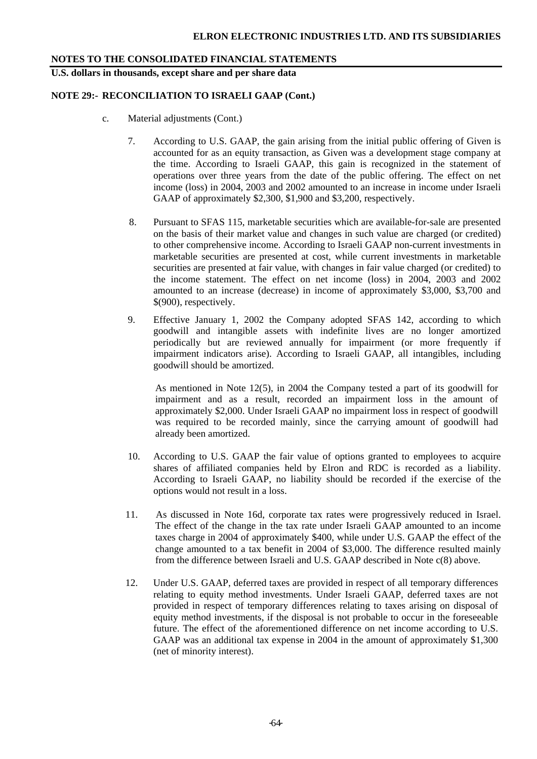**NOTES TO THE CONSOLIDATED FINANCIAL STATEMENTS**

**U.S. dollars in thousands, except share and per share data**

**NOTE 29:- RECONCILIATION TO ISRAELI GAAP (Cont.)**

c. Material adjustments (Cont.)

7. According to U.S. GAAP, the gain arising from the initial public offering of Given is accounted for as an equity transaction, as Given was a development stage company at the time. According to Israeli GAAP, this gain is recognized in the statement of operations over three years from the date of the public offering. The effect on net income (loss) in 2004, 2003 and 2002 amounted to an increase in income under Israeli GAAP of approximately $2,300, $1,900 and $3,200, respectively.

8. Pursuant to SFAS 115, marketable securities which are available-for-sale are presented on the basis of their market value and changes in such value are charged (or credited) to other comprehensive income. According to Israeli GAAP non-current investments in marketable securities are presented at cost, while current investments in marketable securities are presented at fair value, with changes in fair value charged (or credited) to the income statement. The effect on net income (loss) in 2004, 2003 and 2002 amounted to an increase (decrease) in income of approximately $3,000, $3,700 and $(900), respectively.

9. Effective January 1, 2002 the Company adopted SFAS 142, according to which goodwill and intangible assets with indefinite lives are no longer amortized periodically but are reviewed annually for impairment (or more frequently if impairment indicators arise). According to Israeli GAAP, all intangibles, including goodwill should be amortized.

   As mentioned in Note 12(5), in 2004 the Company tested a part of its goodwill for impairment and as a result, recorded an impairment loss in the amount of approximately $2,000. Under Israeli GAAP no impairment loss in respect of goodwill was required to be recorded mainly, since the carrying amount of goodwill had already been amortized.

10. According to U.S. GAAP the fair value of options granted to employees to acquire shares of affiliated companies held by Elron and RDC is recorded as a liability. According to Israeli GAAP, no liability should be recorded if the exercise of the options would not result in a loss.

11. As discussed in Note 16d, corporate tax rates were progressively reduced in Israel. The effect of the change in the tax rate under Israeli GAAP amounted to an income taxes charge in 2004 of approximately $400, while under U.S. GAAP the effect of the change amounted to a tax benefit in 2004 of $3,000. The difference resulted mainly from the difference between Israeli and U.S. GAAP described in Note c(8) above.

12. Under U.S. GAAP, deferred taxes are provided in respect of all temporary differences relating to equity method investments. Under Israeli GAAP, deferred taxes are not provided in respect of temporary differences relating to taxes arising on disposal of equity method investments, if the disposal is not probable to occur in the foreseeable future. The effect of the aforementioned difference on net income according to U.S. GAAP was an additional tax expense in 2004 in the amount of approximately $1,300 (net of minority interest).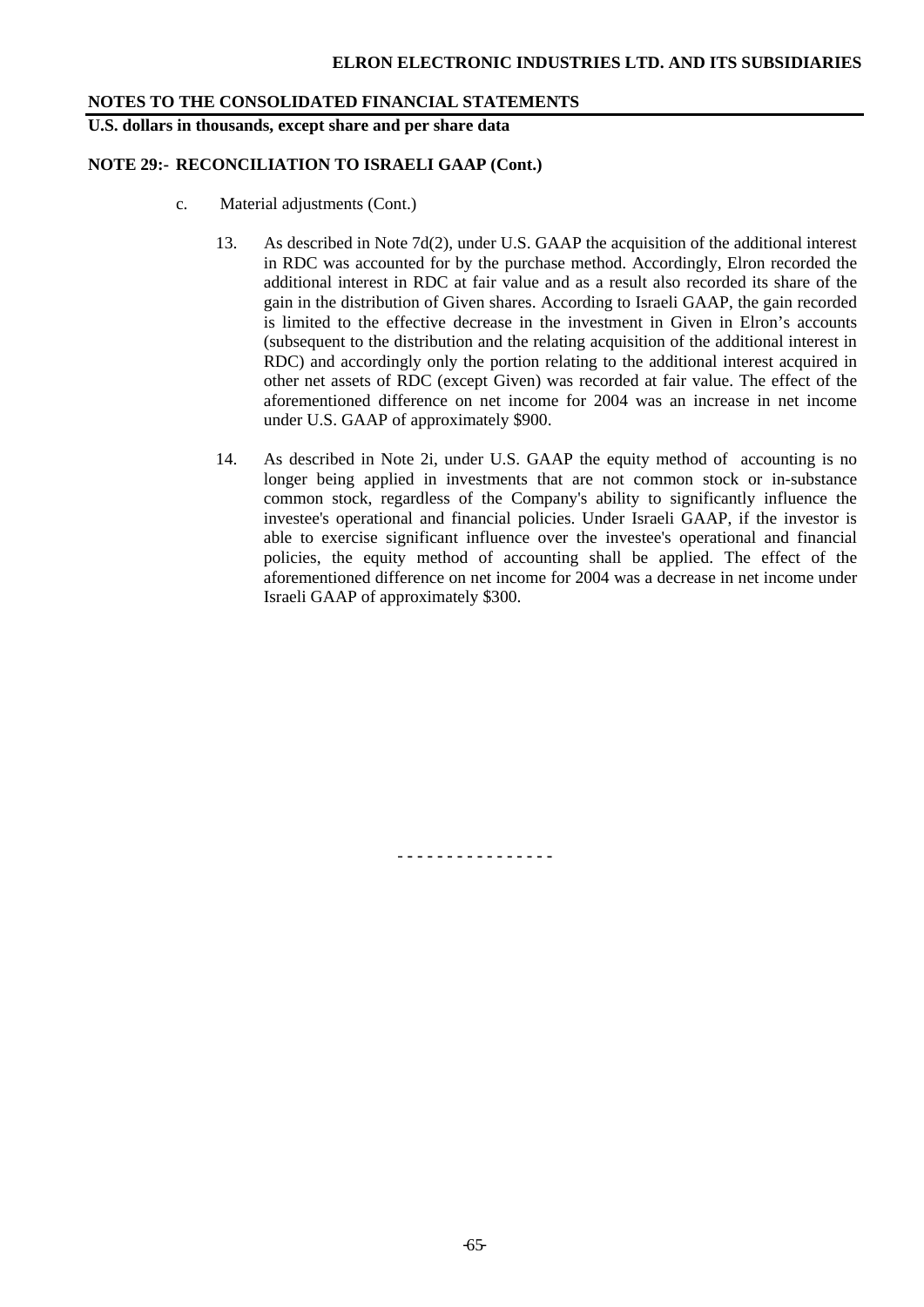**NOTES TO THE CONSOLIDATED FINANCIAL STATEMENTS**

**U.S. dollars in thousands, except share and per share data**

**NOTE 29:- RECONCILIATION TO ISRAELI GAAP (Cont.)**

c. Material adjustments (Cont.)

13. As described in Note 7d(2), under U.S. GAAP the acquisition of the additional interest in RDC was accounted for by the purchase method. Accordingly, Elron recorded the additional interest in RDC at fair value and as a result also recorded its share of the gain in the distribution of Given shares. According to Israeli GAAP, the gain recorded is limited to the effective decrease in the investment in Given in Elron's accounts (subsequent to the distribution and the relating acquisition of the additional interest in RDC) and accordingly only the portion relating to the additional interest acquired in other net assets of RDC (except Given) was recorded at fair value. The effect of the aforementioned difference on net income for 2004 was an increase in net income under U.S. GAAP of approximately $900.

14. As described in Note 2i, under U.S. GAAP the equity method of accounting is no longer being applied in investments that are not common stock or in-substance common stock, regardless of the Company's ability to significantly influence the investee's operational and financial policies. Under Israeli GAAP, if the investor is able to exercise significant influence over the investee's operational and financial policies, the equity method of accounting shall be applied. The effect of the aforementioned difference on net income for 2004 was a decrease in net income under Israeli GAAP of approximately $300.

- - - - - - - - - - - - - - -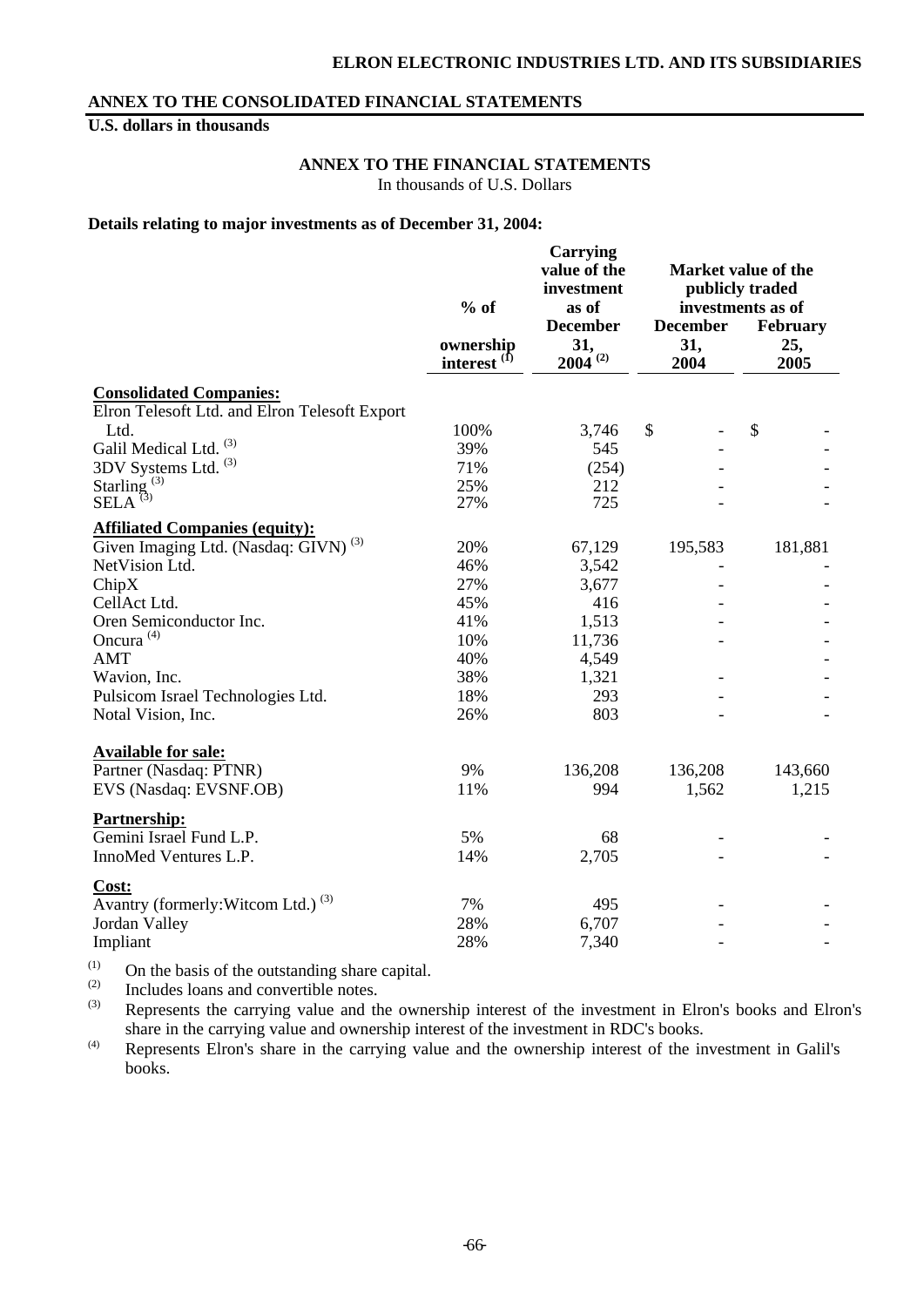ELRON ELECTRONIC INDUSTRIES LTD. AND ITS SUBSIDIARIES

## ANNEX TO THE CONSOLIDATED FINANCIAL STATEMENTS

**U.S. dollars in thousands**

### ANNEX TO THE FINANCIAL STATEMENTS

In thousands of U.S. Dollars

**Details relating to major investments as of December 31, 2004:**

| | % of ownership interest [(1)] | Carrying value of the investment as of December 31, 2004 [(2)] | Market value of the publicly traded investments as of December 31, 2004 | February 25, 2005 |
|---|---|---|---|---|
| **Consolidated Companies:** | | | | |
| Elron Telesoft Ltd. and Elron Telesoft Export Ltd. | 100% | 3,746 | $ - | $ - |
| Galil Medical Ltd. [(3)] | 39% | 545 | - | - |
| 3DV Systems Ltd. [(3)] | 71% | (254) | - | - |
| Starling [(3)] | 25% | 212 | - | - |
| SELA [(3)] | 27% | 725 | - | - |
| **Affiliated Companies (equity):** | | | | |
| Given Imaging Ltd. (Nasdaq: GIVN) [(3)] | 20% | 67,129 | 195,583 | 181,881 |
| NetVision Ltd. | 46% | 3,542 | - | - |
| ChipX | 27% | 3,677 | - | - |
| CellAct Ltd. | 45% | 416 | - | - |
| Oren Semiconductor Inc. | 41% | 1,513 | - | - |
| Oncura [(4)] | 10% | 11,736 | - | - |
| AMT | 40% | 4,549 | | - |
| Wavion, Inc. | 38% | 1,321 | - | - |
| Pulsicom Israel Technologies Ltd. | 18% | 293 | - | - |
| Notal Vision, Inc. | 26% | 803 | - | - |
| **Available for sale:** | | | | |
| Partner (Nasdaq: PTNR) | 9% | 136,208 | 136,208 | 143,660 |
| EVS (Nasdaq: EVSNF.OB) | 11% | 994 | 1,562 | 1,215 |
| **Partnership:** | | | | |
| Gemini Israel Fund L.P. | 5% | 68 | - | - |
| InnoMed Ventures L.P. | 14% | 2,705 | - | - |
| **Cost:** | | | | |
| Avantry (formerly:Witcom Ltd.) [(3)] | 7% | 495 | - | - |
| Jordan Valley | 28% | 6,707 | - | - |
| Impliant | 28% | 7,340 | - | - |

(1) On the basis of the outstanding share capital.

(2) Includes loans and convertible notes.

(3) Represents the carrying value and the ownership interest of the investment in Elron's books and Elron's share in the carrying value and ownership interest of the investment in RDC's books.

(4) Represents Elron's share in the carrying value and the ownership interest of the investment in Galil's books.